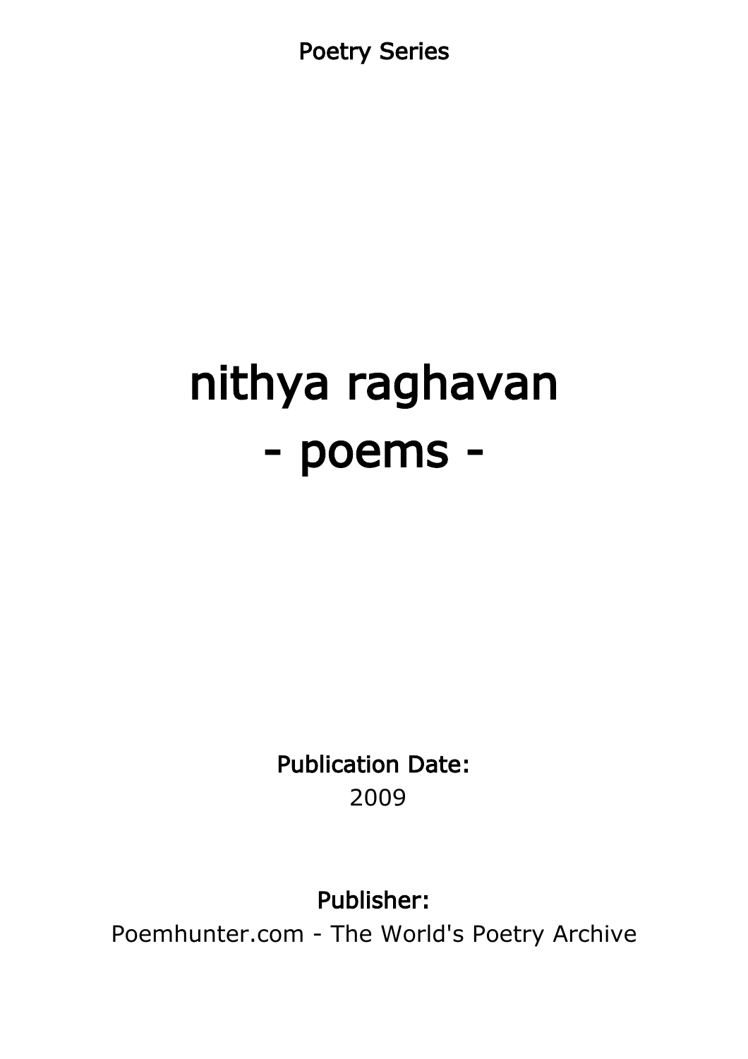Poetry Series

# nithya raghavan
# - poems -

**Publication Date:**
2009

**Publisher:**
Poemhunter.com - The World's Poetry Archive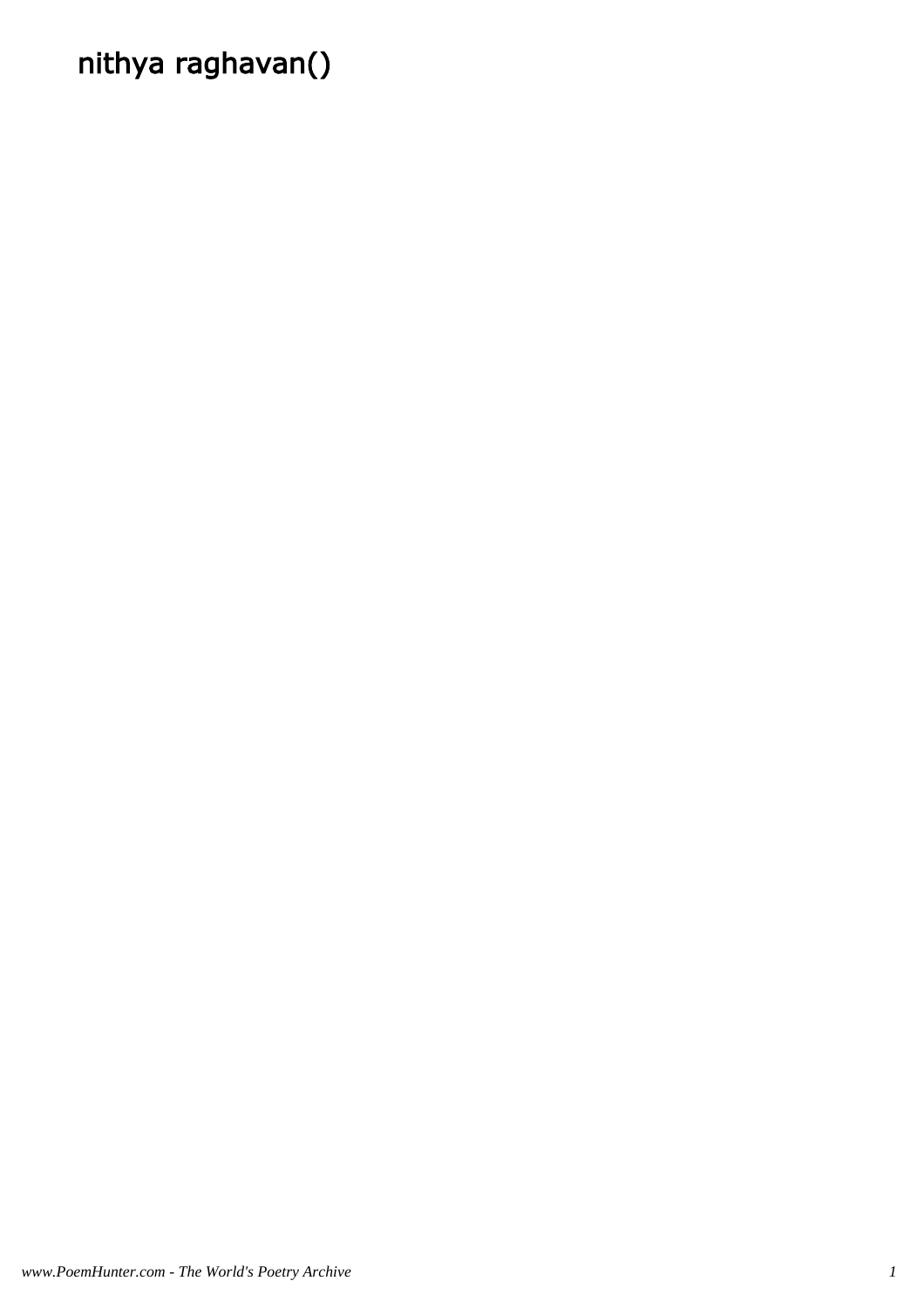# nithya raghavan()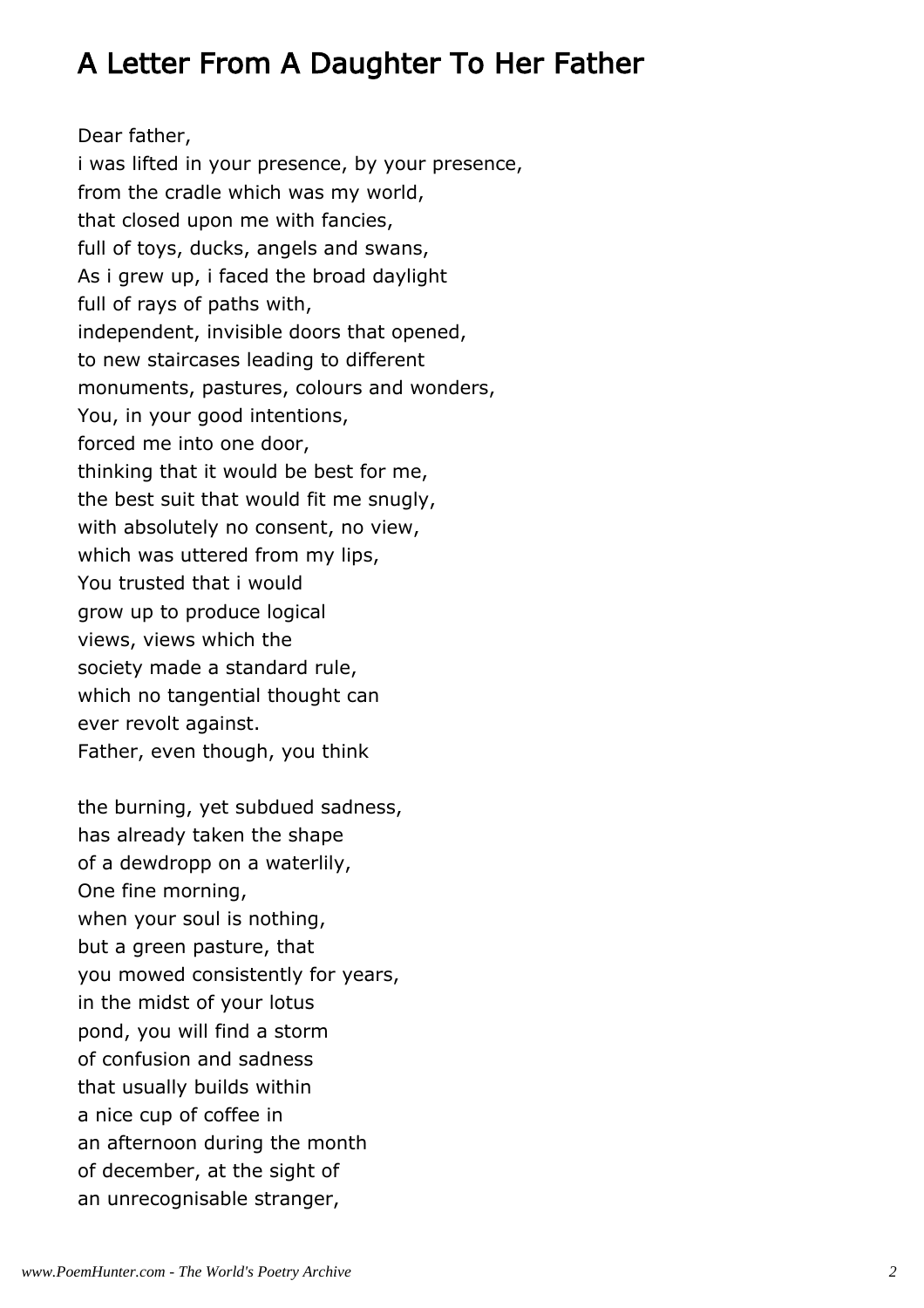# A Letter From A Daughter To Her Father

Dear father,
i was lifted in your presence, by your presence,
from the cradle which was my world,
that closed upon me with fancies,
full of toys, ducks, angels and swans,
As i grew up, i faced the broad daylight
full of rays of paths with,
independent, invisible doors that opened,
to new staircases leading to different
monuments, pastures, colours and wonders,
You, in your good intentions,
forced me into one door,
thinking that it would be best for me,
the best suit that would fit me snugly,
with absolutely no consent, no view,
which was uttered from my lips,
You trusted that i would
grow up to produce logical
views, views which the
society made a standard rule,
which no tangential thought can
ever revolt against.
Father, even though, you think

the burning, yet subdued sadness,
has already taken the shape
of a dewdropp on a waterlily,
One fine morning,
when your soul is nothing,
but a green pasture, that
you mowed consistently for years,
in the midst of your lotus
pond, you will find a storm
of confusion and sadness
that usually builds within
a nice cup of coffee in
an afternoon during the month
of december, at the sight of
an unrecognisable stranger,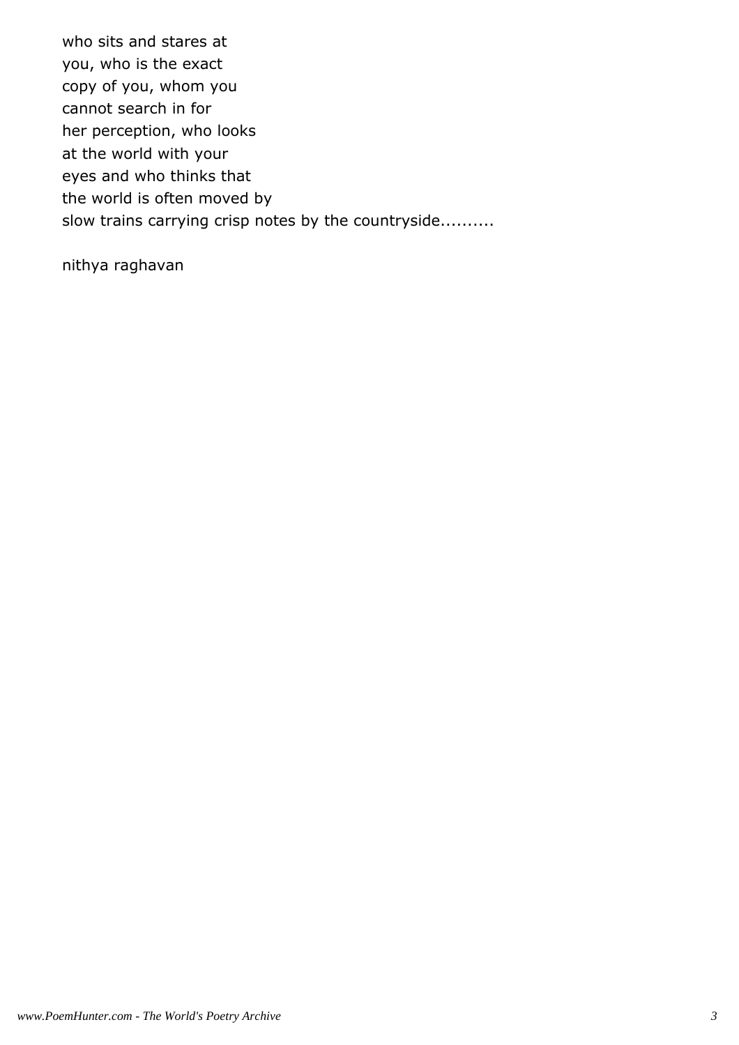who sits and stares at
you, who is the exact
copy of you, whom you
cannot search in for
her perception, who looks
at the world with your
eyes and who thinks that
the world is often moved by
slow trains carrying crisp notes by the countryside..........

nithya raghavan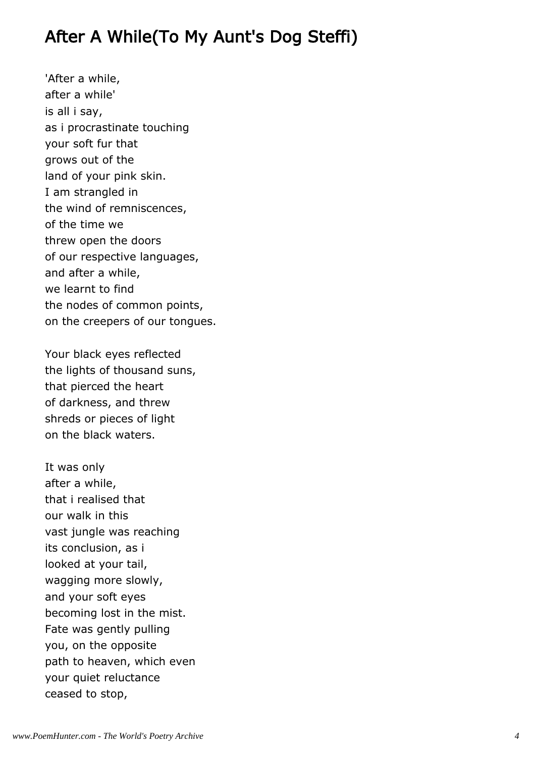## After A While(To My Aunt's Dog Steffi)

'After a while,  
after a while'  
is all i say,  
as i procrastinate touching  
your soft fur that  
grows out of the  
land of your pink skin.  
I am strangled in  
the wind of remniscences,  
of the time we  
threw open the doors  
of our respective languages,  
and after a while,  
we learnt to find  
the nodes of common points,  
on the creepers of our tongues.

Your black eyes reflected  
the lights of thousand suns,  
that pierced the heart  
of darkness, and threw  
shreds or pieces of light  
on the black waters.

It was only  
after a while,  
that i realised that  
our walk in this  
vast jungle was reaching  
its conclusion, as i  
looked at your tail,  
wagging more slowly,  
and your soft eyes  
becoming lost in the mist.  
Fate was gently pulling  
you, on the opposite  
path to heaven, which even  
your quiet reluctance  
ceased to stop,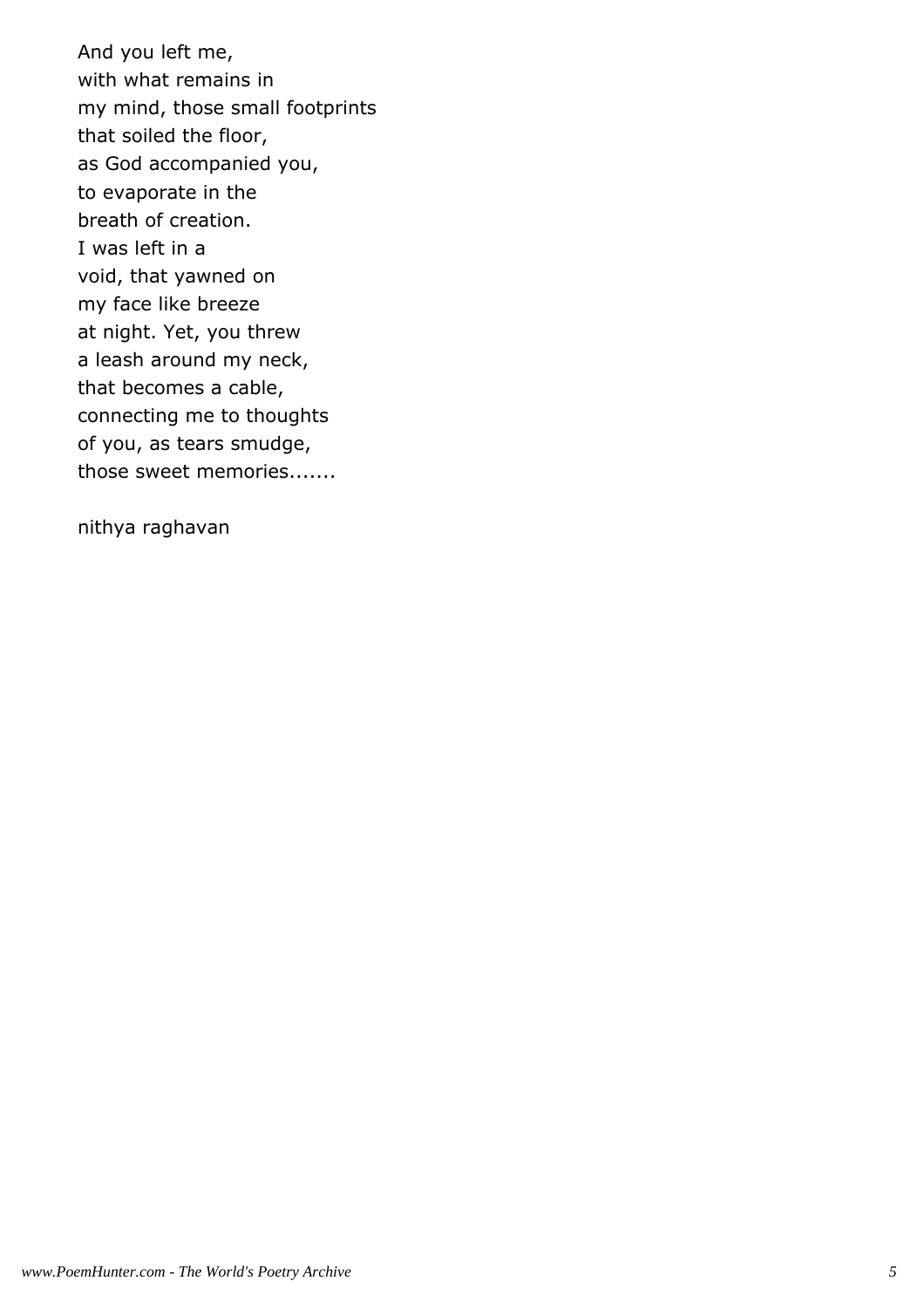And you left me,
with what remains in
my mind, those small footprints
that soiled the floor,
as God accompanied you,
to evaporate in the
breath of creation.
I was left in a
void, that yawned on
my face like breeze
at night. Yet, you threw
a leash around my neck,
that becomes a cable,
connecting me to thoughts
of you, as tears smudge,
those sweet memories.......

nithya raghavan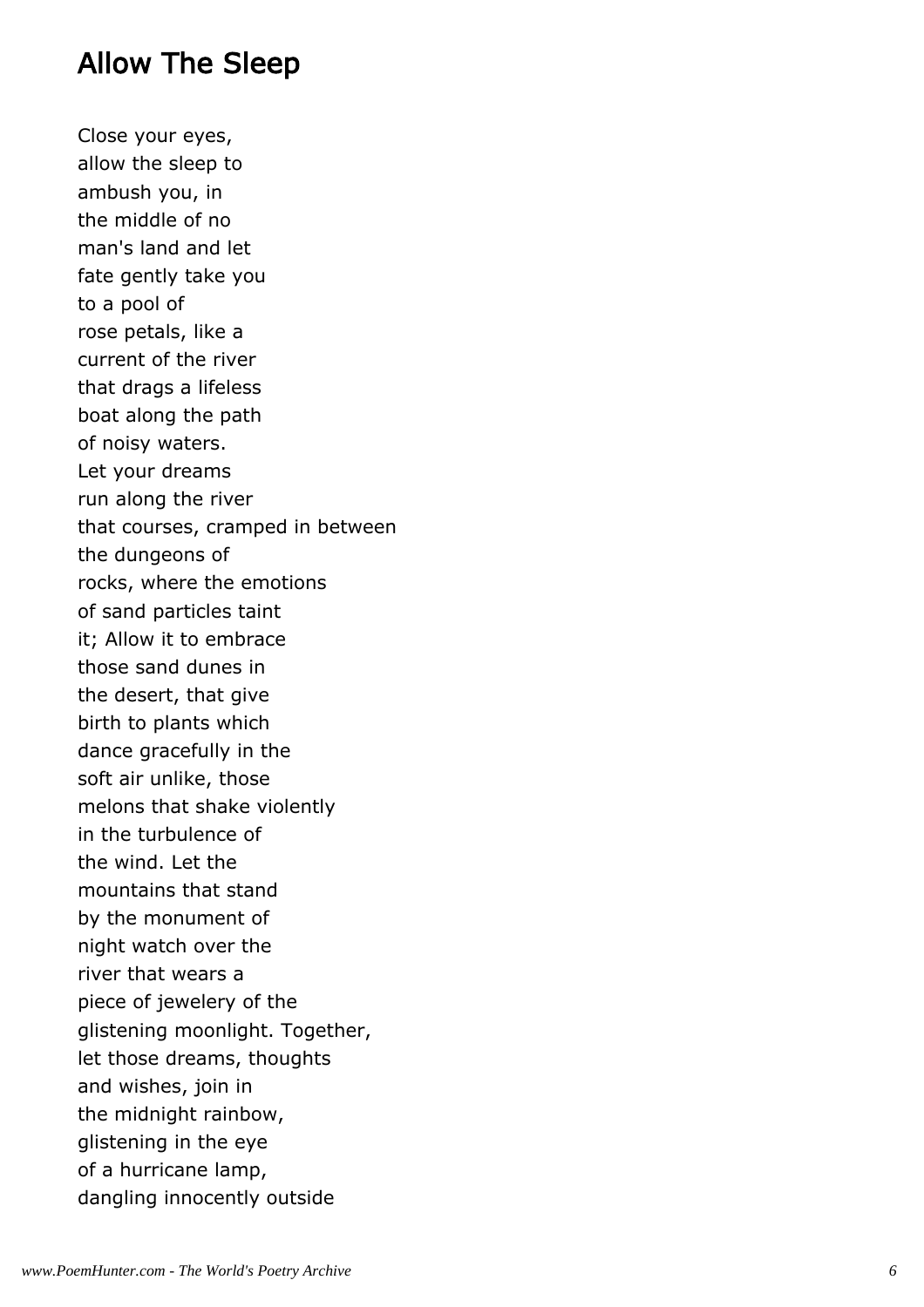## Allow The Sleep

Close your eyes,  
allow the sleep to  
ambush you, in  
the middle of no  
man's land and let  
fate gently take you  
to a pool of  
rose petals, like a  
current of the river  
that drags a lifeless  
boat along the path  
of noisy waters.  
Let your dreams  
run along the river  
that courses, cramped in between  
the dungeons of  
rocks, where the emotions  
of sand particles taint  
it; Allow it to embrace  
those sand dunes in  
the desert, that give  
birth to plants which  
dance gracefully in the  
soft air unlike, those  
melons that shake violently  
in the turbulence of  
the wind. Let the  
mountains that stand  
by the monument of  
night watch over the  
river that wears a  
piece of jewelery of the  
glistening moonlight. Together,  
let those dreams, thoughts  
and wishes, join in  
the midnight rainbow,  
glistening in the eye  
of a hurricane lamp,  
dangling innocently outside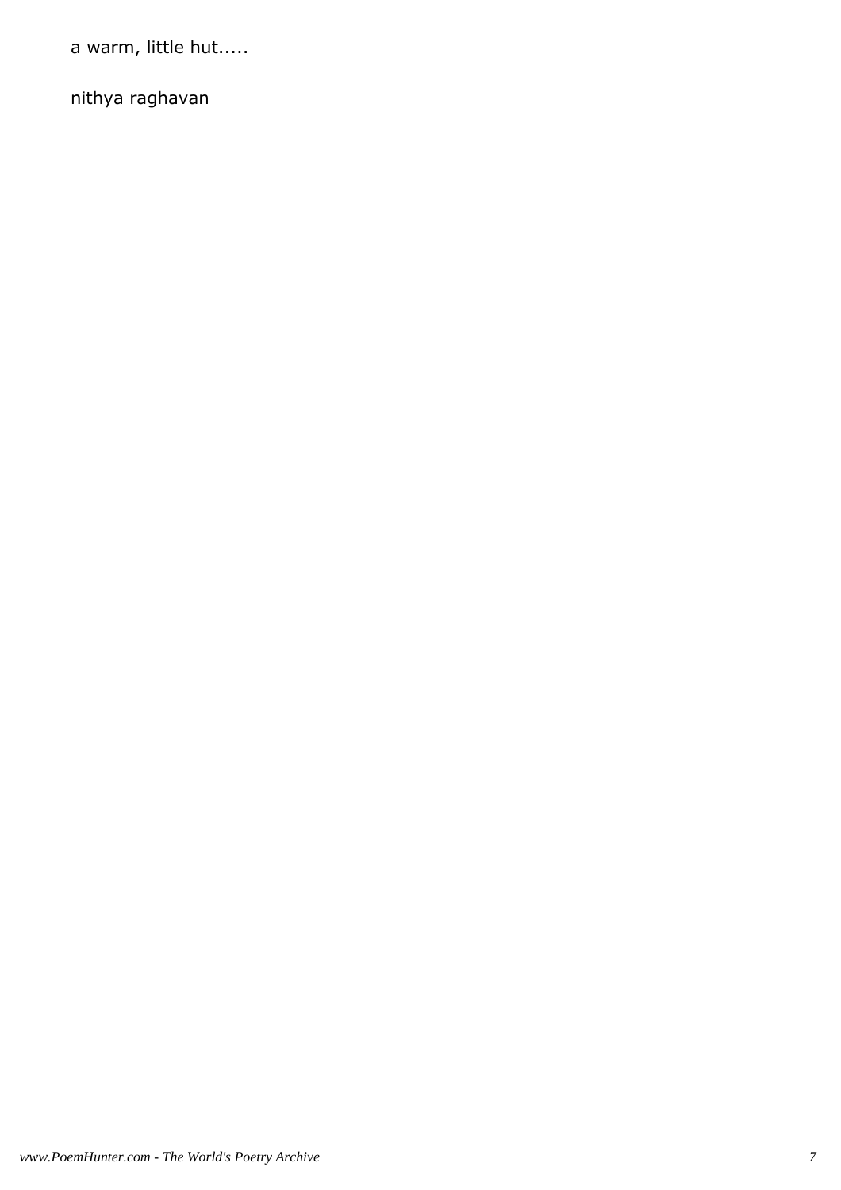a warm, little hut.....

nithya raghavan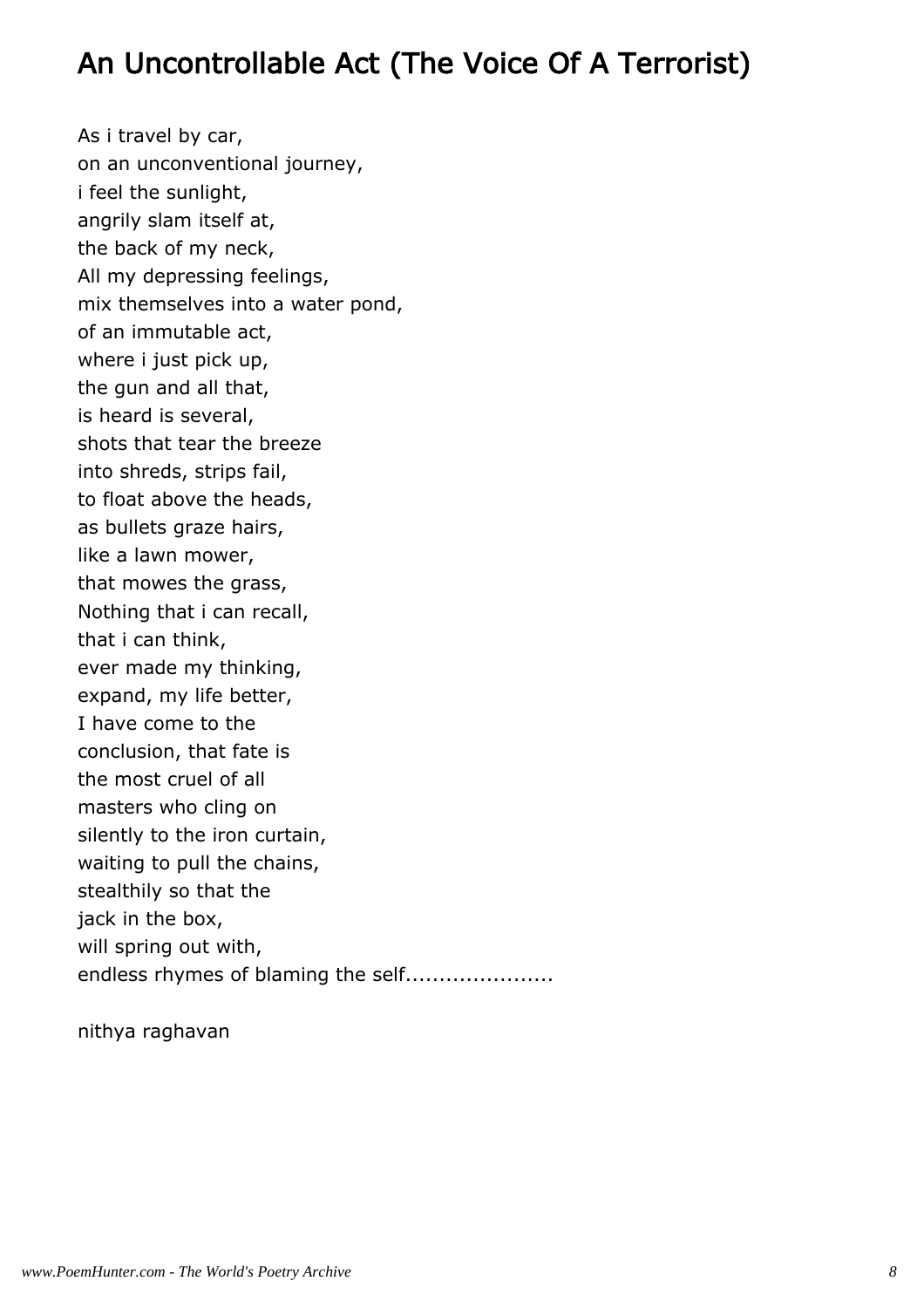# An Uncontrollable Act (The Voice Of A Terrorist)

As i travel by car,
on an unconventional journey,
i feel the sunlight,
angrily slam itself at,
the back of my neck,
All my depressing feelings,
mix themselves into a water pond,
of an immutable act,
where i just pick up,
the gun and all that,
is heard is several,
shots that tear the breeze
into shreds, strips fail,
to float above the heads,
as bullets graze hairs,
like a lawn mower,
that mowes the grass,
Nothing that i can recall,
that i can think,
ever made my thinking,
expand, my life better,
I have come to the
conclusion, that fate is
the most cruel of all
masters who cling on
silently to the iron curtain,
waiting to pull the chains,
stealthily so that the
jack in the box,
will spring out with,
endless rhymes of blaming the self......................

nithya raghavan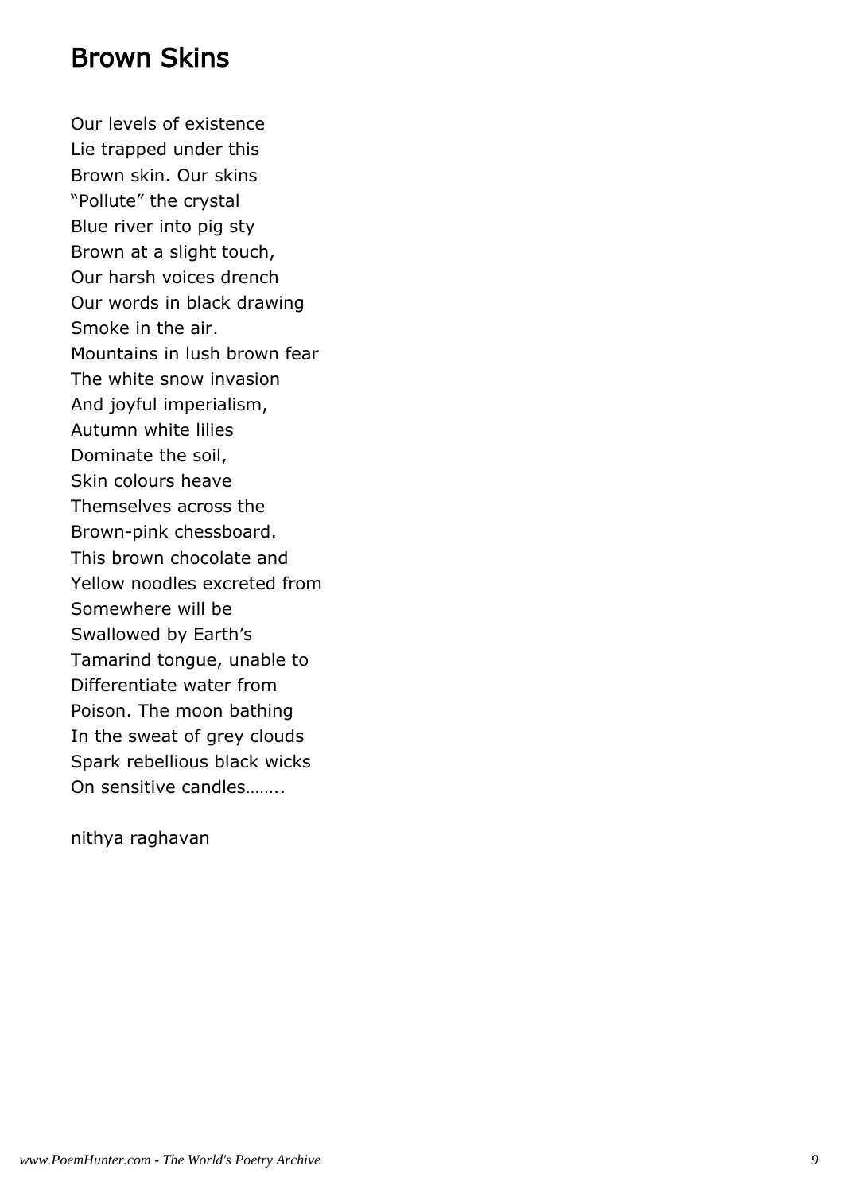# Brown Skins

Our levels of existence
Lie trapped under this
Brown skin. Our skins
"Pollute" the crystal
Blue river into pig sty
Brown at a slight touch,
Our harsh voices drench
Our words in black drawing
Smoke in the air.
Mountains in lush brown fear
The white snow invasion
And joyful imperialism,
Autumn white lilies
Dominate the soil,
Skin colours heave
Themselves across the
Brown-pink chessboard.
This brown chocolate and
Yellow noodles excreted from
Somewhere will be
Swallowed by Earth's
Tamarind tongue, unable to
Differentiate water from
Poison. The moon bathing
In the sweat of grey clouds
Spark rebellious black wicks
On sensitive candles……..

nithya raghavan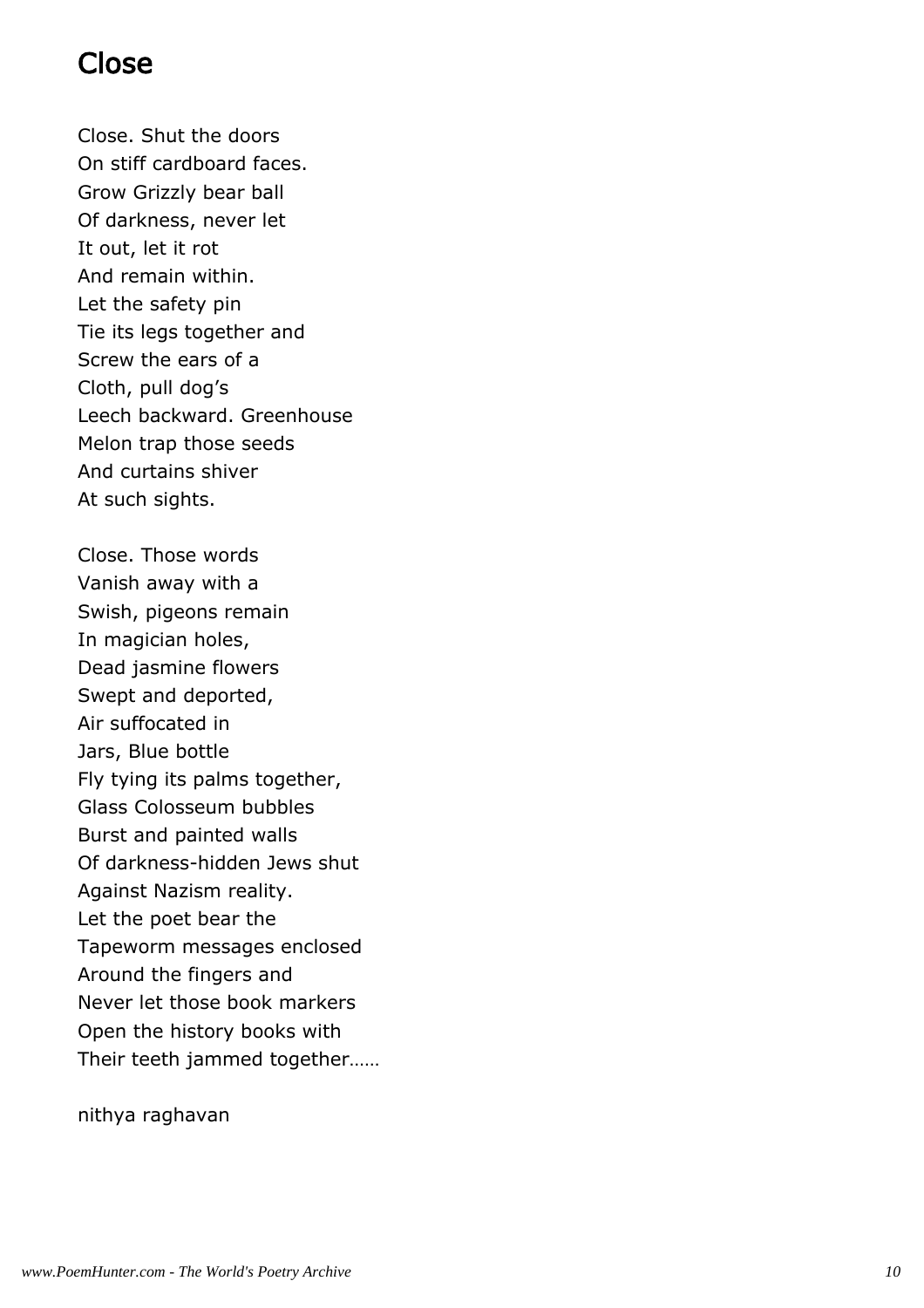# Close

Close. Shut the doors
On stiff cardboard faces.
Grow Grizzly bear ball
Of darkness, never let
It out, let it rot
And remain within.
Let the safety pin
Tie its legs together and
Screw the ears of a
Cloth, pull dog's
Leech backward. Greenhouse
Melon trap those seeds
And curtains shiver
At such sights.

Close. Those words
Vanish away with a
Swish, pigeons remain
In magician holes,
Dead jasmine flowers
Swept and deported,
Air suffocated in
Jars, Blue bottle
Fly tying its palms together,
Glass Colosseum bubbles
Burst and painted walls
Of darkness-hidden Jews shut
Against Nazism reality.
Let the poet bear the
Tapeworm messages enclosed
Around the fingers and
Never let those book markers
Open the history books with
Their teeth jammed together……

nithya raghavan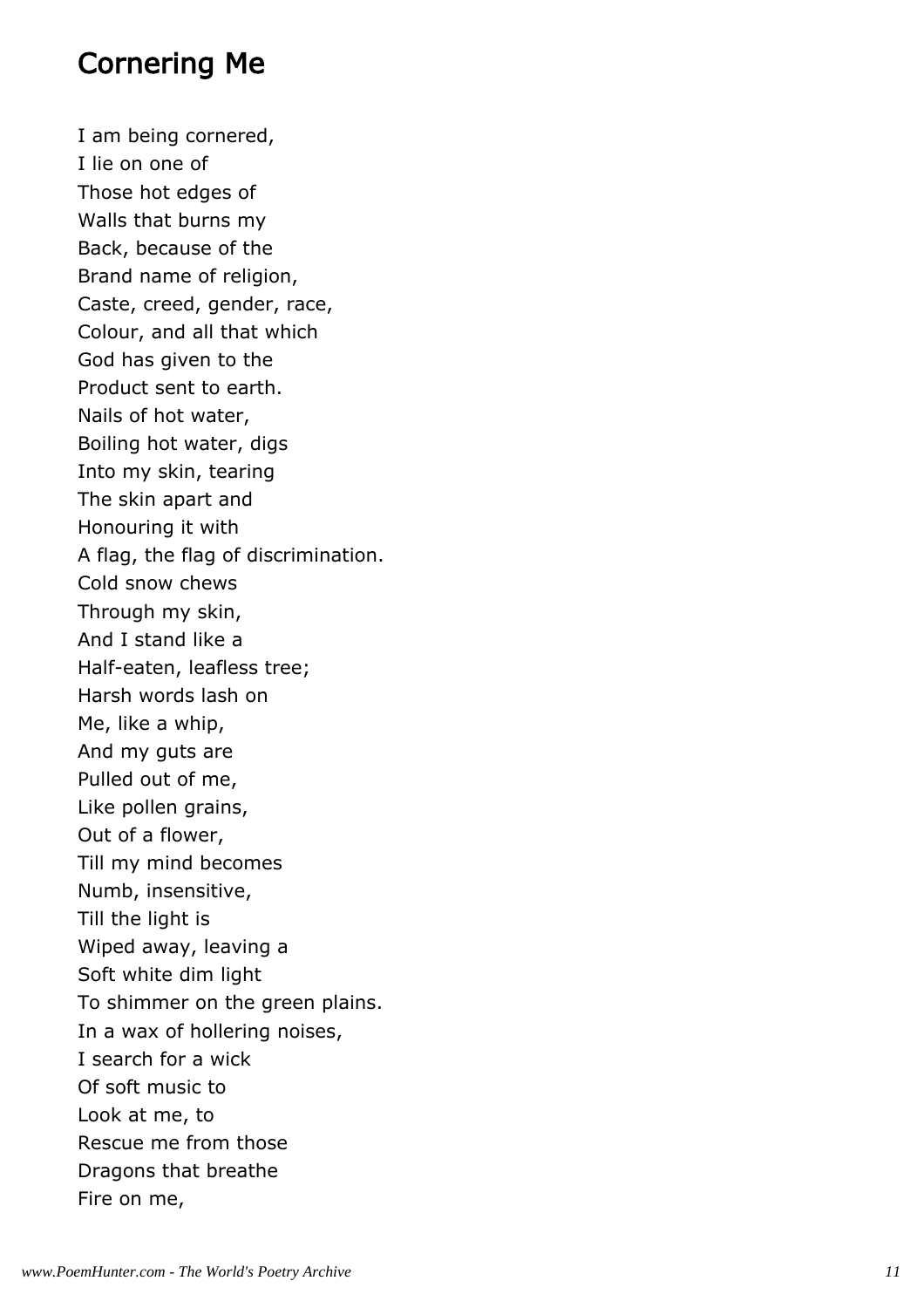## Cornering Me

I am being cornered,  
I lie on one of  
Those hot edges of  
Walls that burns my  
Back, because of the  
Brand name of religion,  
Caste, creed, gender, race,  
Colour, and all that which  
God has given to the  
Product sent to earth.  
Nails of hot water,  
Boiling hot water, digs  
Into my skin, tearing  
The skin apart and  
Honouring it with  
A flag, the flag of discrimination.  
Cold snow chews  
Through my skin,  
And I stand like a  
Half-eaten, leafless tree;  
Harsh words lash on  
Me, like a whip,  
And my guts are  
Pulled out of me,  
Like pollen grains,  
Out of a flower,  
Till my mind becomes  
Numb, insensitive,  
Till the light is  
Wiped away, leaving a  
Soft white dim light  
To shimmer on the green plains.  
In a wax of hollering noises,  
I search for a wick  
Of soft music to  
Look at me, to  
Rescue me from those  
Dragons that breathe  
Fire on me,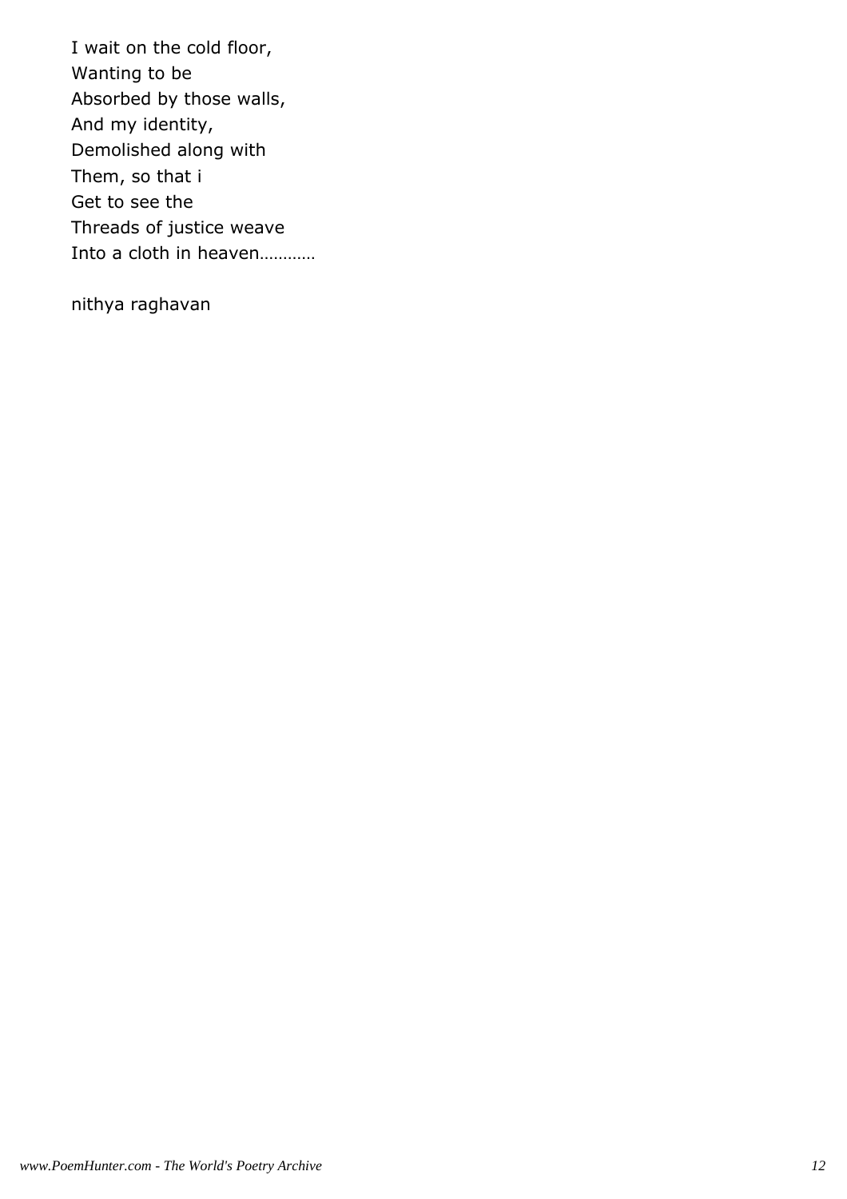I wait on the cold floor,  
Wanting to be  
Absorbed by those walls,  
And my identity,  
Demolished along with  
Them, so that i  
Get to see the  
Threads of justice weave  
Into a cloth in heaven…………

nithya raghavan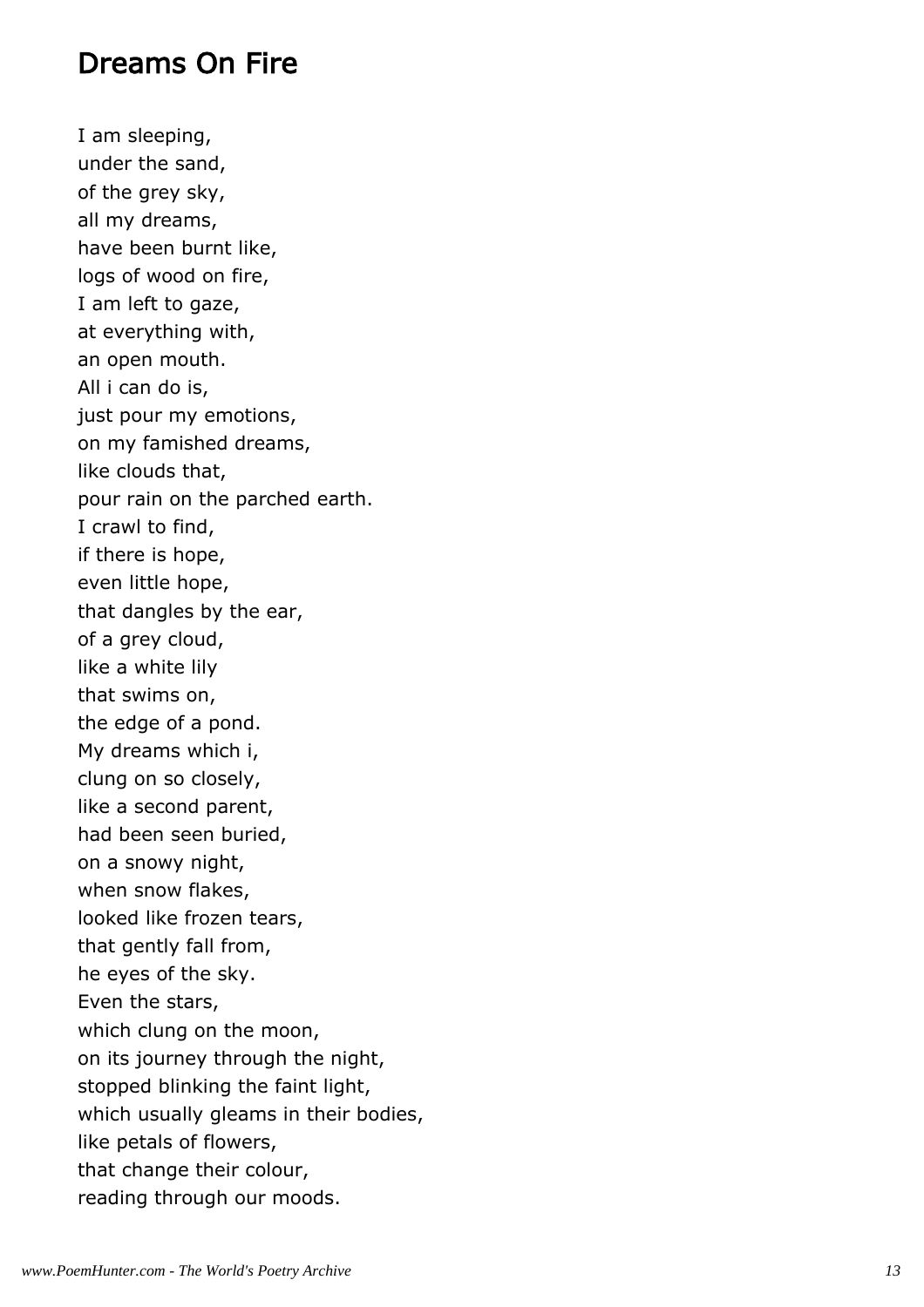## Dreams On Fire

I am sleeping,
under the sand,
of the grey sky,
all my dreams,
have been burnt like,
logs of wood on fire,
I am left to gaze,
at everything with,
an open mouth.
All i can do is,
just pour my emotions,
on my famished dreams,
like clouds that,
pour rain on the parched earth.
I crawl to find,
if there is hope,
even little hope,
that dangles by the ear,
of a grey cloud,
like a white lily
that swims on,
the edge of a pond.
My dreams which i,
clung on so closely,
like a second parent,
had been seen buried,
on a snowy night,
when snow flakes,
looked like frozen tears,
that gently fall from,
he eyes of the sky.
Even the stars,
which clung on the moon,
on its journey through the night,
stopped blinking the faint light,
which usually gleams in their bodies,
like petals of flowers,
that change their colour,
reading through our moods.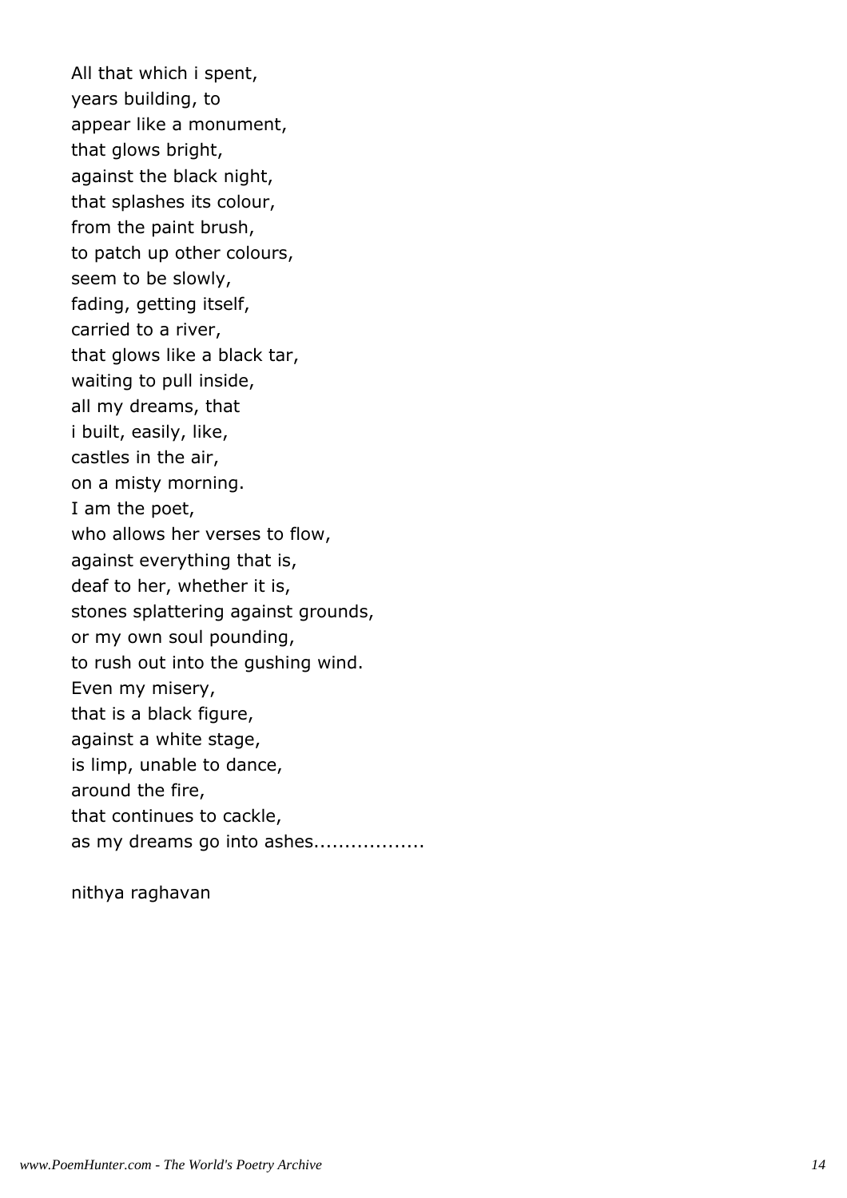All that which i spent,  
years building, to  
appear like a monument,  
that glows bright,  
against the black night,  
that splashes its colour,  
from the paint brush,  
to patch up other colours,  
seem to be slowly,  
fading, getting itself,  
carried to a river,  
that glows like a black tar,  
waiting to pull inside,  
all my dreams, that  
i built, easily, like,  
castles in the air,  
on a misty morning.  
I am the poet,  
who allows her verses to flow,  
against everything that is,  
deaf to her, whether it is,  
stones splattering against grounds,  
or my own soul pounding,  
to rush out into the gushing wind.  
Even my misery,  
that is a black figure,  
against a white stage,  
is limp, unable to dance,  
around the fire,  
that continues to cackle,  
as my dreams go into ashes.................

nithya raghavan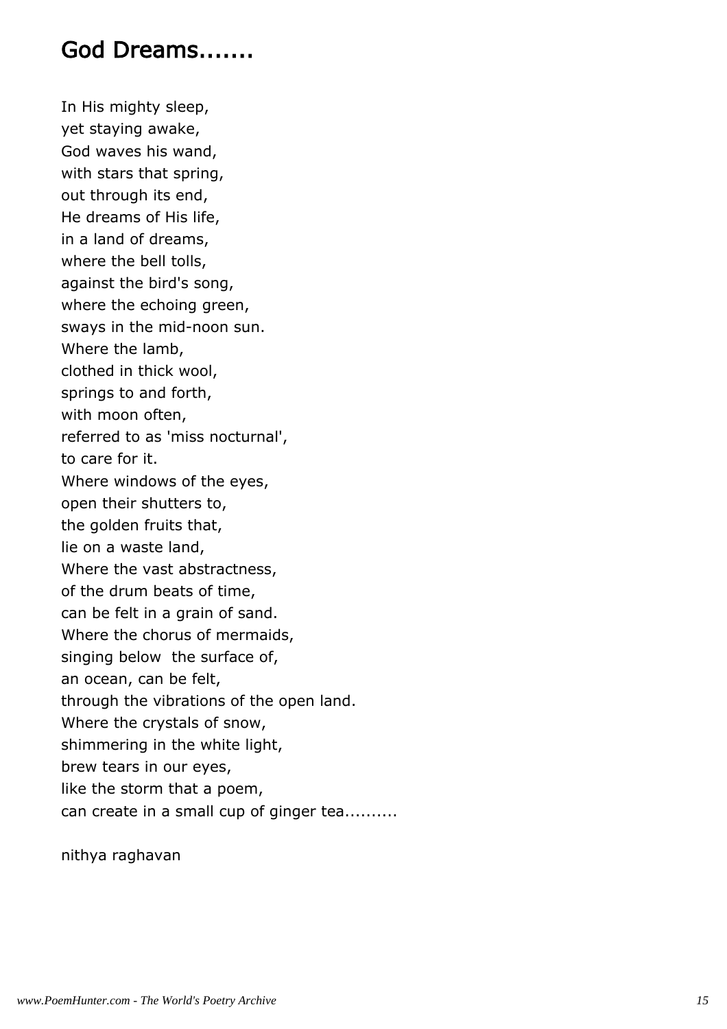# God Dreams.......

In His mighty sleep,
yet staying awake,
God waves his wand,
with stars that spring,
out through its end,
He dreams of His life,
in a land of dreams,
where the bell tolls,
against the bird's song,
where the echoing green,
sways in the mid-noon sun.
Where the lamb,
clothed in thick wool,
springs to and forth,
with moon often,
referred to as 'miss nocturnal',
to care for it.
Where windows of the eyes,
open their shutters to,
the golden fruits that,
lie on a waste land,
Where the vast abstractness,
of the drum beats of time,
can be felt in a grain of sand.
Where the chorus of mermaids,
singing below  the surface of,
an ocean, can be felt,
through the vibrations of the open land.
Where the crystals of snow,
shimmering in the white light,
brew tears in our eyes,
like the storm that a poem,
can create in a small cup of ginger tea..........

nithya raghavan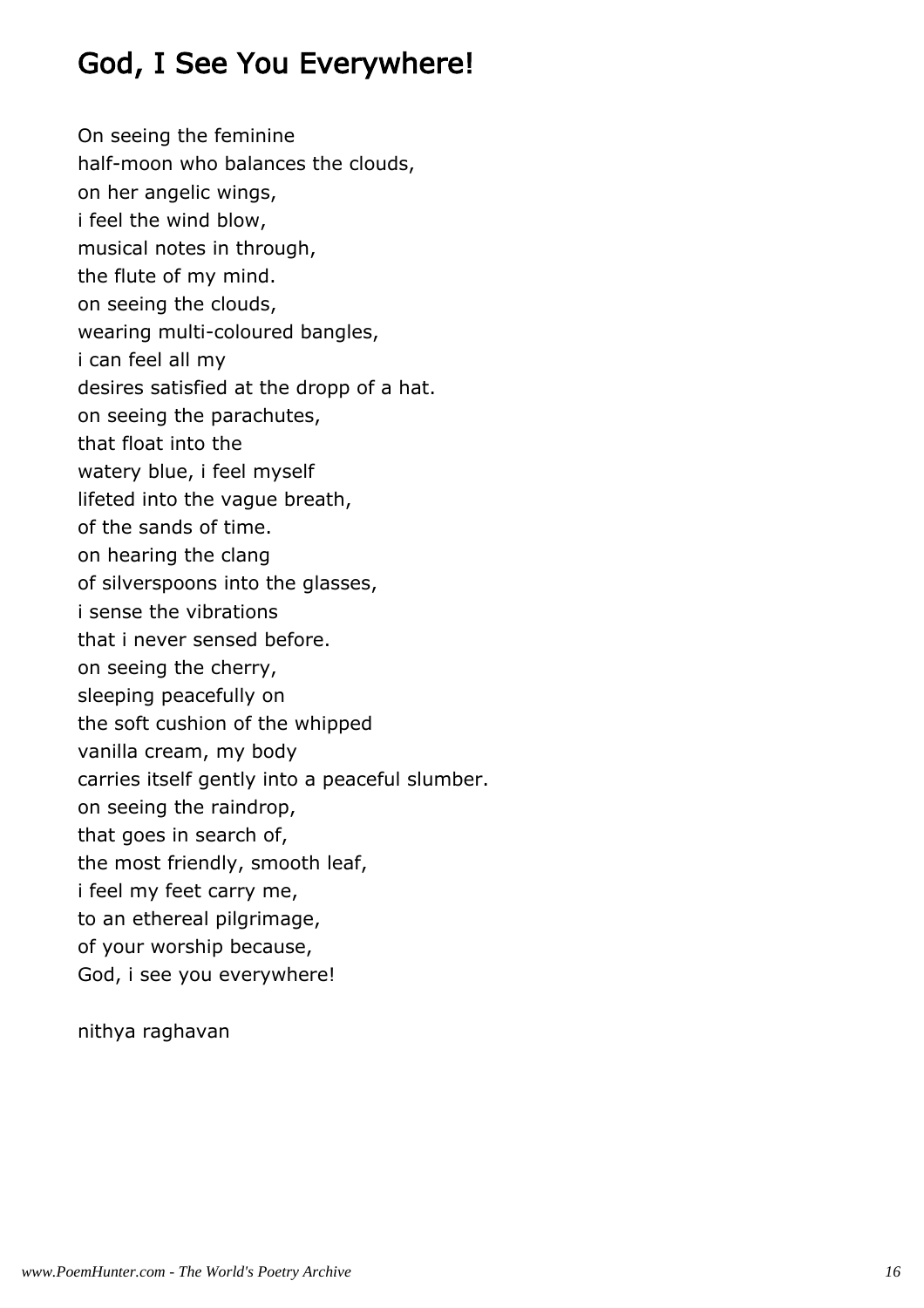## God, I See You Everywhere!

On seeing the feminine  
half-moon who balances the clouds,  
on her angelic wings,  
i feel the wind blow,  
musical notes in through,  
the flute of my mind.  
on seeing the clouds,  
wearing multi-coloured bangles,  
i can feel all my  
desires satisfied at the dropp of a hat.  
on seeing the parachutes,  
that float into the  
watery blue, i feel myself  
lifeted into the vague breath,  
of the sands of time.  
on hearing the clang  
of silverspoons into the glasses,  
i sense the vibrations  
that i never sensed before.  
on seeing the cherry,  
sleeping peacefully on  
the soft cushion of the whipped  
vanilla cream, my body  
carries itself gently into a peaceful slumber.  
on seeing the raindrop,  
that goes in search of,  
the most friendly, smooth leaf,  
i feel my feet carry me,  
to an ethereal pilgrimage,  
of your worship because,  
God, i see you everywhere!

nithya raghavan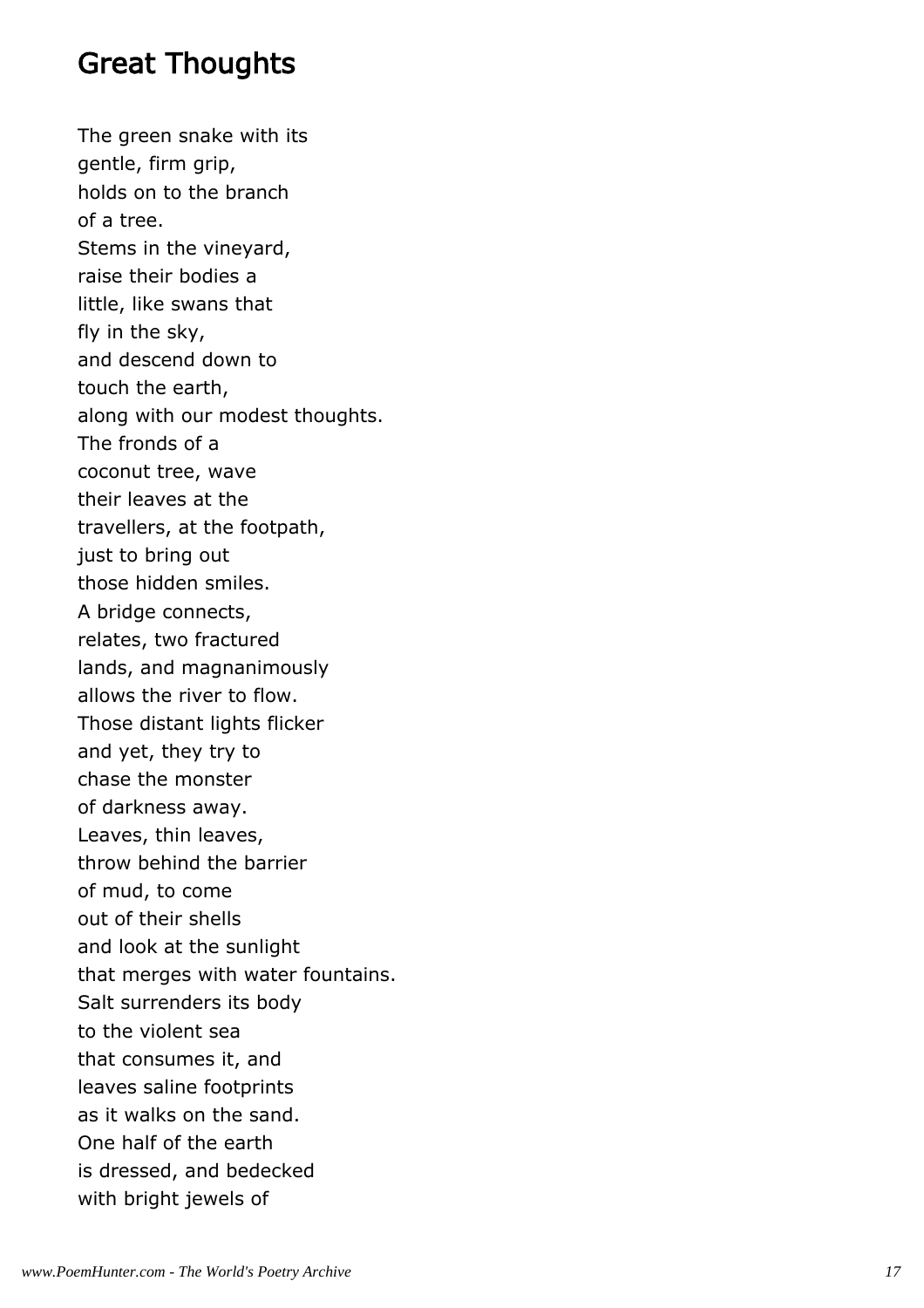## Great Thoughts

The green snake with its  
gentle, firm grip,  
holds on to the branch  
of a tree.  
Stems in the vineyard,  
raise their bodies a  
little, like swans that  
fly in the sky,  
and descend down to  
touch the earth,  
along with our modest thoughts.  
The fronds of a  
coconut tree, wave  
their leaves at the  
travellers, at the footpath,  
just to bring out  
those hidden smiles.  
A bridge connects,  
relates, two fractured  
lands, and magnanimously  
allows the river to flow.  
Those distant lights flicker  
and yet, they try to  
chase the monster  
of darkness away.  
Leaves, thin leaves,  
throw behind the barrier  
of mud, to come  
out of their shells  
and look at the sunlight  
that merges with water fountains.  
Salt surrenders its body  
to the violent sea  
that consumes it, and  
leaves saline footprints  
as it walks on the sand.  
One half of the earth  
is dressed, and bedecked  
with bright jewels of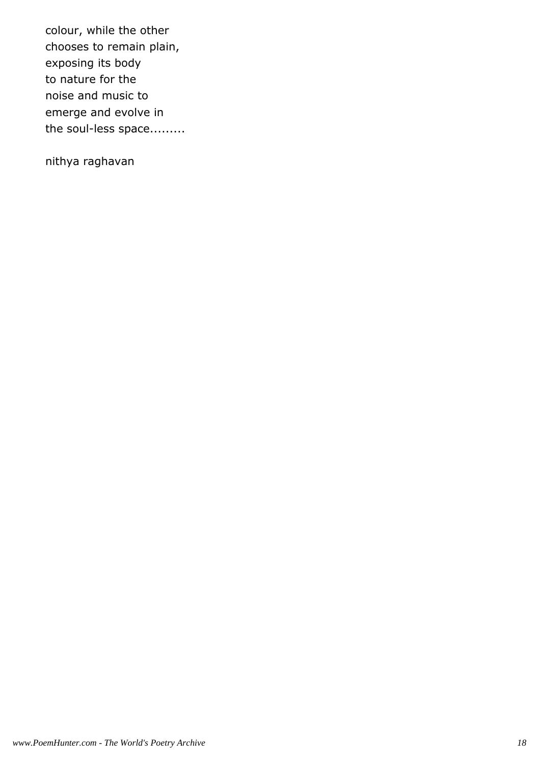colour, while the other
chooses to remain plain,
exposing its body
to nature for the
noise and music to
emerge and evolve in
the soul-less space.........

nithya raghavan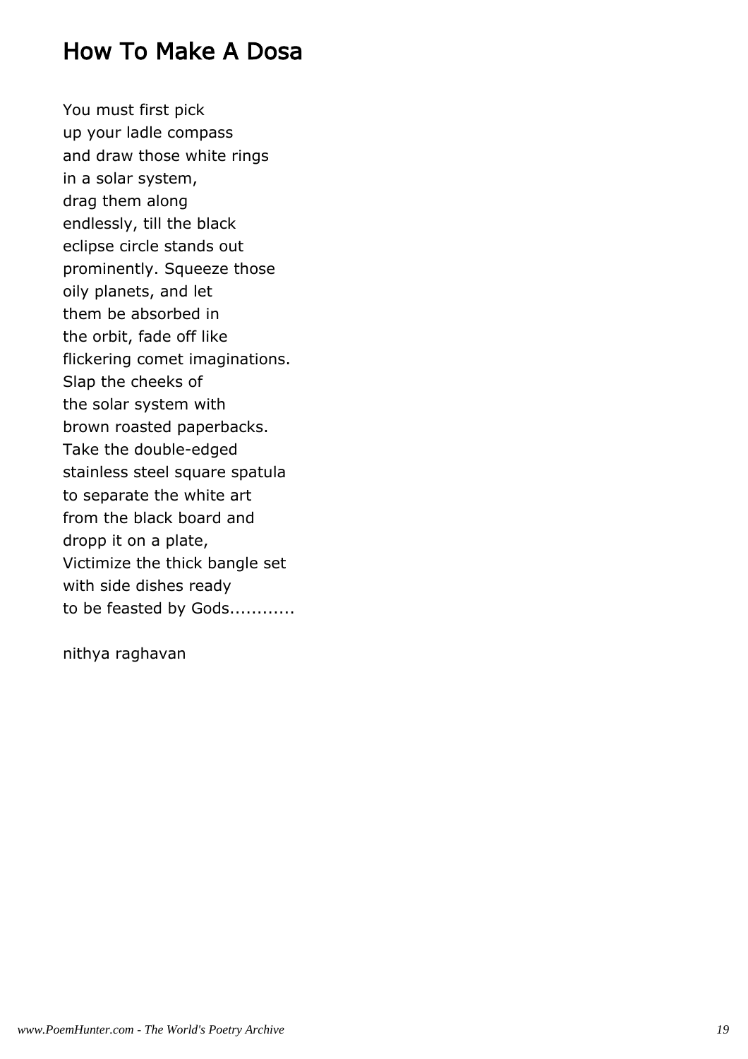## How To Make A Dosa

You must first pick
up your ladle compass
and draw those white rings
in a solar system,
drag them along
endlessly, till the black
eclipse circle stands out
prominently. Squeeze those
oily planets, and let
them be absorbed in
the orbit, fade off like
flickering comet imaginations.
Slap the cheeks of
the solar system with
brown roasted paperbacks.
Take the double-edged
stainless steel square spatula
to separate the white art
from the black board and
dropp it on a plate,
Victimize the thick bangle set
with side dishes ready
to be feasted by Gods............

nithya raghavan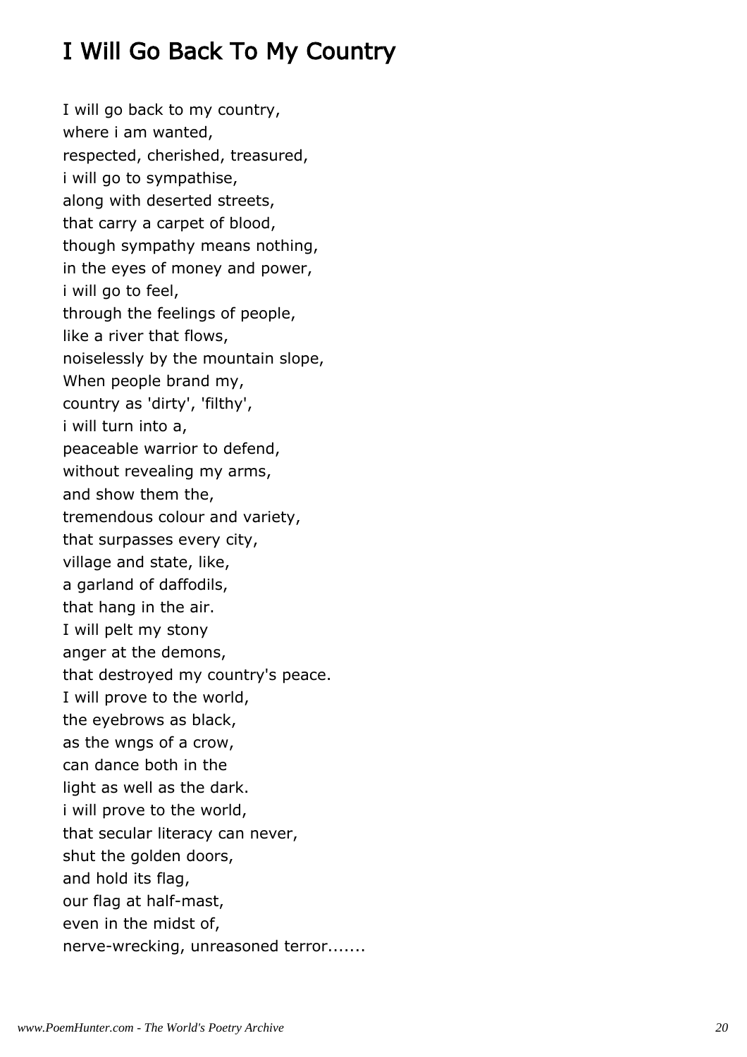## I Will Go Back To My Country

I will go back to my country,  
where i am wanted,  
respected, cherished, treasured,  
i will go to sympathise,  
along with deserted streets,  
that carry a carpet of blood,  
though sympathy means nothing,  
in the eyes of money and power,  
i will go to feel,  
through the feelings of people,  
like a river that flows,  
noiselessly by the mountain slope,  
When people brand my,  
country as 'dirty', 'filthy',  
i will turn into a,  
peaceable warrior to defend,  
without revealing my arms,  
and show them the,  
tremendous colour and variety,  
that surpasses every city,  
village and state, like,  
a garland of daffodils,  
that hang in the air.  
I will pelt my stony  
anger at the demons,  
that destroyed my country's peace.  
I will prove to the world,  
the eyebrows as black,  
as the wngs of a crow,  
can dance both in the  
light as well as the dark.  
i will prove to the world,  
that secular literacy can never,  
shut the golden doors,  
and hold its flag,  
our flag at half-mast,  
even in the midst of,  
nerve-wrecking, unreasoned terror.......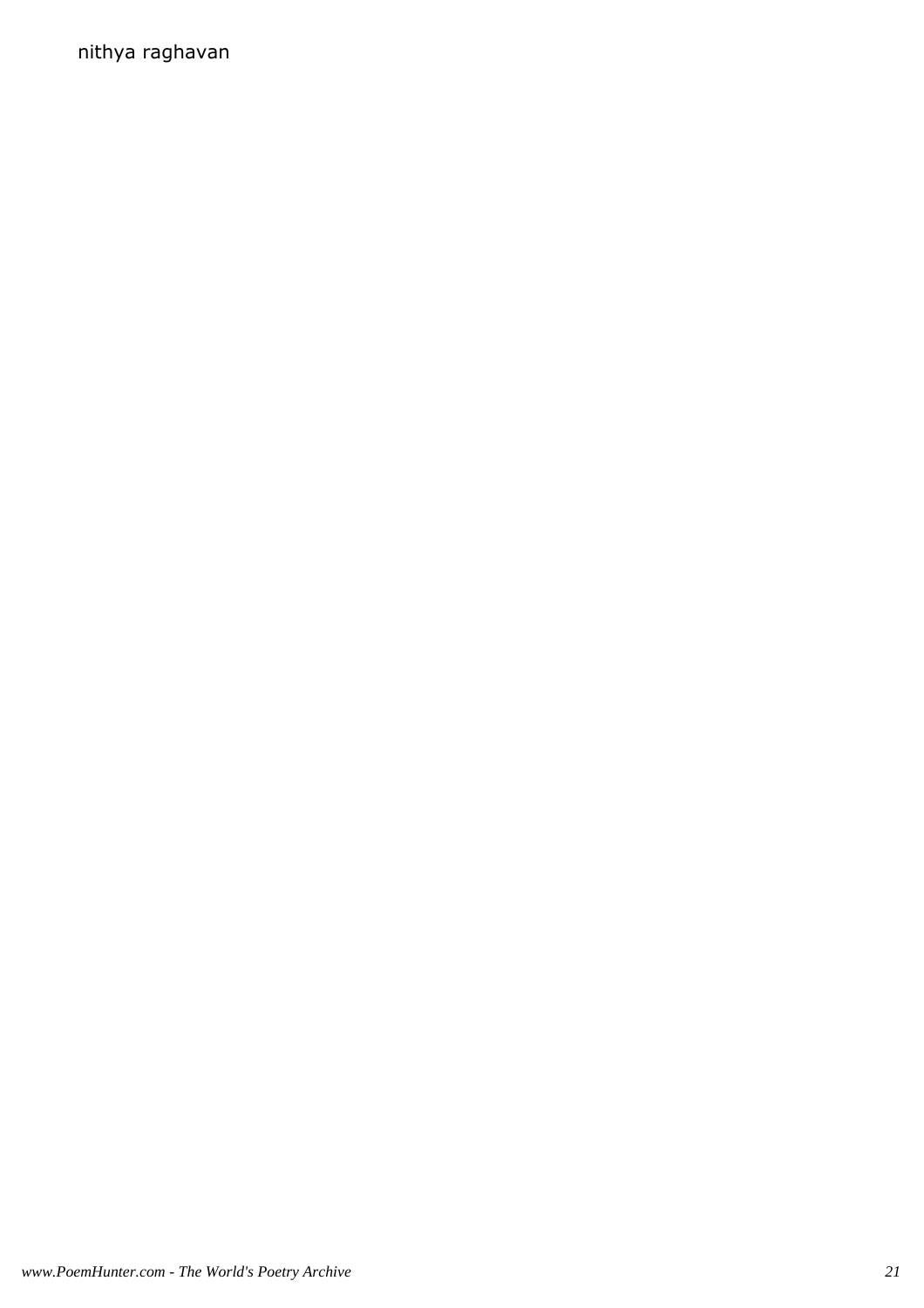nithya raghavan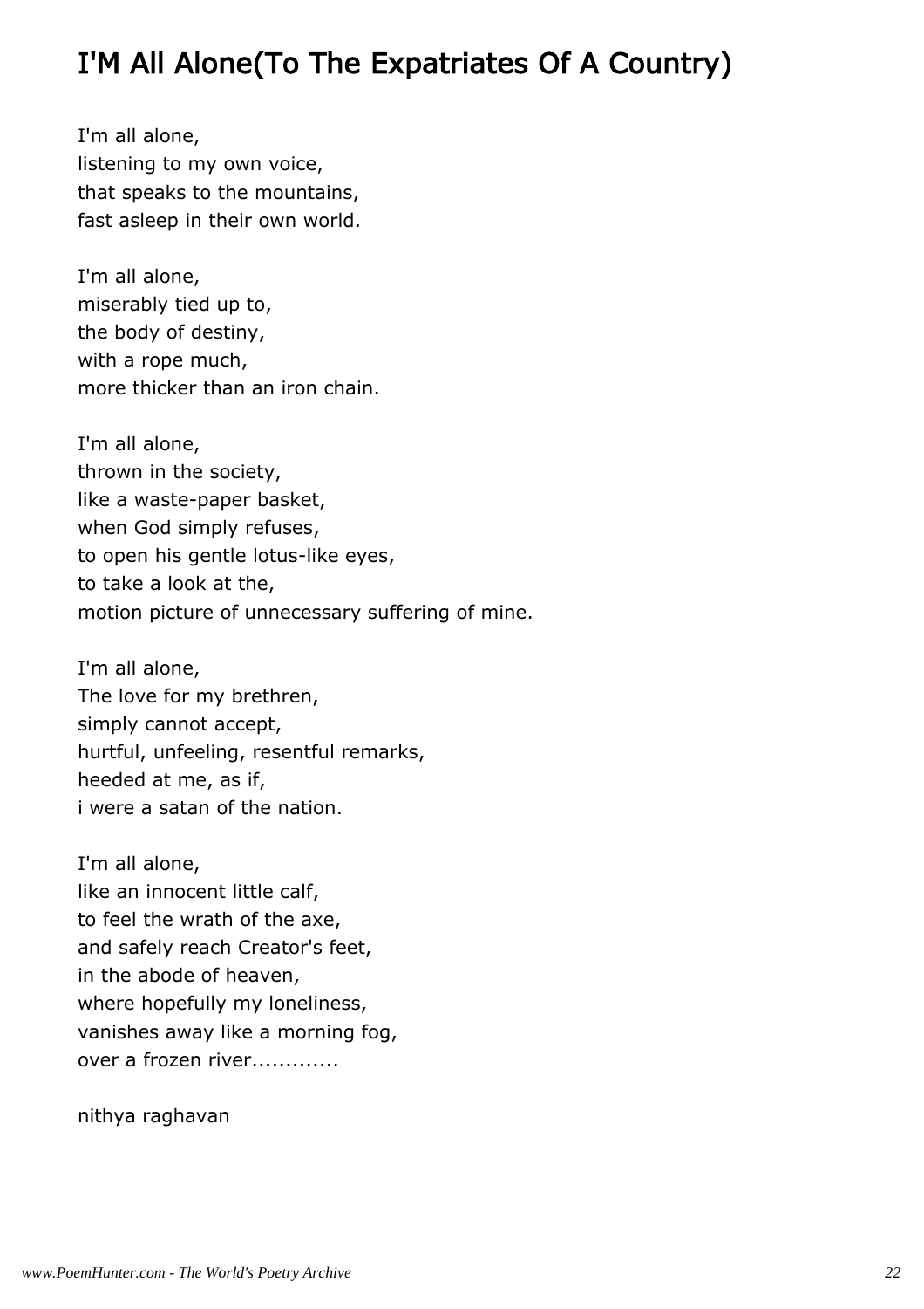# I'M All Alone(To The Expatriates Of A Country)

I'm all alone,  
listening to my own voice,  
that speaks to the mountains,  
fast asleep in their own world.

I'm all alone,  
miserably tied up to,  
the body of destiny,  
with a rope much,  
more thicker than an iron chain.

I'm all alone,  
thrown in the society,  
like a waste-paper basket,  
when God simply refuses,  
to open his gentle lotus-like eyes,  
to take a look at the,  
motion picture of unnecessary suffering of mine.

I'm all alone,  
The love for my brethren,  
simply cannot accept,  
hurtful, unfeeling, resentful remarks,  
heeded at me, as if,  
i were a satan of the nation.

I'm all alone,  
like an innocent little calf,  
to feel the wrath of the axe,  
and safely reach Creator's feet,  
in the abode of heaven,  
where hopefully my loneliness,  
vanishes away like a morning fog,  
over a frozen river.............

nithya raghavan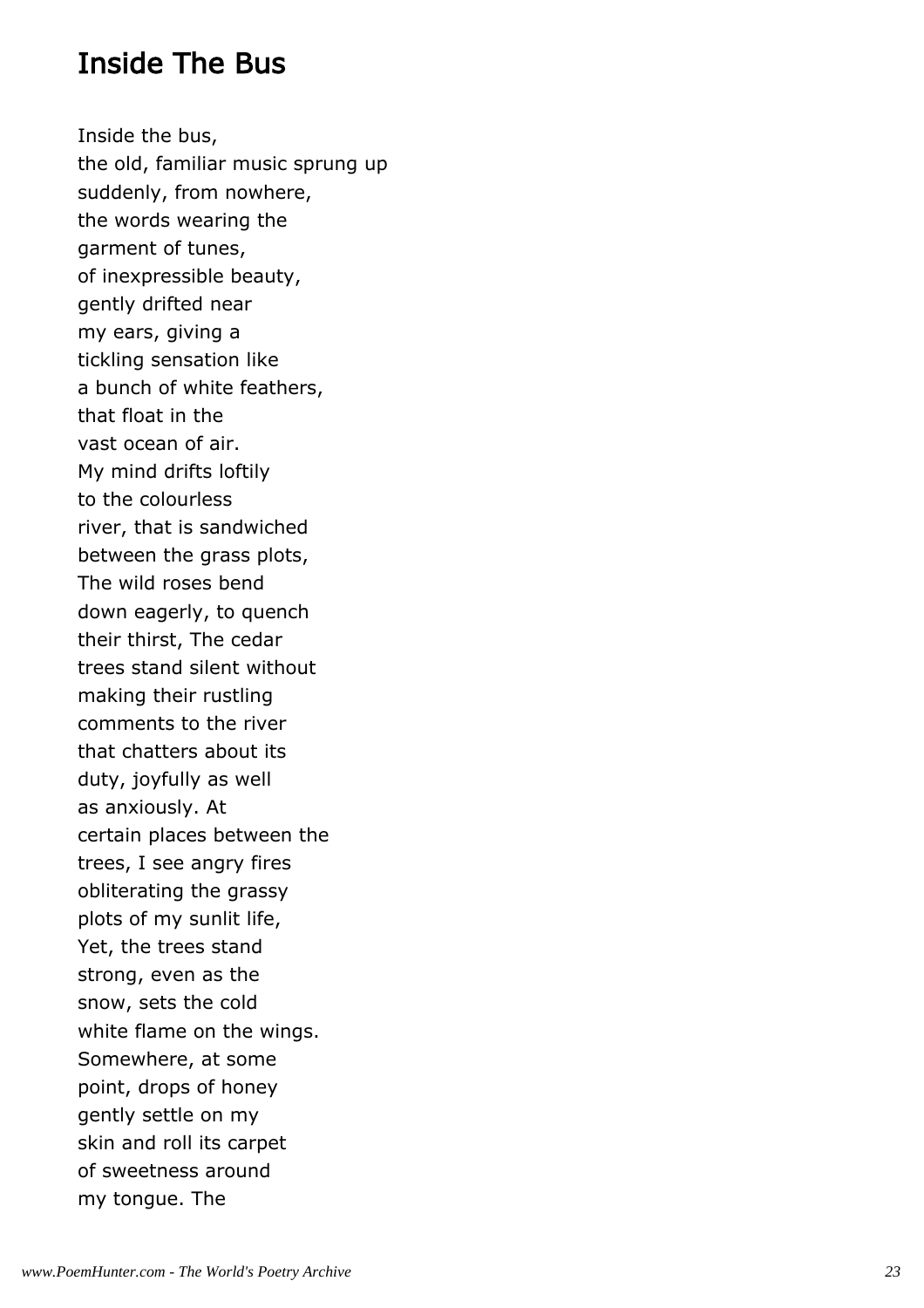## Inside The Bus

Inside the bus,
the old, familiar music sprung up
suddenly, from nowhere,
the words wearing the
garment of tunes,
of inexpressible beauty,
gently drifted near
my ears, giving a
tickling sensation like
a bunch of white feathers,
that float in the
vast ocean of air.
My mind drifts loftily
to the colourless
river, that is sandwiched
between the grass plots,
The wild roses bend
down eagerly, to quench
their thirst, The cedar
trees stand silent without
making their rustling
comments to the river
that chatters about its
duty, joyfully as well
as anxiously. At
certain places between the
trees, I see angry fires
obliterating the grassy
plots of my sunlit life,
Yet, the trees stand
strong, even as the
snow, sets the cold
white flame on the wings.
Somewhere, at some
point, drops of honey
gently settle on my
skin and roll its carpet
of sweetness around
my tongue. The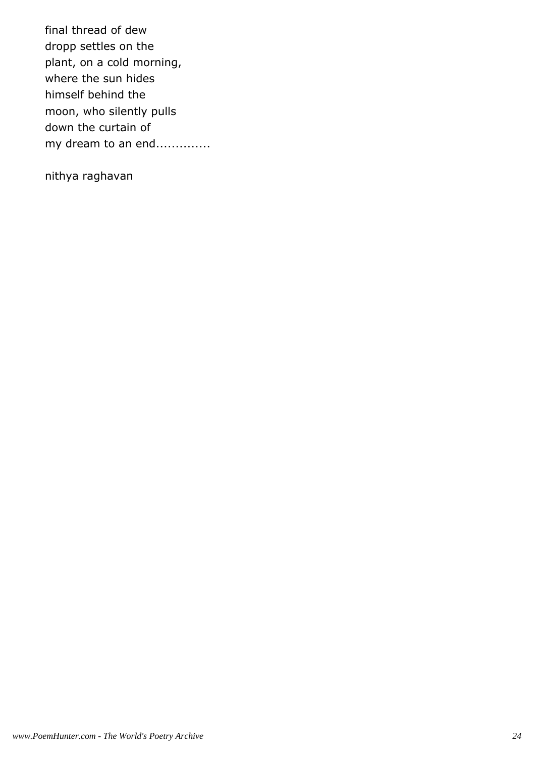final thread of dew  
dropp settles on the  
plant, on a cold morning,  
where the sun hides  
himself behind the  
moon, who silently pulls  
down the curtain of  
my dream to an end.............

nithya raghavan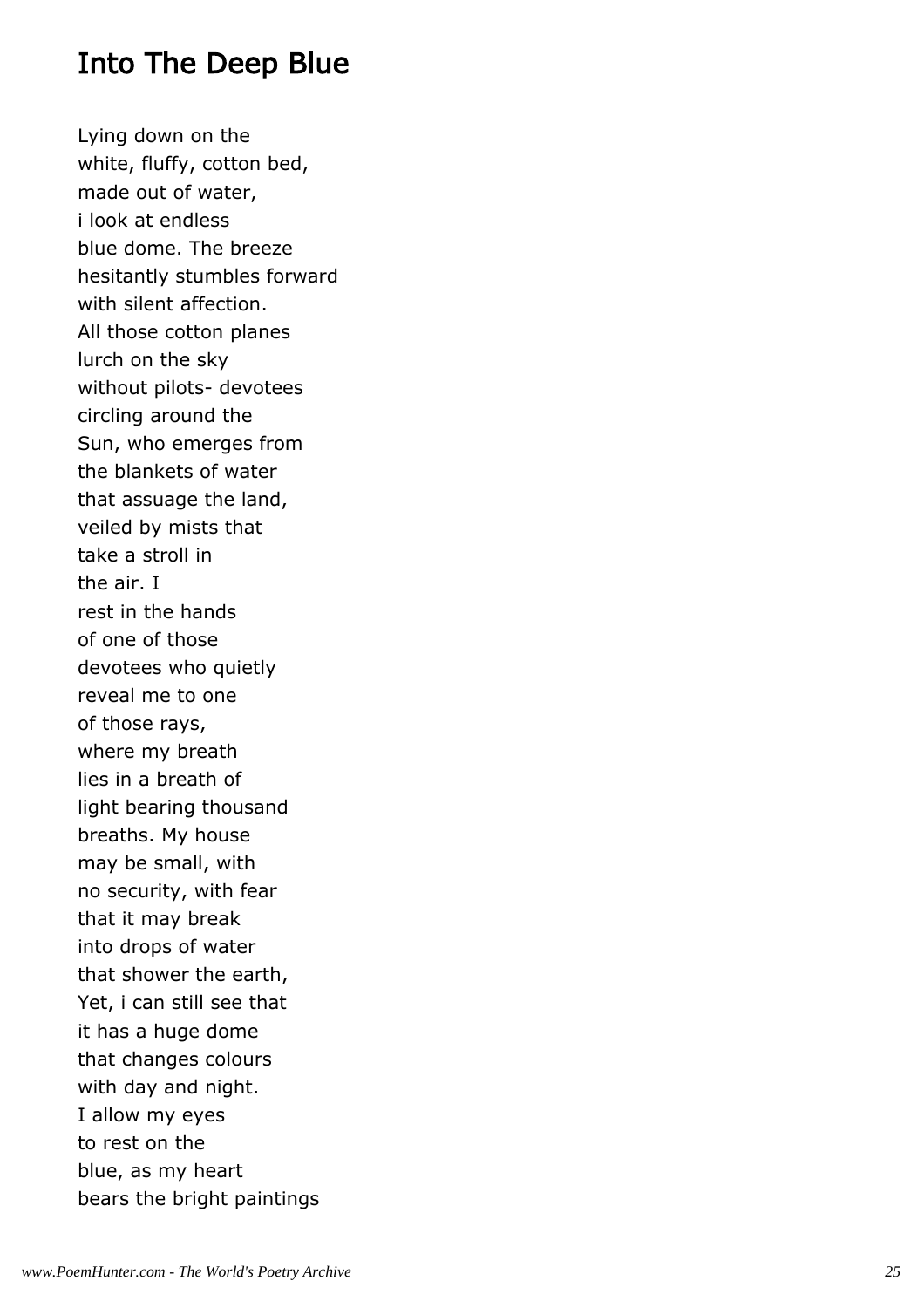## Into The Deep Blue

Lying down on the
white, fluffy, cotton bed,
made out of water,
i look at endless
blue dome. The breeze
hesitantly stumbles forward
with silent affection.
All those cotton planes
lurch on the sky
without pilots- devotees
circling around the
Sun, who emerges from
the blankets of water
that assuage the land,
veiled by mists that
take a stroll in
the air. I
rest in the hands
of one of those
devotees who quietly
reveal me to one
of those rays,
where my breath
lies in a breath of
light bearing thousand
breaths. My house
may be small, with
no security, with fear
that it may break
into drops of water
that shower the earth,
Yet, i can still see that
it has a huge dome
that changes colours
with day and night.
I allow my eyes
to rest on the
blue, as my heart
bears the bright paintings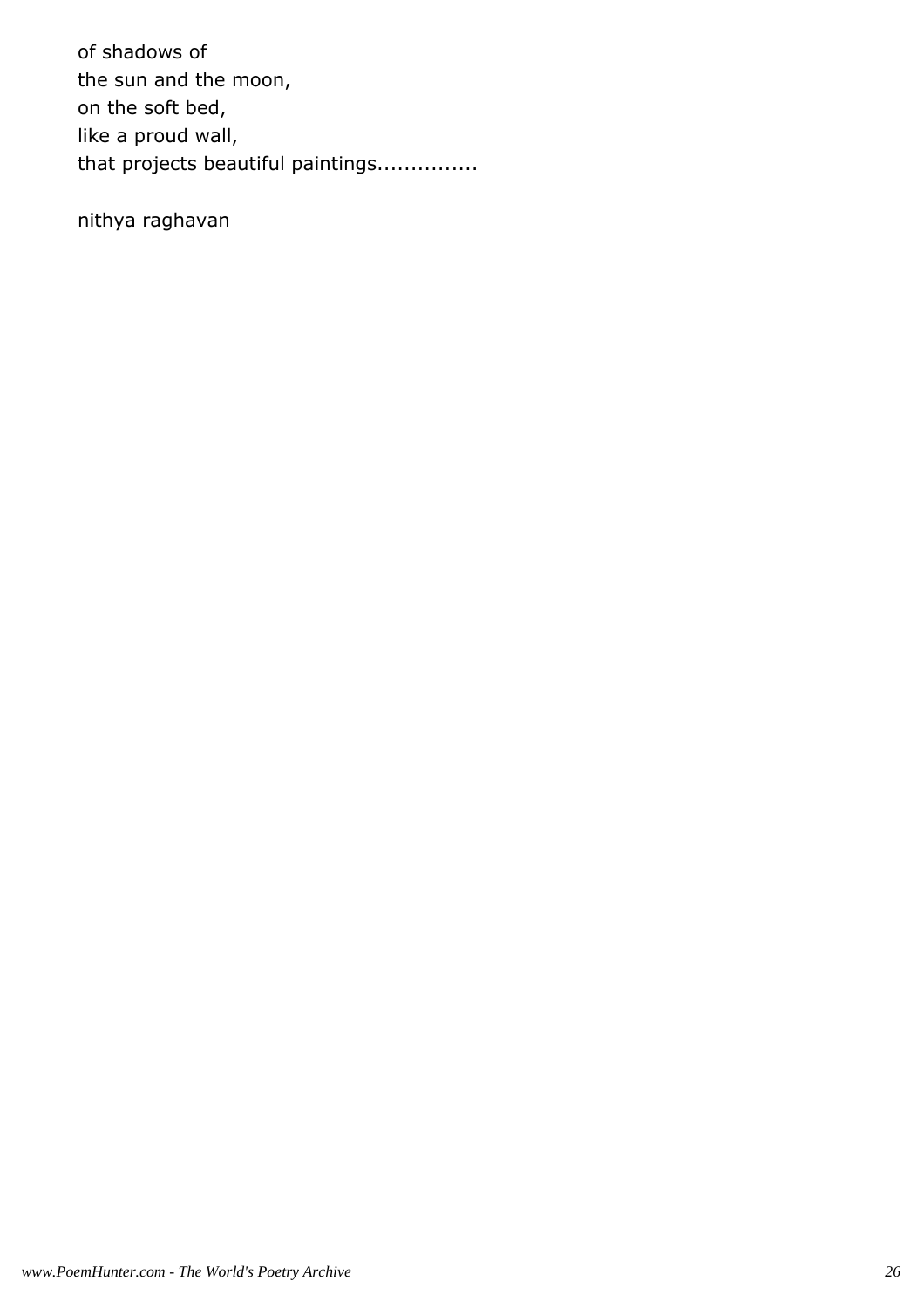of shadows of
the sun and the moon,
on the soft bed,
like a proud wall,
that projects beautiful paintings...............

nithya raghavan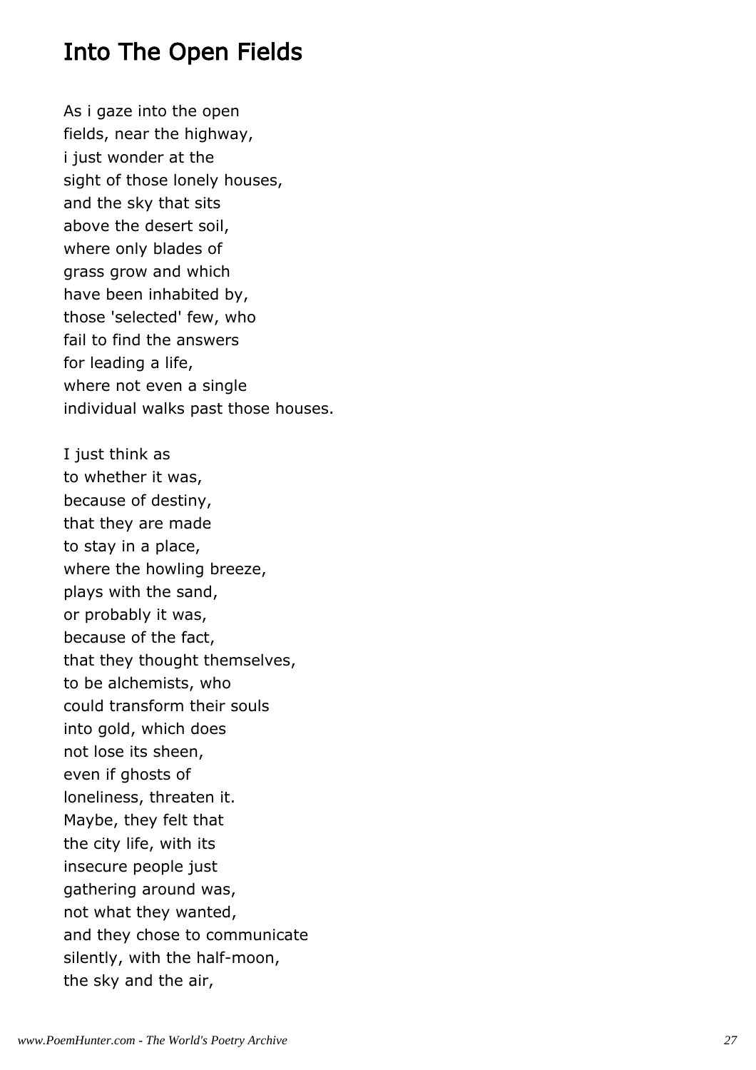## Into The Open Fields

As i gaze into the open  
fields, near the highway,  
i just wonder at the  
sight of those lonely houses,  
and the sky that sits  
above the desert soil,  
where only blades of  
grass grow and which  
have been inhabited by,  
those 'selected' few, who  
fail to find the answers  
for leading a life,  
where not even a single  
individual walks past those houses.

I just think as  
to whether it was,  
because of destiny,  
that they are made  
to stay in a place,  
where the howling breeze,  
plays with the sand,  
or probably it was,  
because of the fact,  
that they thought themselves,  
to be alchemists, who  
could transform their souls  
into gold, which does  
not lose its sheen,  
even if ghosts of  
loneliness, threaten it.  
Maybe, they felt that  
the city life, with its  
insecure people just  
gathering around was,  
not what they wanted,  
and they chose to communicate  
silently, with the half-moon,  
the sky and the air,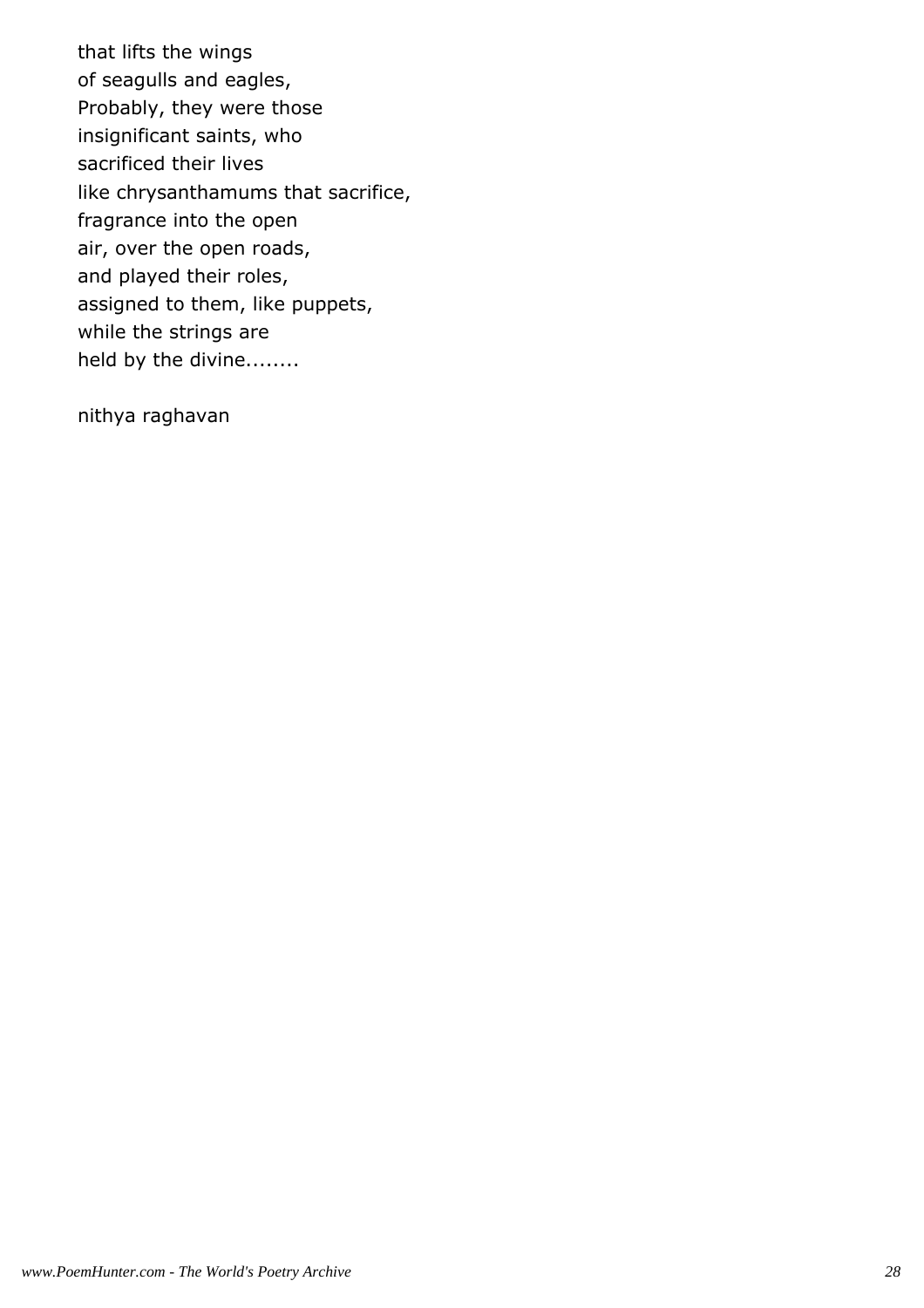that lifts the wings  
of seagulls and eagles,  
Probably, they were those  
insignificant saints, who  
sacrificed their lives  
like chrysanthamums that sacrifice,  
fragrance into the open  
air, over the open roads,  
and played their roles,  
assigned to them, like puppets,  
while the strings are  
held by the divine........

nithya raghavan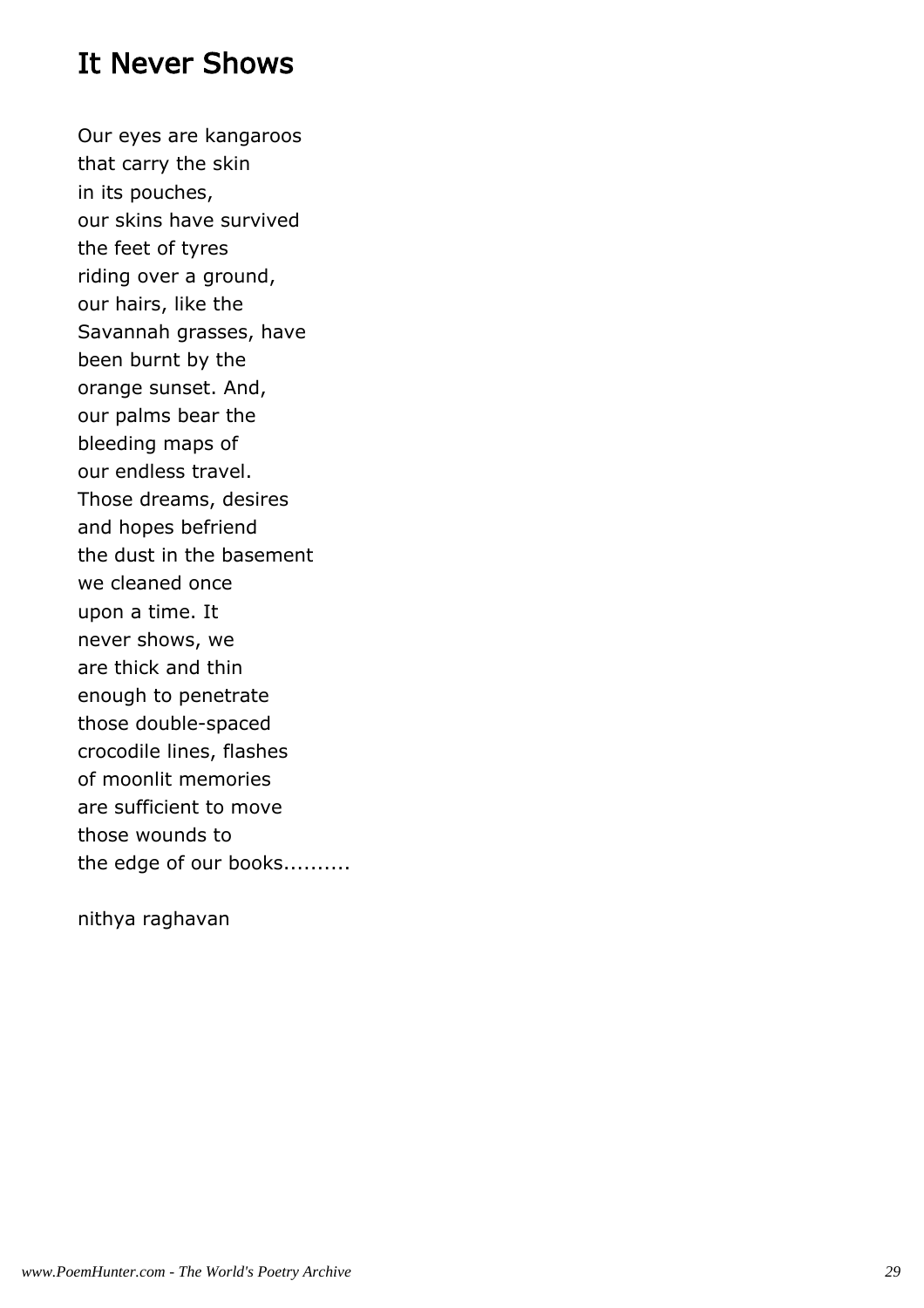## It Never Shows

Our eyes are kangaroos
that carry the skin
in its pouches,
our skins have survived
the feet of tyres
riding over a ground,
our hairs, like the
Savannah grasses, have
been burnt by the
orange sunset. And,
our palms bear the
bleeding maps of
our endless travel.
Those dreams, desires
and hopes befriend
the dust in the basement
we cleaned once
upon a time. It
never shows, we
are thick and thin
enough to penetrate
those double-spaced
crocodile lines, flashes
of moonlit memories
are sufficient to move
those wounds to
the edge of our books..........

nithya raghavan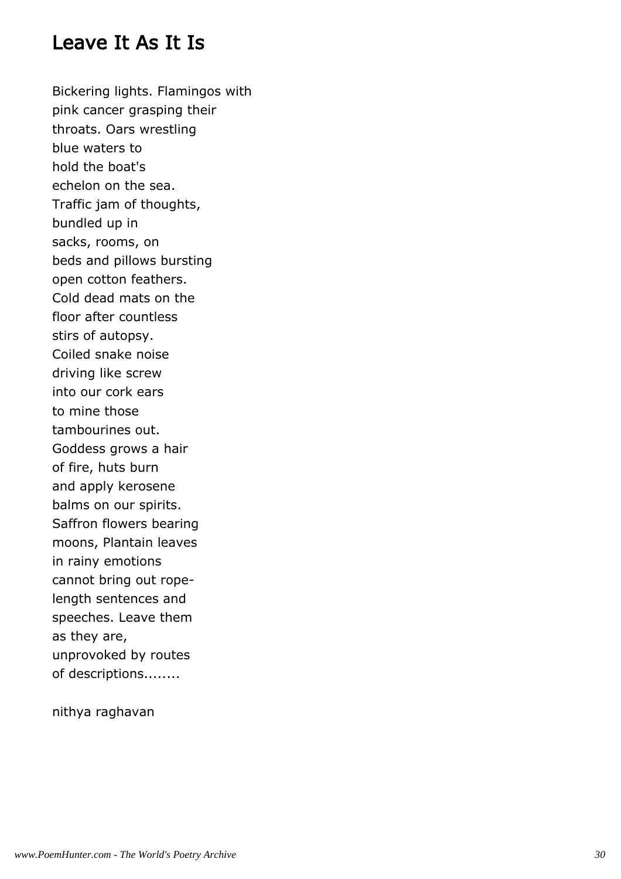## Leave It As It Is

Bickering lights. Flamingos with
pink cancer grasping their
throats. Oars wrestling
blue waters to
hold the boat's
echelon on the sea.
Traffic jam of thoughts,
bundled up in
sacks, rooms, on
beds and pillows bursting
open cotton feathers.
Cold dead mats on the
floor after countless
stirs of autopsy.
Coiled snake noise
driving like screw
into our cork ears
to mine those
tambourines out.
Goddess grows a hair
of fire, huts burn
and apply kerosene
balms on our spirits.
Saffron flowers bearing
moons, Plantain leaves
in rainy emotions
cannot bring out rope-
length sentences and
speeches. Leave them
as they are,
unprovoked by routes
of descriptions........

nithya raghavan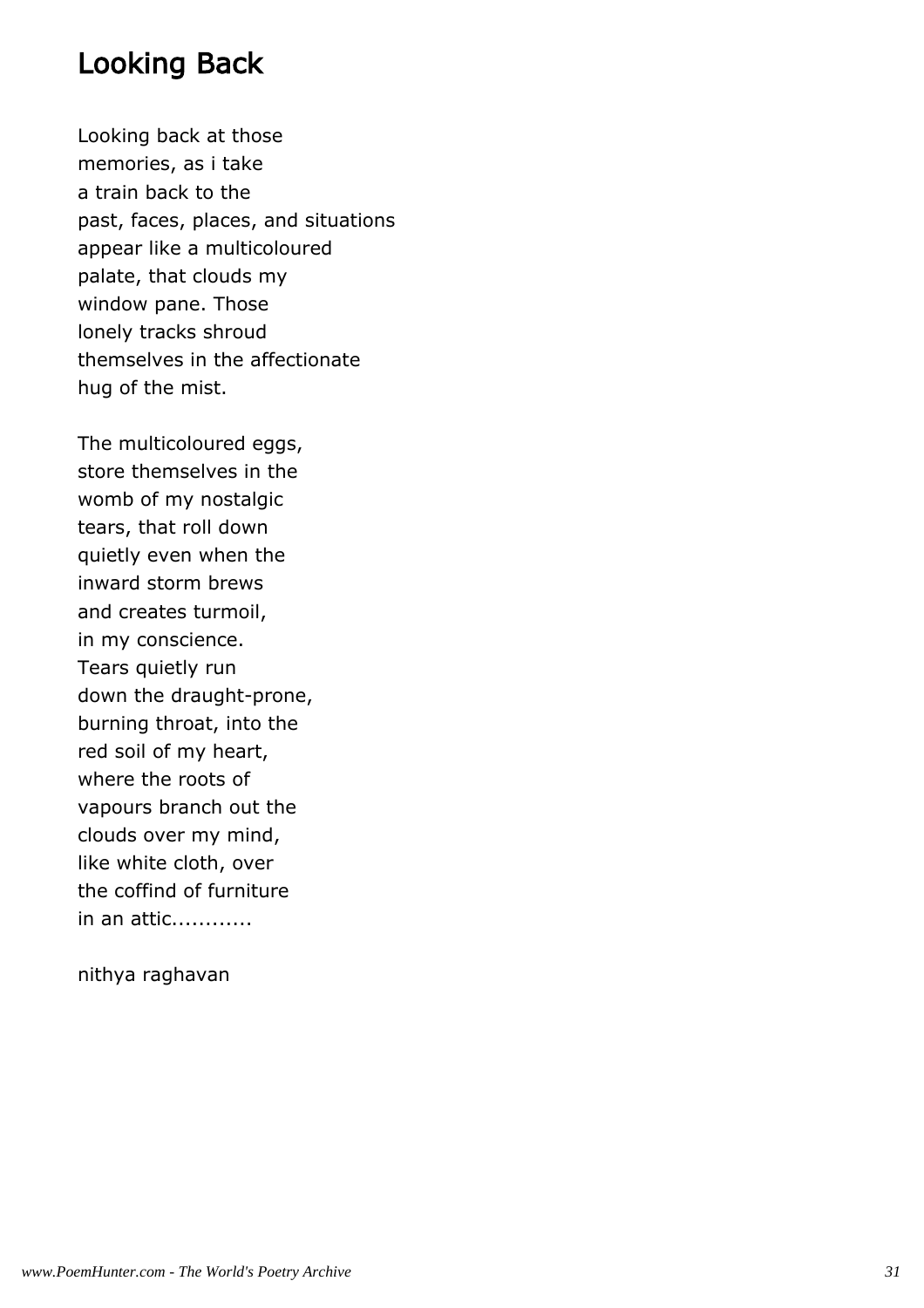## Looking Back

Looking back at those
memories, as i take
a train back to the
past, faces, places, and situations
appear like a multicoloured
palate, that clouds my
window pane. Those
lonely tracks shroud
themselves in the affectionate
hug of the mist.

The multicoloured eggs,
store themselves in the
womb of my nostalgic
tears, that roll down
quietly even when the
inward storm brews
and creates turmoil,
in my conscience.
Tears quietly run
down the draught-prone,
burning throat, into the
red soil of my heart,
where the roots of
vapours branch out the
clouds over my mind,
like white cloth, over
the coffind of furniture
in an attic............

nithya raghavan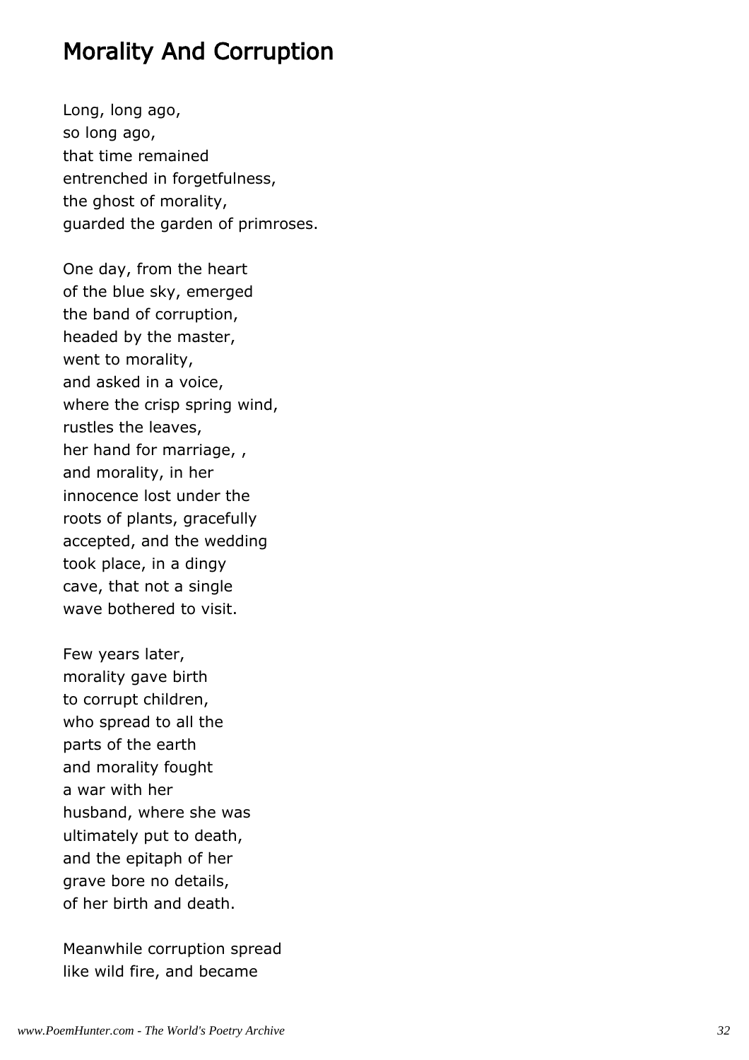# Morality And Corruption

Long, long ago,
so long ago,
that time remained
entrenched in forgetfulness,
the ghost of morality,
guarded the garden of primroses.

One day, from the heart
of the blue sky, emerged
the band of corruption,
headed by the master,
went to morality,
and asked in a voice,
where the crisp spring wind,
rustles the leaves,
her hand for marriage, ,
and morality, in her
innocence lost under the
roots of plants, gracefully
accepted, and the wedding
took place, in a dingy
cave, that not a single
wave bothered to visit.

Few years later,
morality gave birth
to corrupt children,
who spread to all the
parts of the earth
and morality fought
a war with her
husband, where she was
ultimately put to death,
and the epitaph of her
grave bore no details,
of her birth and death.

Meanwhile corruption spread
like wild fire, and became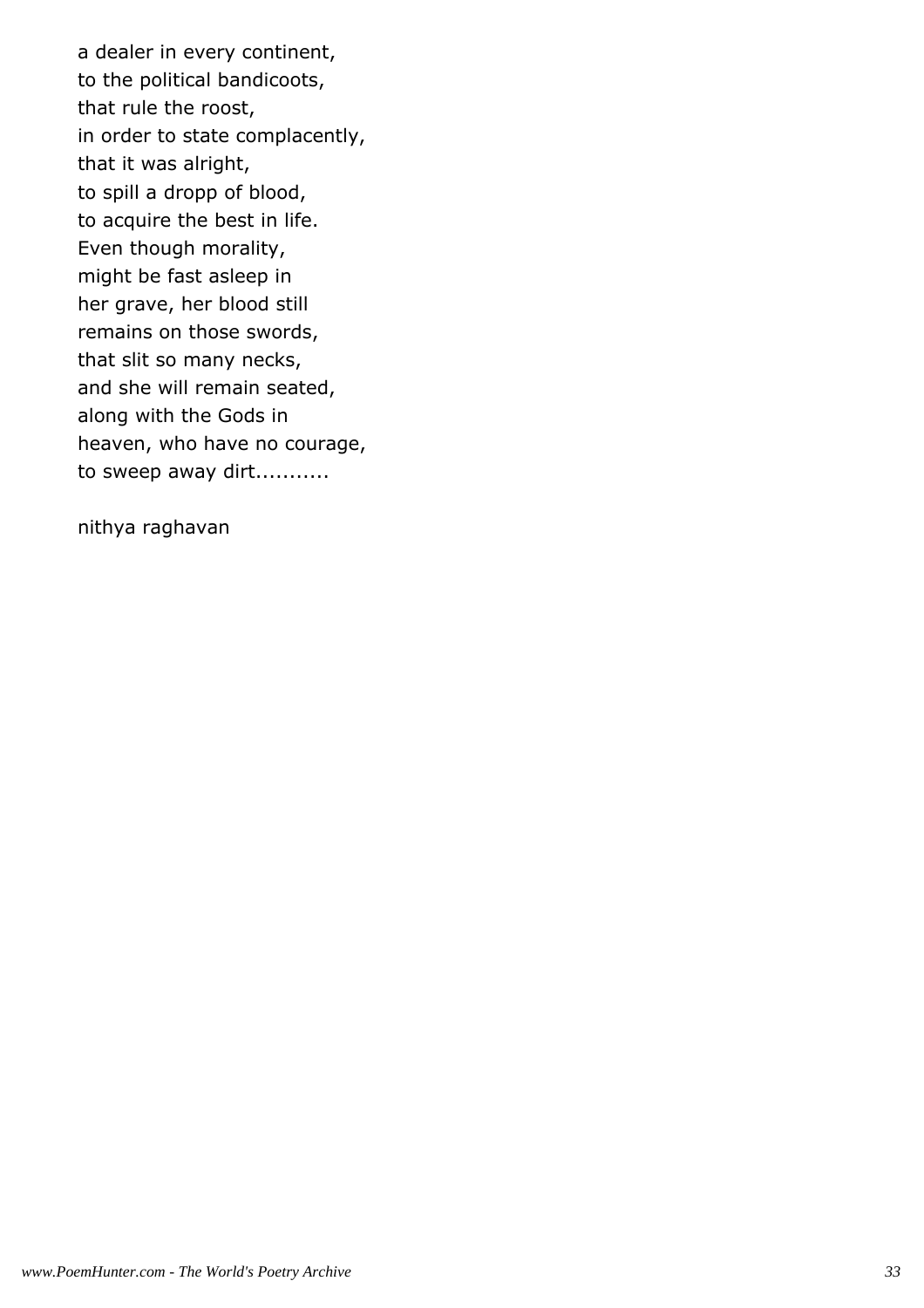a dealer in every continent,  
to the political bandicoots,  
that rule the roost,  
in order to state complacently,  
that it was alright,  
to spill a dropp of blood,  
to acquire the best in life.  
Even though morality,  
might be fast asleep in  
her grave, her blood still  
remains on those swords,  
that slit so many necks,  
and she will remain seated,  
along with the Gods in  
heaven, who have no courage,  
to sweep away dirt...........

nithya raghavan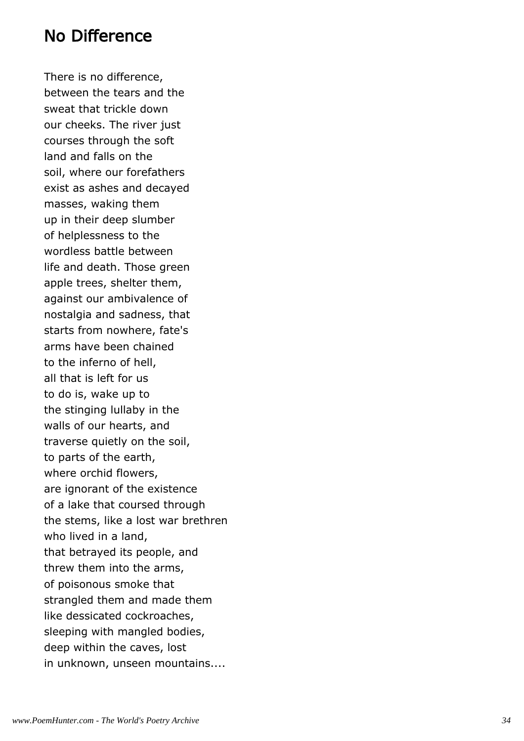## No Difference

There is no difference,
between the tears and the
sweat that trickle down
our cheeks. The river just
courses through the soft
land and falls on the
soil, where our forefathers
exist as ashes and decayed
masses, waking them
up in their deep slumber
of helplessness to the
wordless battle between
life and death. Those green
apple trees, shelter them,
against our ambivalence of
nostalgia and sadness, that
starts from nowhere, fate's
arms have been chained
to the inferno of hell,
all that is left for us
to do is, wake up to
the stinging lullaby in the
walls of our hearts, and
traverse quietly on the soil,
to parts of the earth,
where orchid flowers,
are ignorant of the existence
of a lake that coursed through
the stems, like a lost war brethren
who lived in a land,
that betrayed its people, and
threw them into the arms,
of poisonous smoke that
strangled them and made them
like dessicated cockroaches,
sleeping with mangled bodies,
deep within the caves, lost
in unknown, unseen mountains....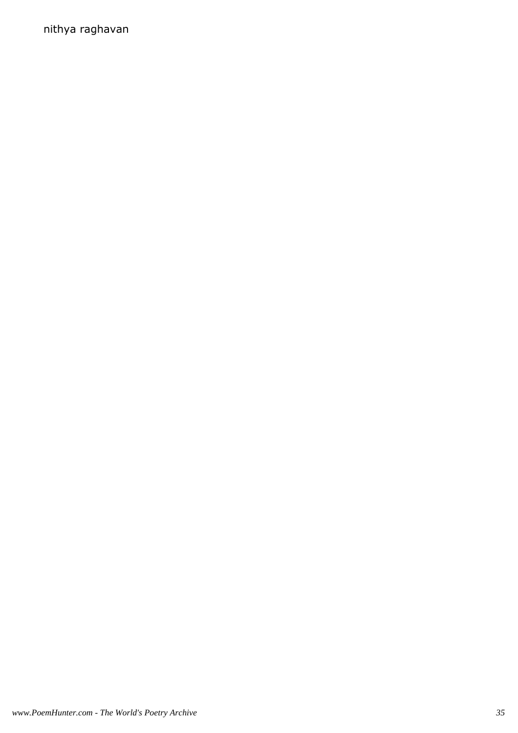nithya raghavan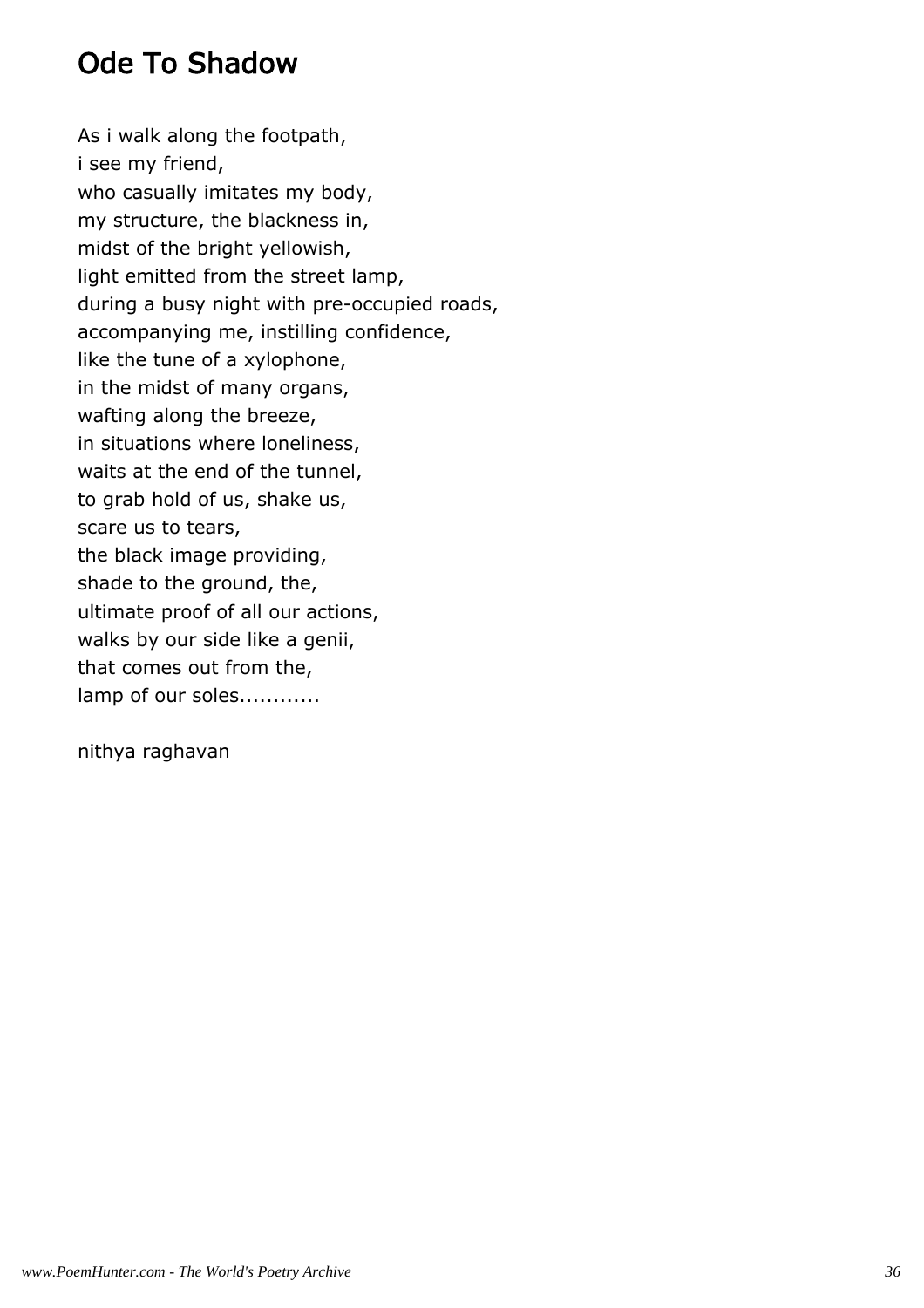## Ode To Shadow

As i walk along the footpath,  
i see my friend,  
who casually imitates my body,  
my structure, the blackness in,  
midst of the bright yellowish,  
light emitted from the street lamp,  
during a busy night with pre-occupied roads,  
accompanying me, instilling confidence,  
like the tune of a xylophone,  
in the midst of many organs,  
wafting along the breeze,  
in situations where loneliness,  
waits at the end of the tunnel,  
to grab hold of us, shake us,  
scare us to tears,  
the black image providing,  
shade to the ground, the,  
ultimate proof of all our actions,  
walks by our side like a genii,  
that comes out from the,  
lamp of our soles............

nithya raghavan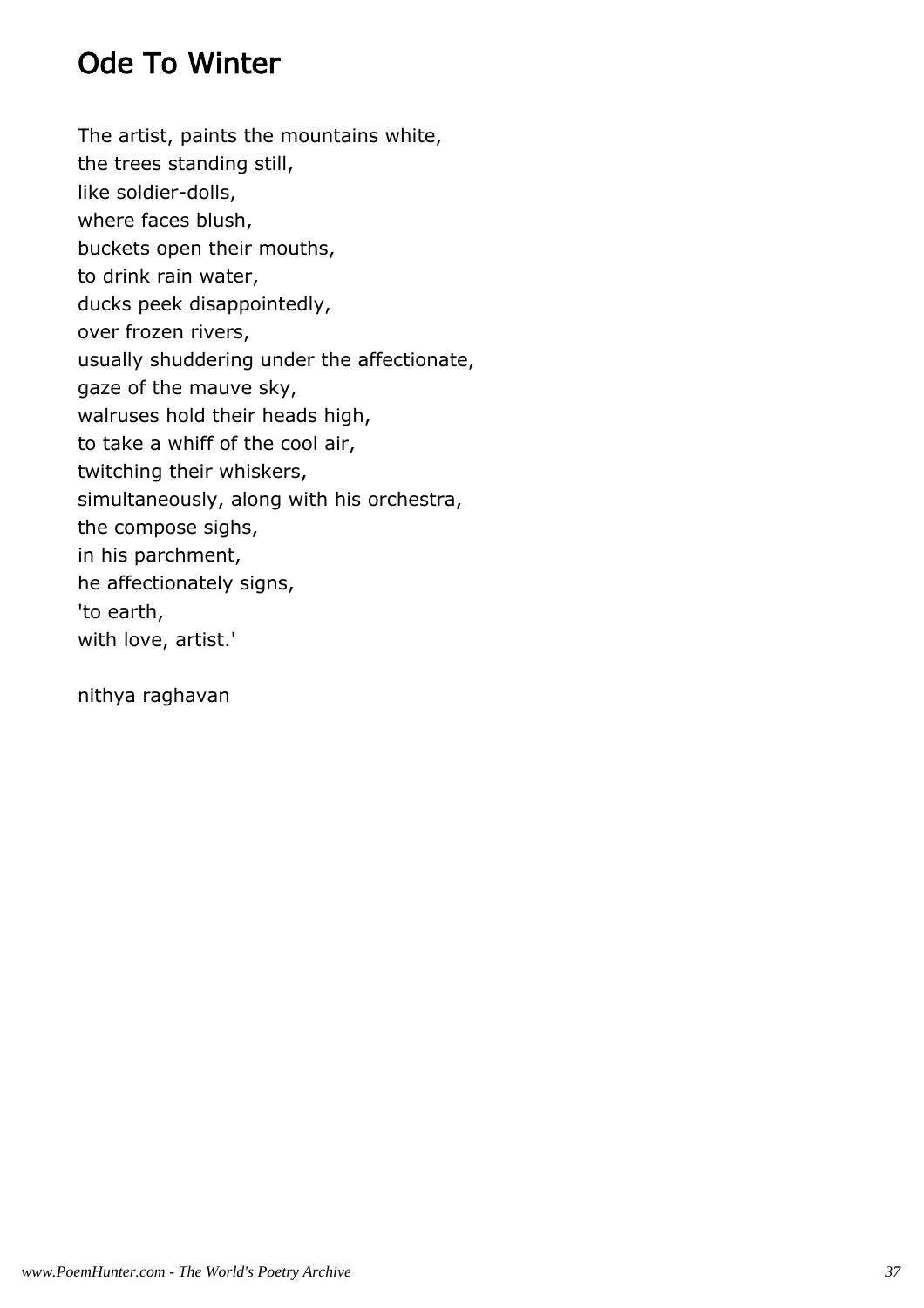# Ode To Winter

The artist, paints the mountains white,  
the trees standing still,  
like soldier-dolls,  
where faces blush,  
buckets open their mouths,  
to drink rain water,  
ducks peek disappointedly,  
over frozen rivers,  
usually shuddering under the affectionate,  
gaze of the mauve sky,  
walruses hold their heads high,  
to take a whiff of the cool air,  
twitching their whiskers,  
simultaneously, along with his orchestra,  
the compose sighs,  
in his parchment,  
he affectionately signs,  
'to earth,  
with love, artist.'

nithya raghavan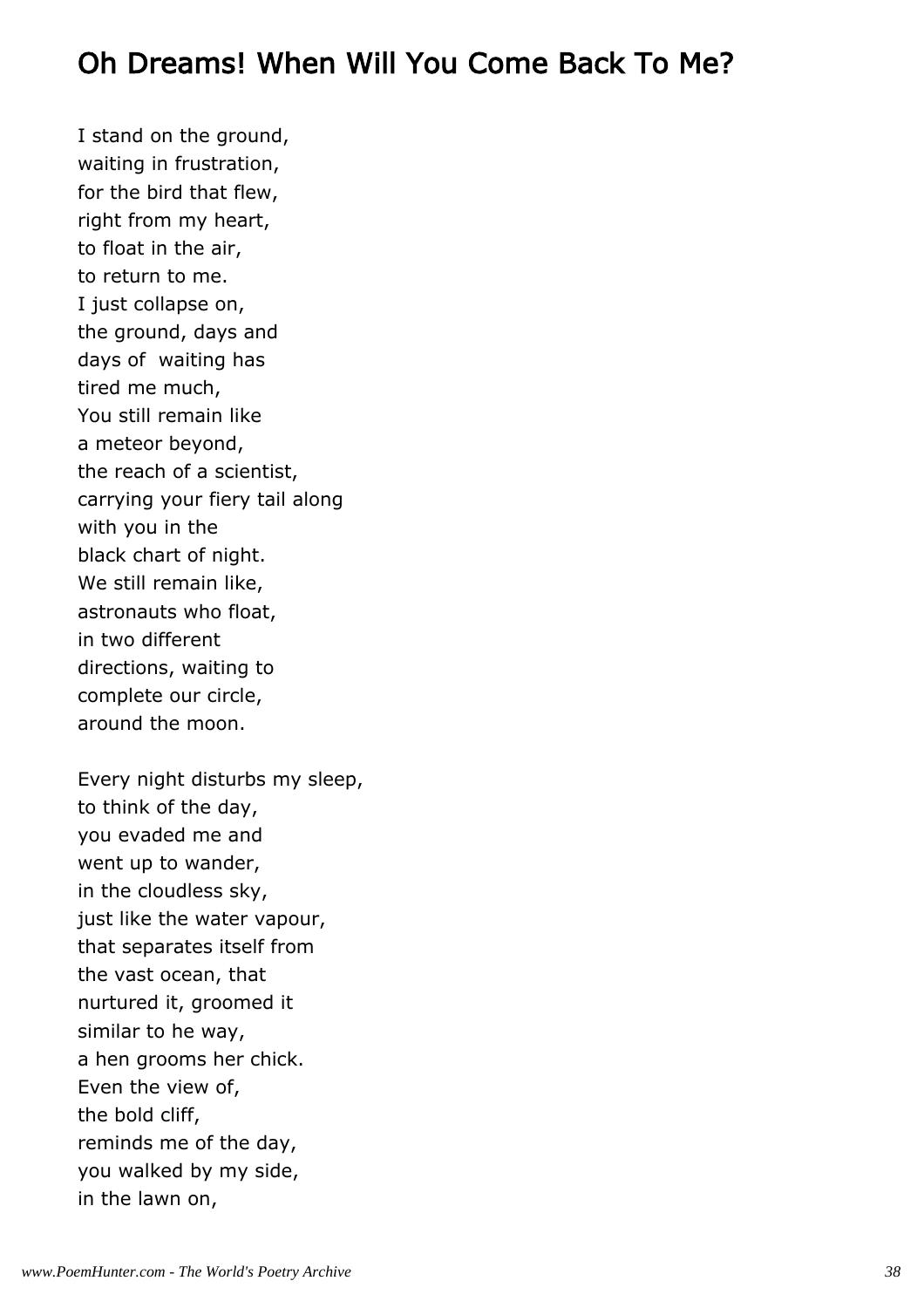## Oh Dreams! When Will You Come Back To Me?

I stand on the ground,  
waiting in frustration,  
for the bird that flew,  
right from my heart,  
to float in the air,  
to return to me.  
I just collapse on,  
the ground, days and  
days of  waiting has  
tired me much,  
You still remain like  
a meteor beyond,  
the reach of a scientist,  
carrying your fiery tail along  
with you in the  
black chart of night.  
We still remain like,  
astronauts who float,  
in two different  
directions, waiting to  
complete our circle,  
around the moon.

Every night disturbs my sleep,  
to think of the day,  
you evaded me and  
went up to wander,  
in the cloudless sky,  
just like the water vapour,  
that separates itself from  
the vast ocean, that  
nurtured it, groomed it  
similar to he way,  
a hen grooms her chick.  
Even the view of,  
the bold cliff,  
reminds me of the day,  
you walked by my side,  
in the lawn on,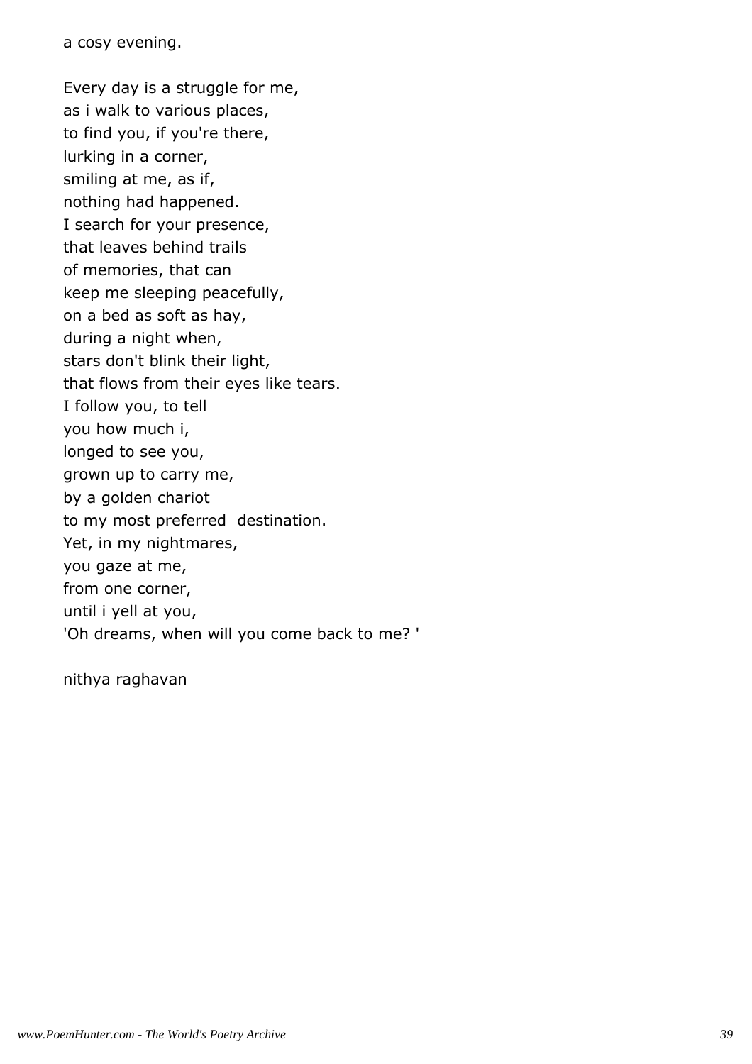a cosy evening.

Every day is a struggle for me,
as i walk to various places,
to find you, if you're there,
lurking in a corner,
smiling at me, as if,
nothing had happened.
I search for your presence,
that leaves behind trails
of memories, that can
keep me sleeping peacefully,
on a bed as soft as hay,
during a night when,
stars don't blink their light,
that flows from their eyes like tears.
I follow you, to tell
you how much i,
longed to see you,
grown up to carry me,
by a golden chariot
to my most preferred  destination.
Yet, in my nightmares,
you gaze at me,
from one corner,
until i yell at you,
'Oh dreams, when will you come back to me? '

nithya raghavan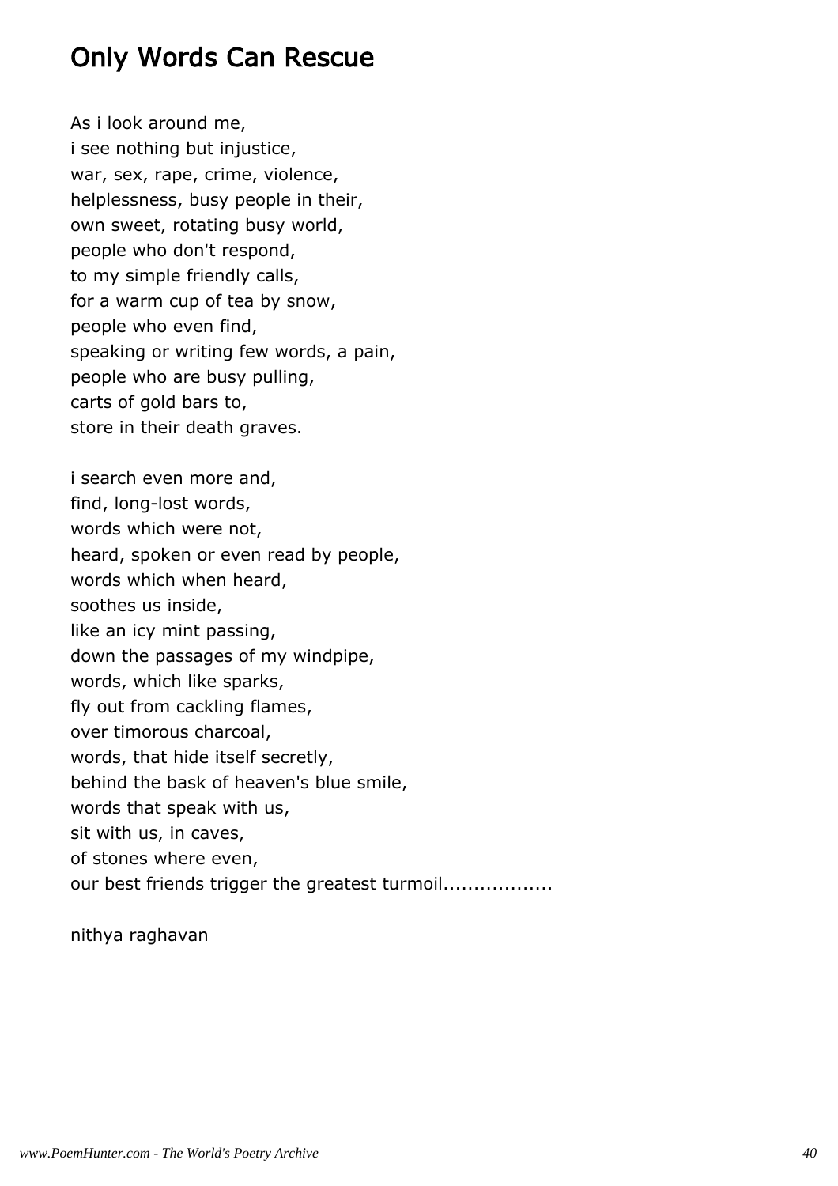# Only Words Can Rescue

As i look around me,  
i see nothing but injustice,  
war, sex, rape, crime, violence,  
helplessness, busy people in their,  
own sweet, rotating busy world,  
people who don't respond,  
to my simple friendly calls,  
for a warm cup of tea by snow,  
people who even find,  
speaking or writing few words, a pain,  
people who are busy pulling,  
carts of gold bars to,  
store in their death graves.

i search even more and,  
find, long-lost words,  
words which were not,  
heard, spoken or even read by people,  
words which when heard,  
soothes us inside,  
like an icy mint passing,  
down the passages of my windpipe,  
words, which like sparks,  
fly out from cackling flames,  
over timorous charcoal,  
words, that hide itself secretly,  
behind the bask of heaven's blue smile,  
words that speak with us,  
sit with us, in caves,  
of stones where even,  
our best friends trigger the greatest turmoil..................

nithya raghavan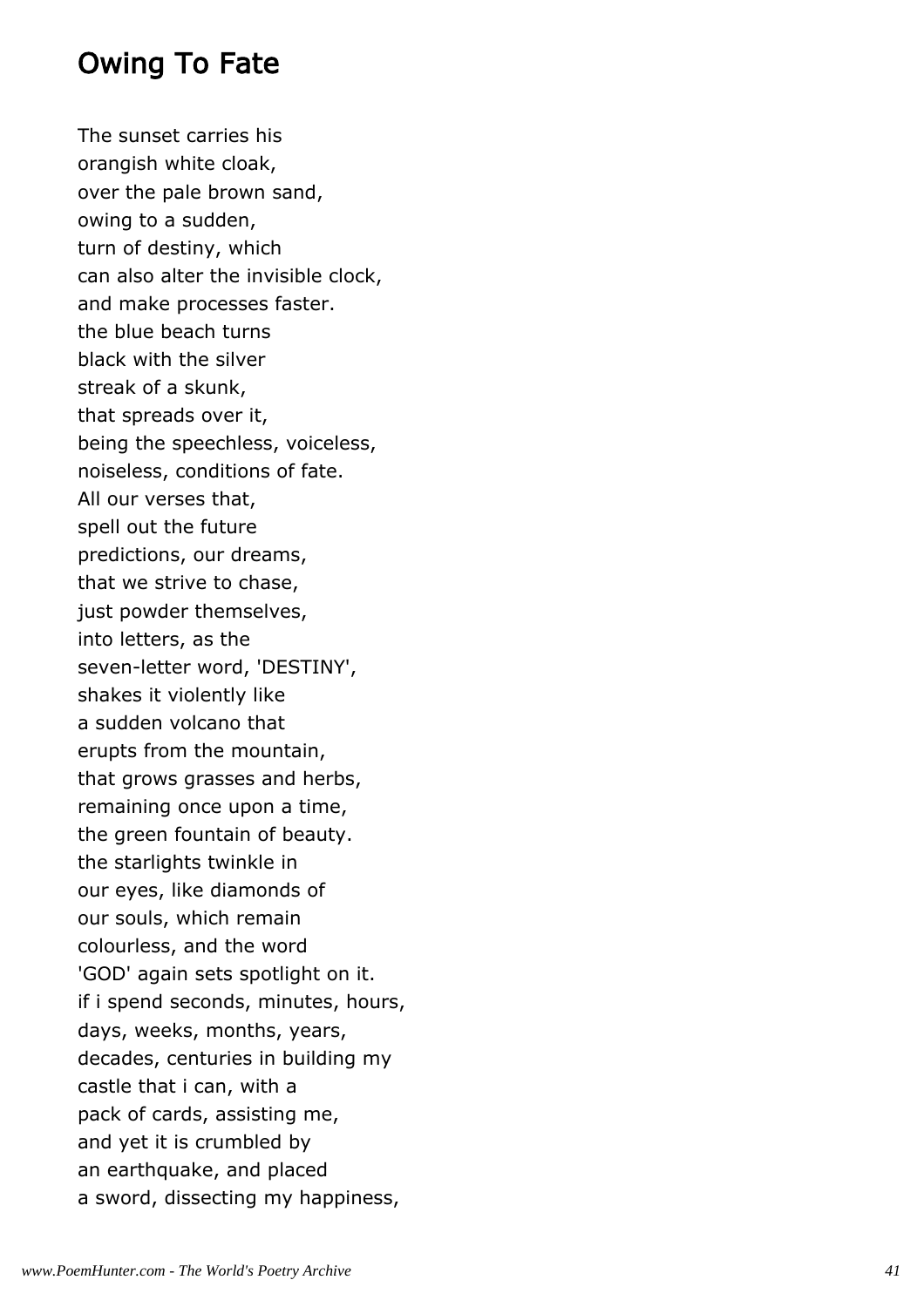## Owing To Fate

The sunset carries his
orangish white cloak,
over the pale brown sand,
owing to a sudden,
turn of destiny, which
can also alter the invisible clock,
and make processes faster.
the blue beach turns
black with the silver
streak of a skunk,
that spreads over it,
being the speechless, voiceless,
noiseless, conditions of fate.
All our verses that,
spell out the future
predictions, our dreams,
that we strive to chase,
just powder themselves,
into letters, as the
seven-letter word, 'DESTINY',
shakes it violently like
a sudden volcano that
erupts from the mountain,
that grows grasses and herbs,
remaining once upon a time,
the green fountain of beauty.
the starlights twinkle in
our eyes, like diamonds of
our souls, which remain
colourless, and the word
'GOD' again sets spotlight on it.
if i spend seconds, minutes, hours,
days, weeks, months, years,
decades, centuries in building my
castle that i can, with a
pack of cards, assisting me,
and yet it is crumbled by
an earthquake, and placed
a sword, dissecting my happiness,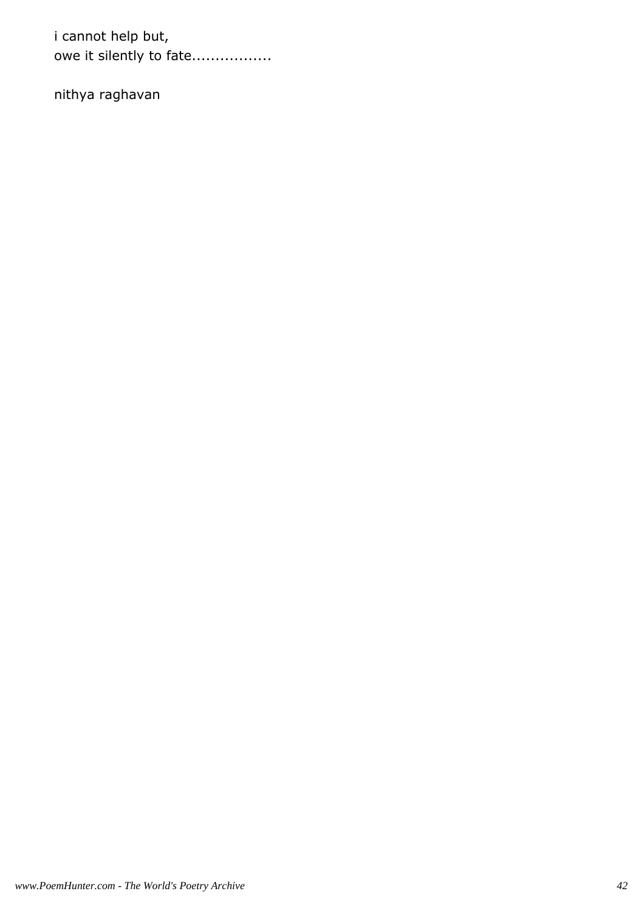i cannot help but,
owe it silently to fate.................

nithya raghavan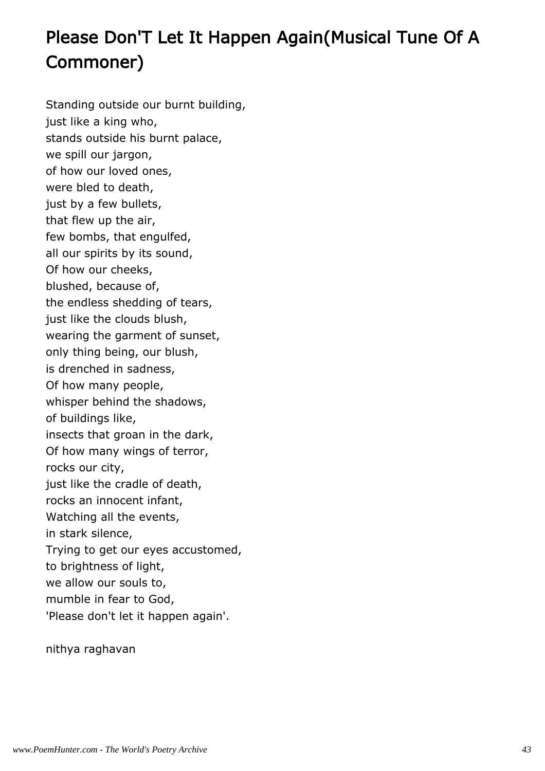# Please Don'T Let It Happen Again(Musical Tune Of A Commoner)

Standing outside our burnt building,
just like a king who,
stands outside his burnt palace,
we spill our jargon,
of how our loved ones,
were bled to death,
just by a few bullets,
that flew up the air,
few bombs, that engulfed,
all our spirits by its sound,
Of how our cheeks,
blushed, because of,
the endless shedding of tears,
just like the clouds blush,
wearing the garment of sunset,
only thing being, our blush,
is drenched in sadness,
Of how many people,
whisper behind the shadows,
of buildings like,
insects that groan in the dark,
Of how many wings of terror,
rocks our city,
just like the cradle of death,
rocks an innocent infant,
Watching all the events,
in stark silence,
Trying to get our eyes accustomed,
to brightness of light,
we allow our souls to,
mumble in fear to God,
'Please don't let it happen again'.

nithya raghavan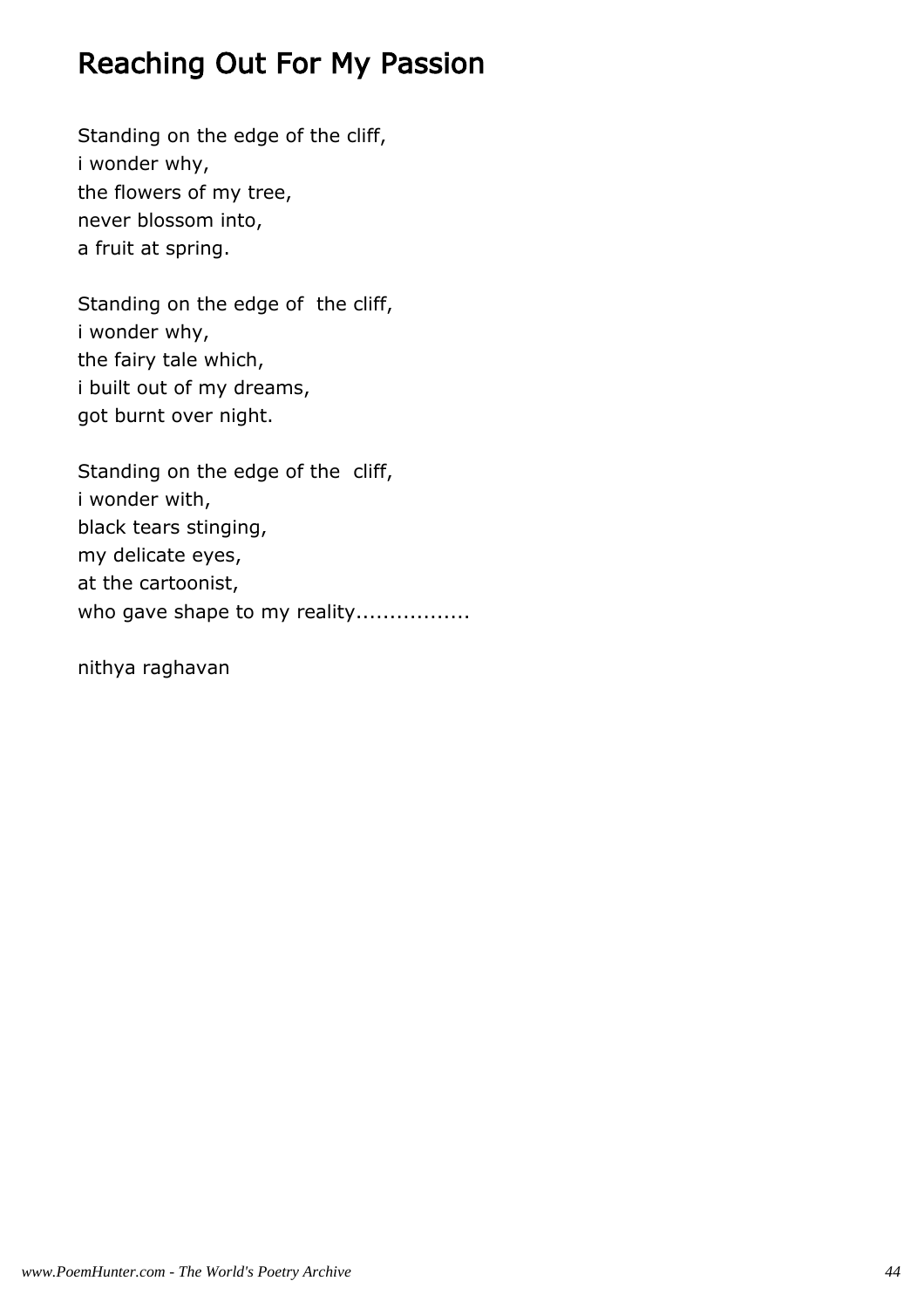# Reaching Out For My Passion

Standing on the edge of the cliff,  
i wonder why,  
the flowers of my tree,  
never blossom into,  
a fruit at spring.

Standing on the edge of  the cliff,  
i wonder why,  
the fairy tale which,  
i built out of my dreams,  
got burnt over night.

Standing on the edge of the  cliff,  
i wonder with,  
black tears stinging,  
my delicate eyes,  
at the cartoonist,  
who gave shape to my reality.................

nithya raghavan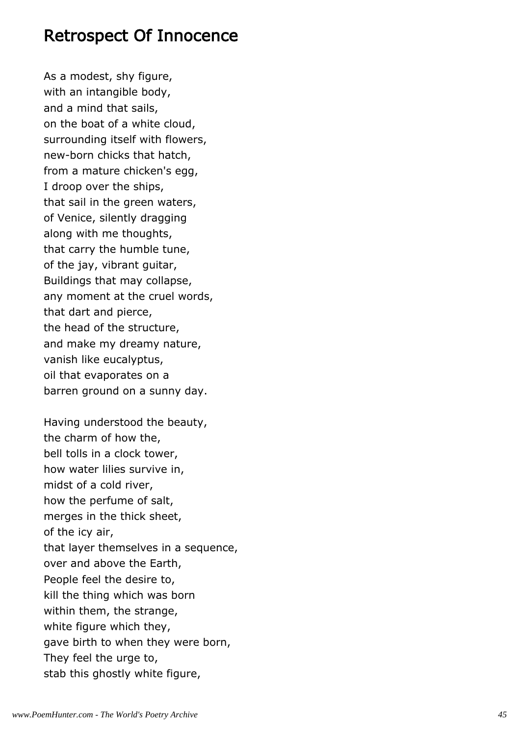# Retrospect Of Innocence

As a modest, shy figure,  
with an intangible body,  
and a mind that sails,  
on the boat of a white cloud,  
surrounding itself with flowers,  
new-born chicks that hatch,  
from a mature chicken's egg,  
I droop over the ships,  
that sail in the green waters,  
of Venice, silently dragging  
along with me thoughts,  
that carry the humble tune,  
of the jay, vibrant guitar,  
Buildings that may collapse,  
any moment at the cruel words,  
that dart and pierce,  
the head of the structure,  
and make my dreamy nature,  
vanish like eucalyptus,  
oil that evaporates on a  
barren ground on a sunny day.

Having understood the beauty,  
the charm of how the,  
bell tolls in a clock tower,  
how water lilies survive in,  
midst of a cold river,  
how the perfume of salt,  
merges in the thick sheet,  
of the icy air,  
that layer themselves in a sequence,  
over and above the Earth,  
People feel the desire to,  
kill the thing which was born  
within them, the strange,  
white figure which they,  
gave birth to when they were born,  
They feel the urge to,  
stab this ghostly white figure,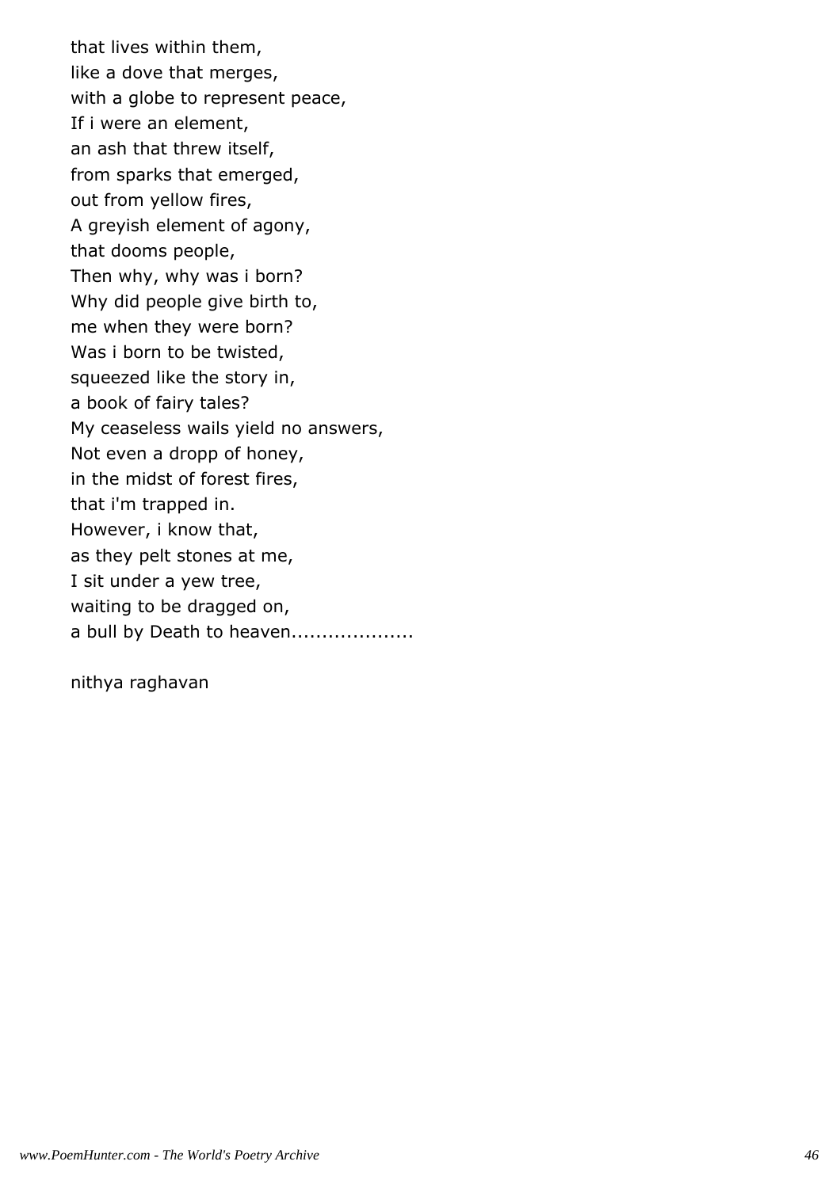that lives within them,  
like a dove that merges,  
with a globe to represent peace,  
If i were an element,  
an ash that threw itself,  
from sparks that emerged,  
out from yellow fires,  
A greyish element of agony,  
that dooms people,  
Then why, why was i born?  
Why did people give birth to,  
me when they were born?  
Was i born to be twisted,  
squeezed like the story in,  
a book of fairy tales?  
My ceaseless wails yield no answers,  
Not even a dropp of honey,  
in the midst of forest fires,  
that i'm trapped in.  
However, i know that,  
as they pelt stones at me,  
I sit under a yew tree,  
waiting to be dragged on,  
a bull by Death to heaven....................

nithya raghavan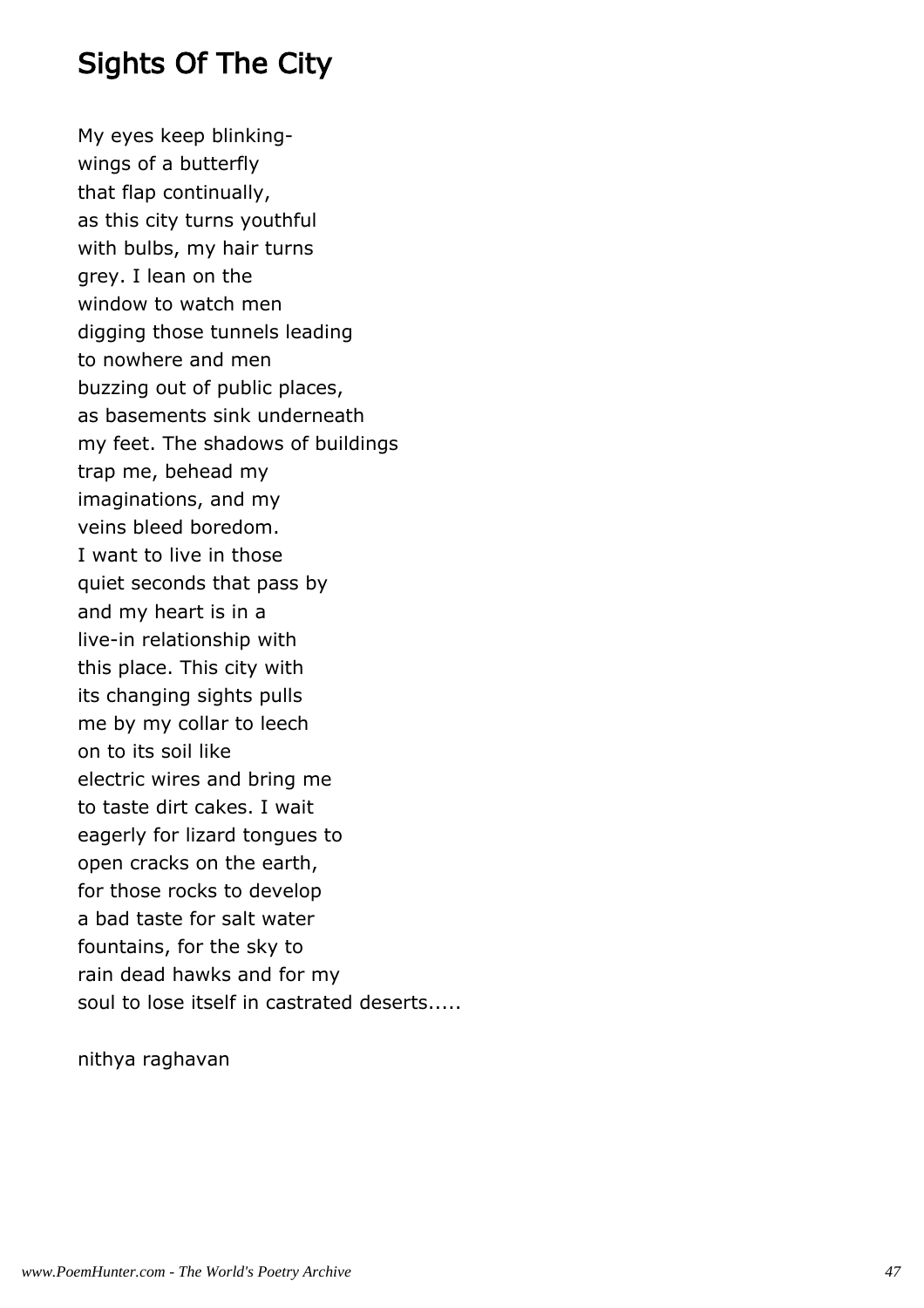## Sights Of The City

My eyes keep blinking-  
wings of a butterfly  
that flap continually,  
as this city turns youthful  
with bulbs, my hair turns  
grey. I lean on the  
window to watch men  
digging those tunnels leading  
to nowhere and men  
buzzing out of public places,  
as basements sink underneath  
my feet. The shadows of buildings  
trap me, behead my  
imaginations, and my  
veins bleed boredom.  
I want to live in those  
quiet seconds that pass by  
and my heart is in a  
live-in relationship with  
this place. This city with  
its changing sights pulls  
me by my collar to leech  
on to its soil like  
electric wires and bring me  
to taste dirt cakes. I wait  
eagerly for lizard tongues to  
open cracks on the earth,  
for those rocks to develop  
a bad taste for salt water  
fountains, for the sky to  
rain dead hawks and for my  
soul to lose itself in castrated deserts.....

nithya raghavan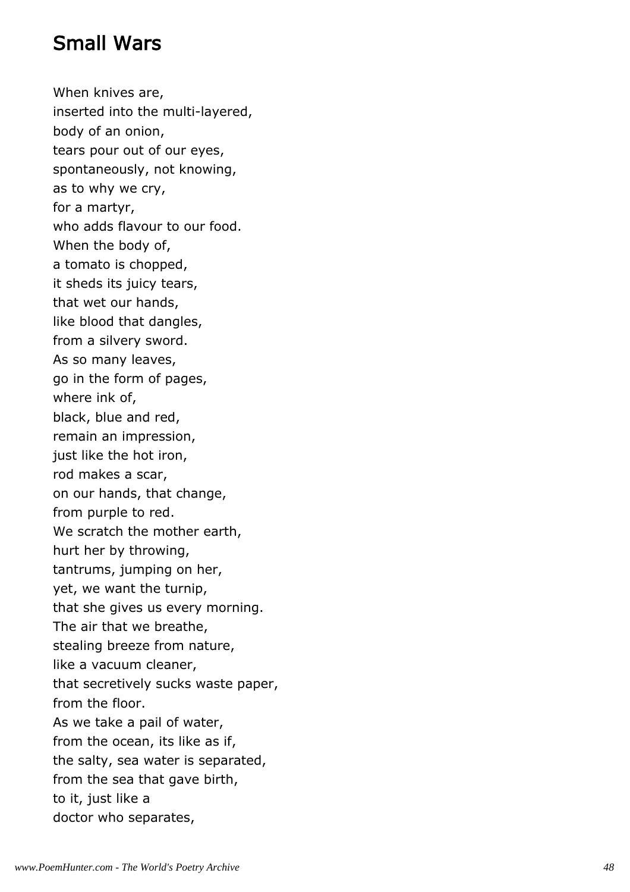## Small Wars

When knives are,  
inserted into the multi-layered,  
body of an onion,  
tears pour out of our eyes,  
spontaneously, not knowing,  
as to why we cry,  
for a martyr,  
who adds flavour to our food.  
When the body of,  
a tomato is chopped,  
it sheds its juicy tears,  
that wet our hands,  
like blood that dangles,  
from a silvery sword.  
As so many leaves,  
go in the form of pages,  
where ink of,  
black, blue and red,  
remain an impression,  
just like the hot iron,  
rod makes a scar,  
on our hands, that change,  
from purple to red.  
We scratch the mother earth,  
hurt her by throwing,  
tantrums, jumping on her,  
yet, we want the turnip,  
that she gives us every morning.  
The air that we breathe,  
stealing breeze from nature,  
like a vacuum cleaner,  
that secretively sucks waste paper,  
from the floor.  
As we take a pail of water,  
from the ocean, its like as if,  
the salty, sea water is separated,  
from the sea that gave birth,  
to it, just like a  
doctor who separates,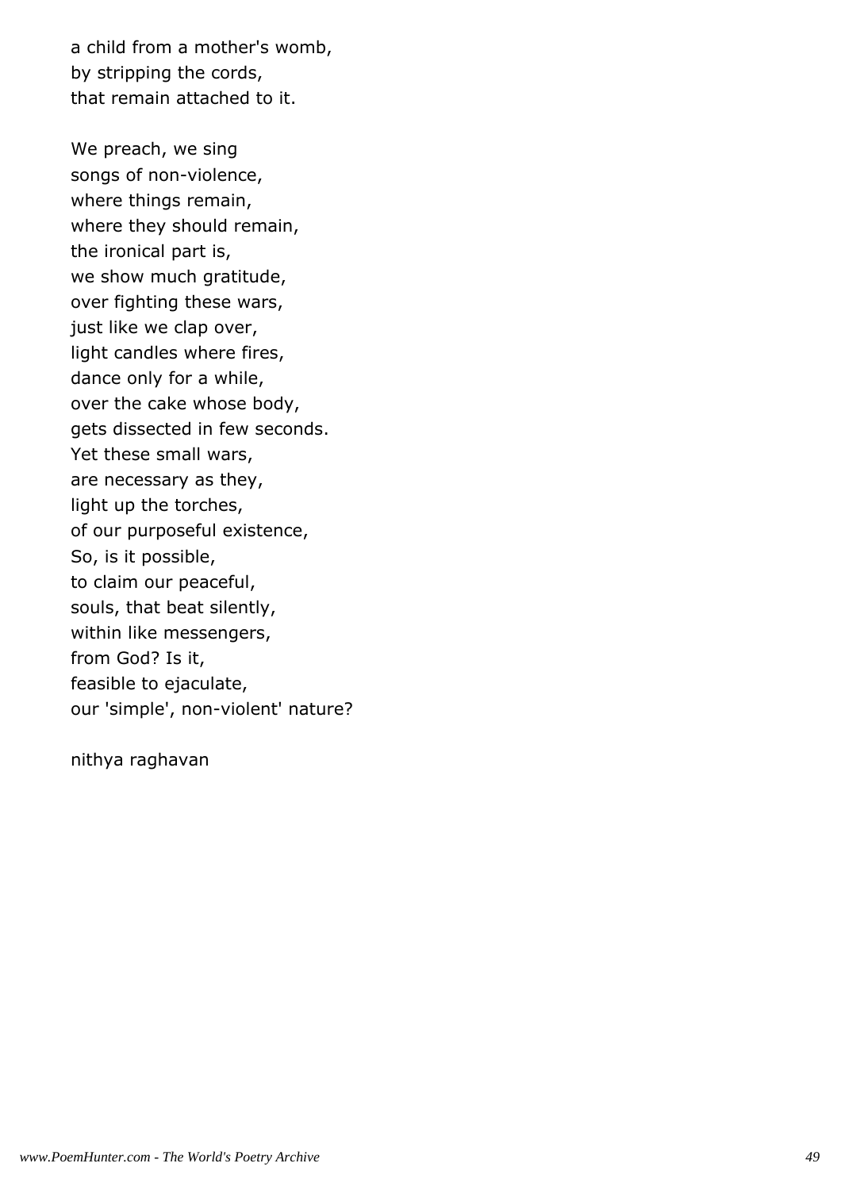a child from a mother's womb,  
by stripping the cords,  
that remain attached to it.

We preach, we sing  
songs of non-violence,  
where things remain,  
where they should remain,  
the ironical part is,  
we show much gratitude,  
over fighting these wars,  
just like we clap over,  
light candles where fires,  
dance only for a while,  
over the cake whose body,  
gets dissected in few seconds.  
Yet these small wars,  
are necessary as they,  
light up the torches,  
of our purposeful existence,  
So, is it possible,  
to claim our peaceful,  
souls, that beat silently,  
within like messengers,  
from God? Is it,  
feasible to ejaculate,  
our 'simple', non-violent' nature?

nithya raghavan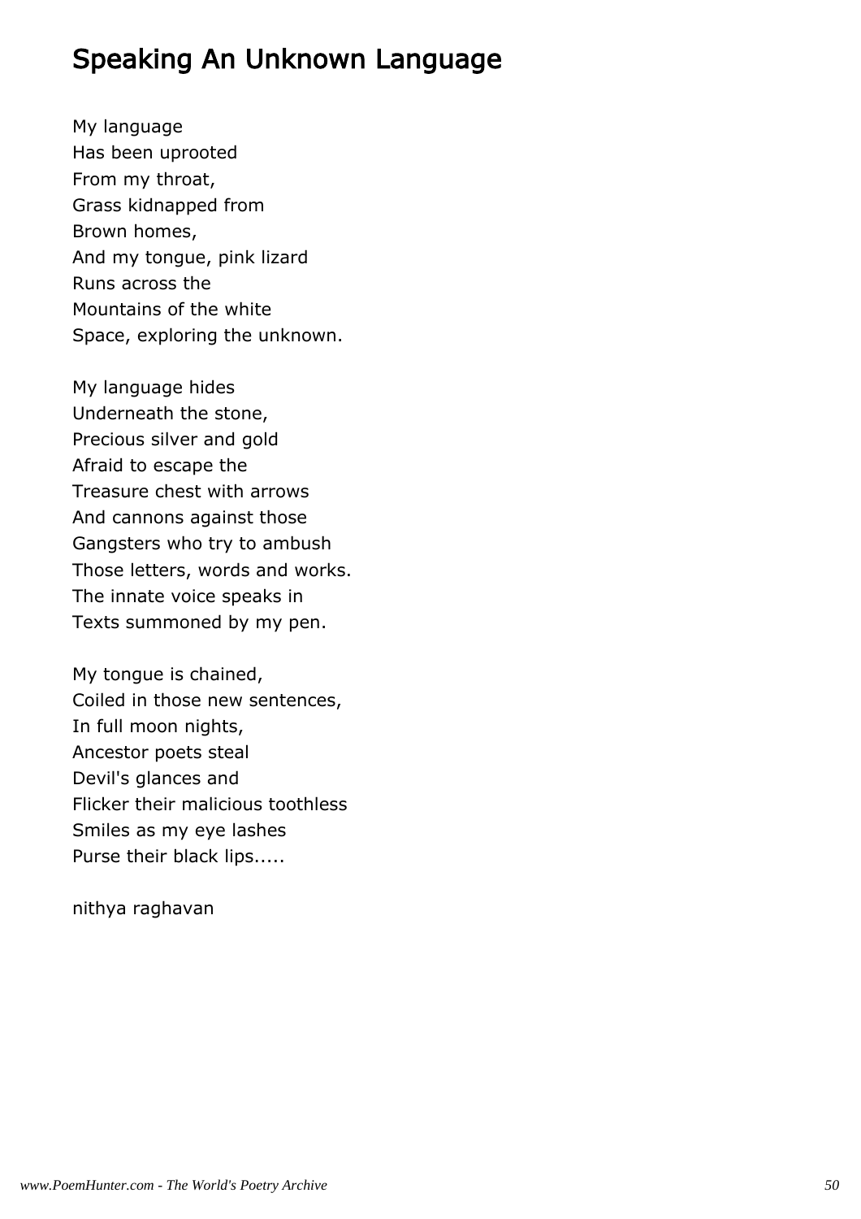# Speaking An Unknown Language

My language
Has been uprooted
From my throat,
Grass kidnapped from
Brown homes,
And my tongue, pink lizard
Runs across the
Mountains of the white
Space, exploring the unknown.

My language hides
Underneath the stone,
Precious silver and gold
Afraid to escape the
Treasure chest with arrows
And cannons against those
Gangsters who try to ambush
Those letters, words and works.
The innate voice speaks in
Texts summoned by my pen.

My tongue is chained,
Coiled in those new sentences,
In full moon nights,
Ancestor poets steal
Devil's glances and
Flicker their malicious toothless
Smiles as my eye lashes
Purse their black lips.....

nithya raghavan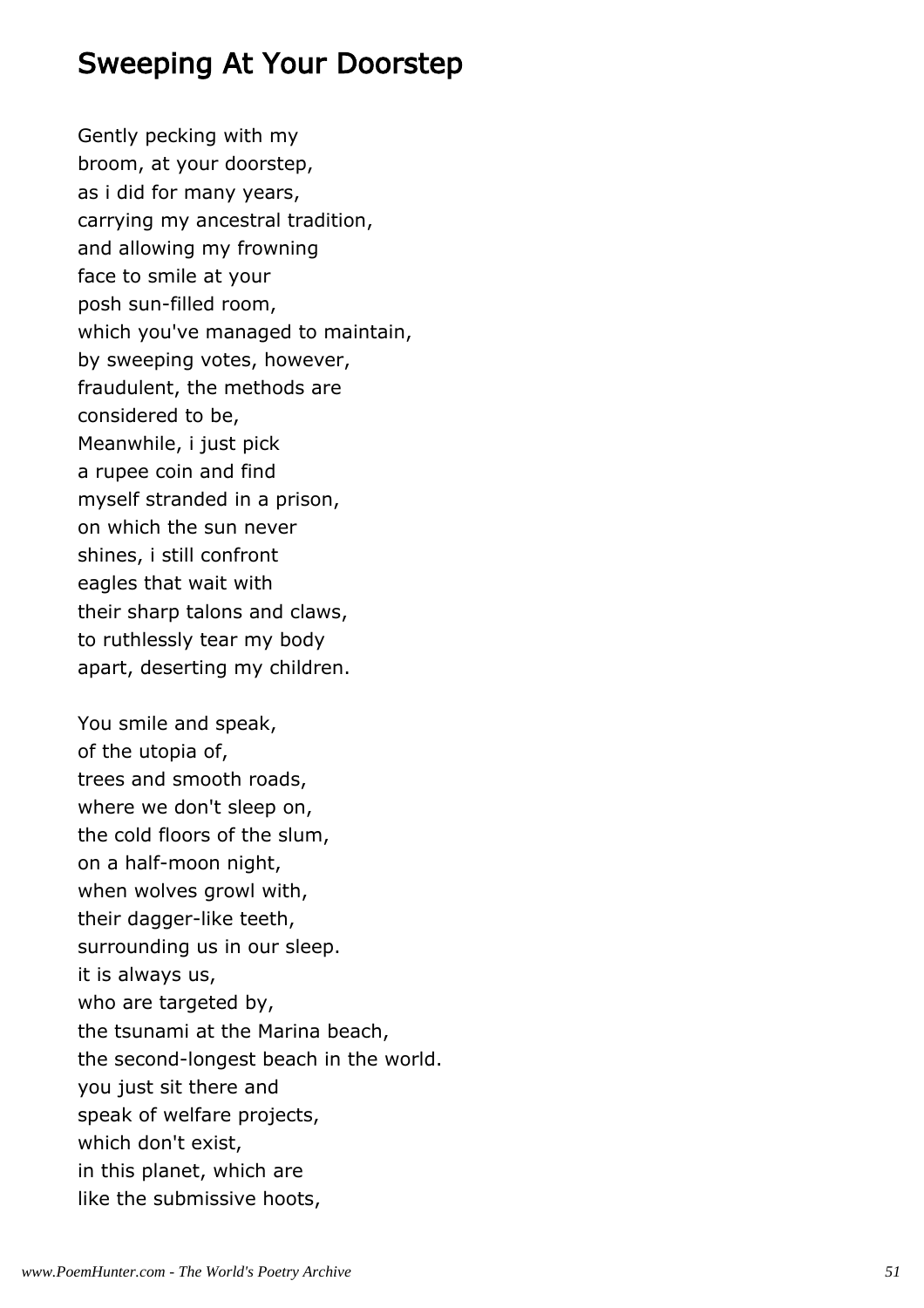## Sweeping At Your Doorstep

Gently pecking with my  
broom, at your doorstep,  
as i did for many years,  
carrying my ancestral tradition,  
and allowing my frowning  
face to smile at your  
posh sun-filled room,  
which you've managed to maintain,  
by sweeping votes, however,  
fraudulent, the methods are  
considered to be,  
Meanwhile, i just pick  
a rupee coin and find  
myself stranded in a prison,  
on which the sun never  
shines, i still confront  
eagles that wait with  
their sharp talons and claws,  
to ruthlessly tear my body  
apart, deserting my children.

You smile and speak,  
of the utopia of,  
trees and smooth roads,  
where we don't sleep on,  
the cold floors of the slum,  
on a half-moon night,  
when wolves growl with,  
their dagger-like teeth,  
surrounding us in our sleep.  
it is always us,  
who are targeted by,  
the tsunami at the Marina beach,  
the second-longest beach in the world.  
you just sit there and  
speak of welfare projects,  
which don't exist,  
in this planet, which are  
like the submissive hoots,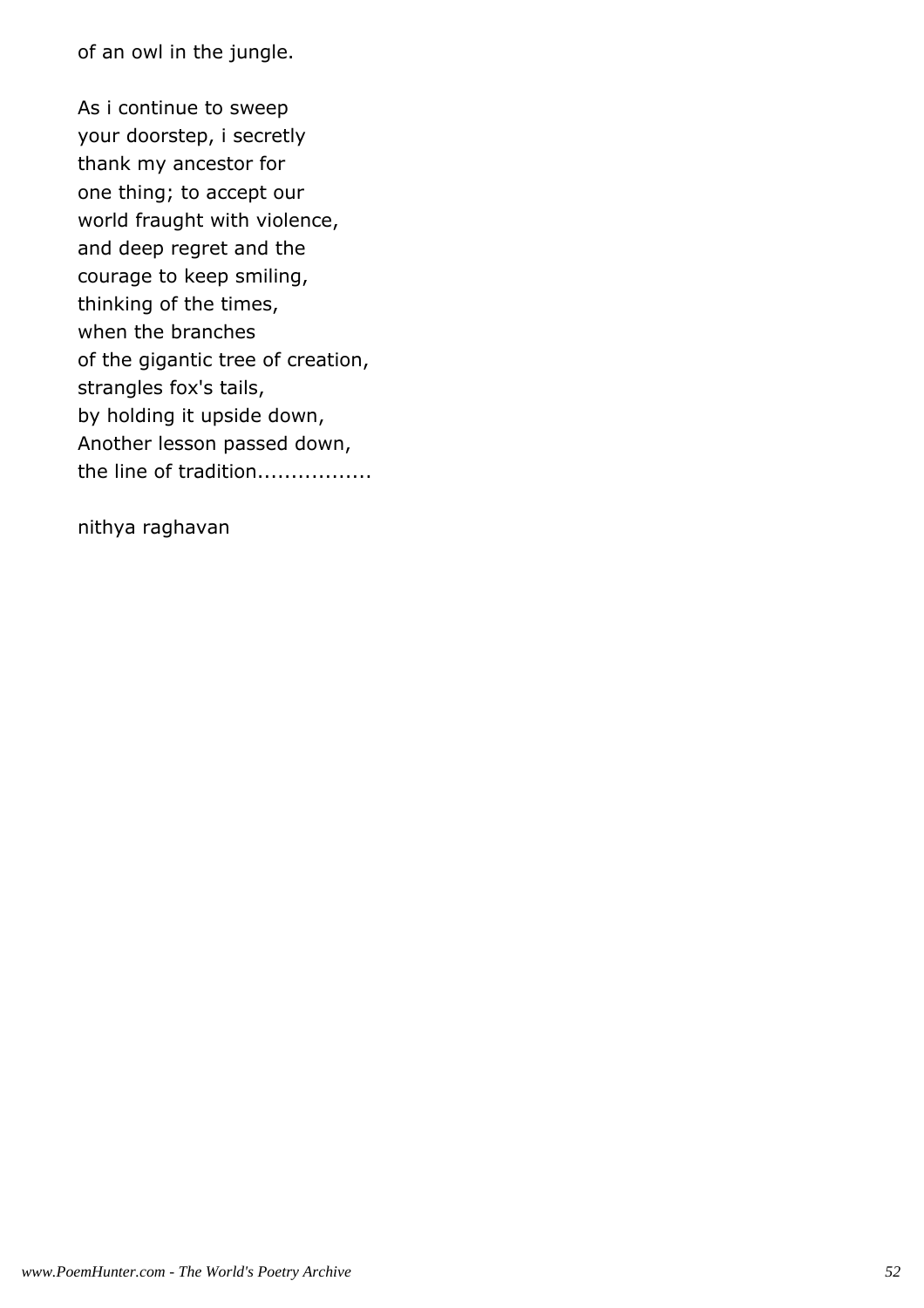of an owl in the jungle.

As i continue to sweep
your doorstep, i secretly
thank my ancestor for
one thing; to accept our
world fraught with violence,
and deep regret and the
courage to keep smiling,
thinking of the times,
when the branches
of the gigantic tree of creation,
strangles fox's tails,
by holding it upside down,
Another lesson passed down,
the line of tradition.................

nithya raghavan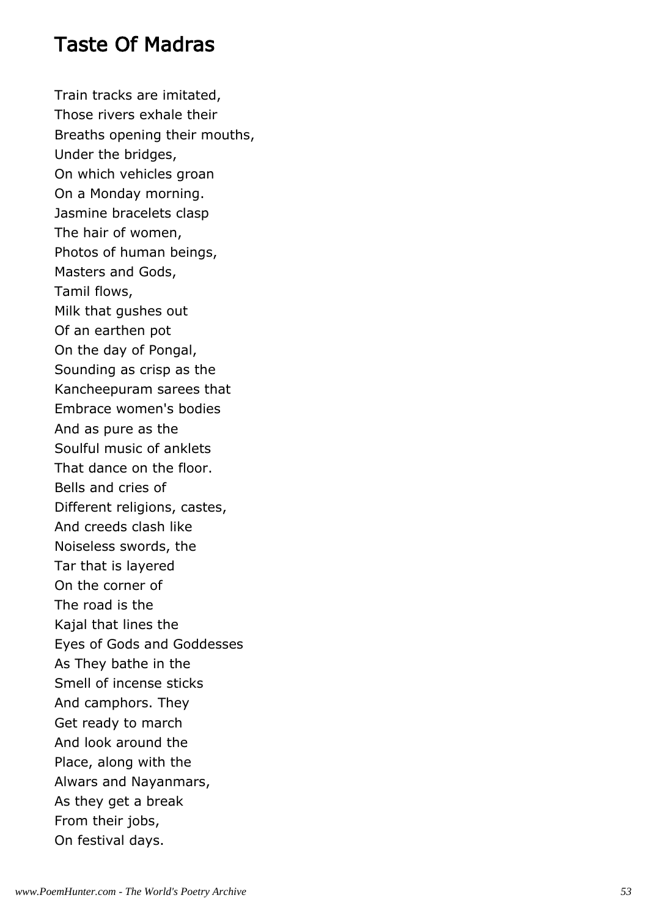# Taste Of Madras

Train tracks are imitated,  
Those rivers exhale their  
Breaths opening their mouths,  
Under the bridges,  
On which vehicles groan  
On a Monday morning.  
Jasmine bracelets clasp  
The hair of women,  
Photos of human beings,  
Masters and Gods,  
Tamil flows,  
Milk that gushes out  
Of an earthen pot  
On the day of Pongal,  
Sounding as crisp as the  
Kancheepuram sarees that  
Embrace women's bodies  
And as pure as the  
Soulful music of anklets  
That dance on the floor.  
Bells and cries of  
Different religions, castes,  
And creeds clash like  
Noiseless swords, the  
Tar that is layered  
On the corner of  
The road is the  
Kajal that lines the  
Eyes of Gods and Goddesses  
As They bathe in the  
Smell of incense sticks  
And camphors. They  
Get ready to march  
And look around the  
Place, along with the  
Alwars and Nayanmars,  
As they get a break  
From their jobs,  
On festival days.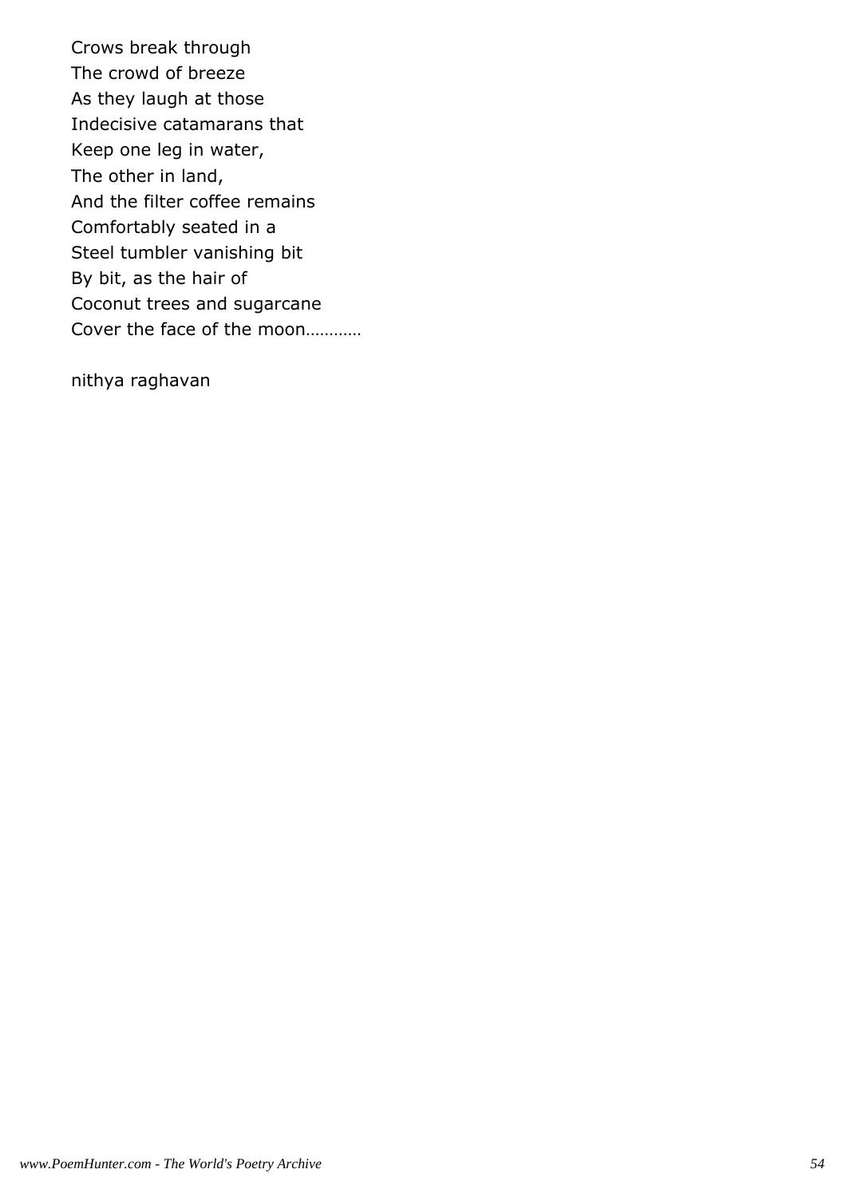Crows break through  
The crowd of breeze  
As they laugh at those  
Indecisive catamarans that  
Keep one leg in water,  
The other in land,  
And the filter coffee remains  
Comfortably seated in a  
Steel tumbler vanishing bit  
By bit, as the hair of  
Coconut trees and sugarcane  
Cover the face of the moon…………

nithya raghavan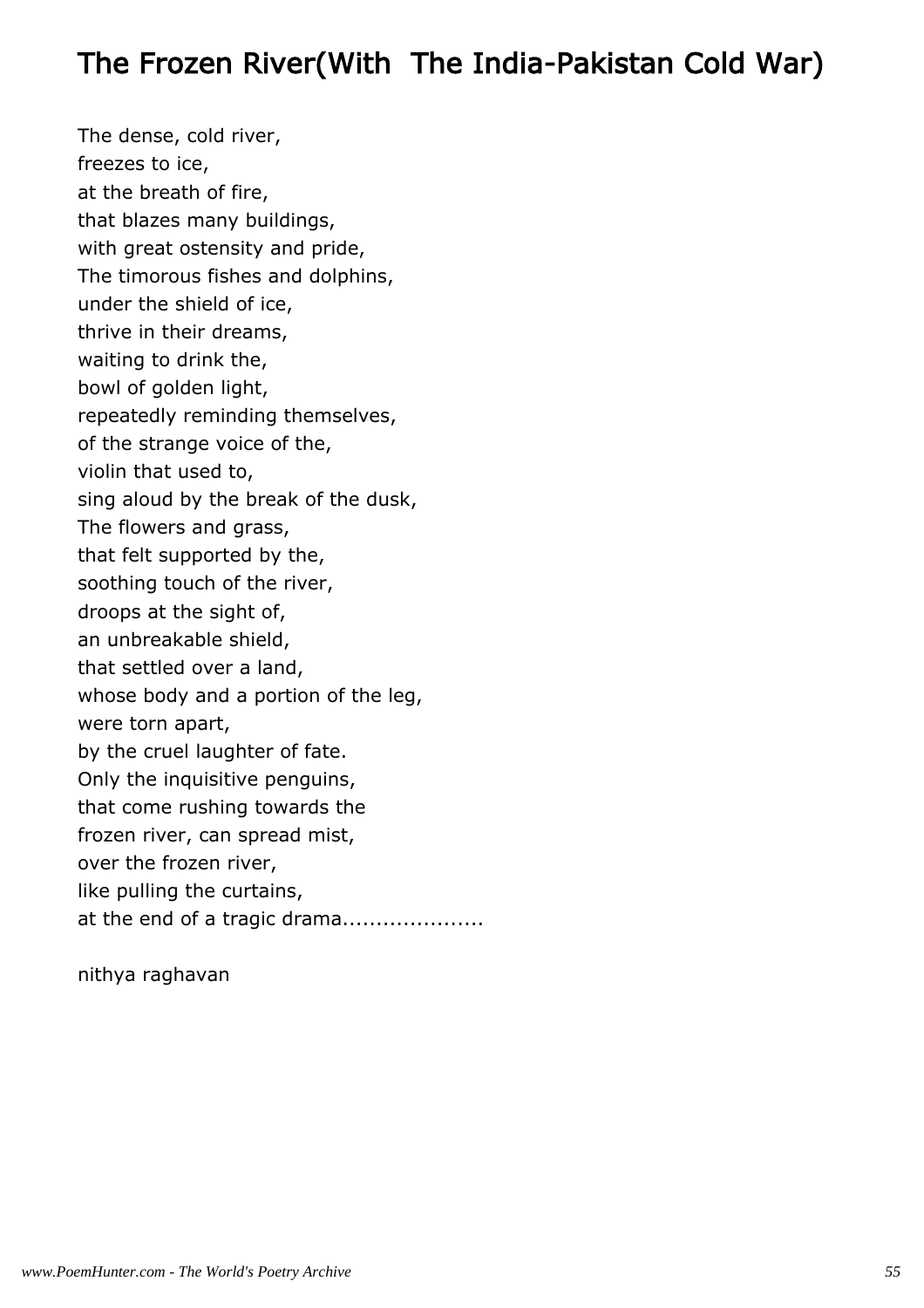# The Frozen River(With  The India-Pakistan Cold War)

The dense, cold river,  
freezes to ice,  
at the breath of fire,  
that blazes many buildings,  
with great ostensity and pride,  
The timorous fishes and dolphins,  
under the shield of ice,  
thrive in their dreams,  
waiting to drink the,  
bowl of golden light,  
repeatedly reminding themselves,  
of the strange voice of the,  
violin that used to,  
sing aloud by the break of the dusk,  
The flowers and grass,  
that felt supported by the,  
soothing touch of the river,  
droops at the sight of,  
an unbreakable shield,  
that settled over a land,  
whose body and a portion of the leg,  
were torn apart,  
by the cruel laughter of fate.  
Only the inquisitive penguins,  
that come rushing towards the  
frozen river, can spread mist,  
over the frozen river,  
like pulling the curtains,  
at the end of a tragic drama....................

nithya raghavan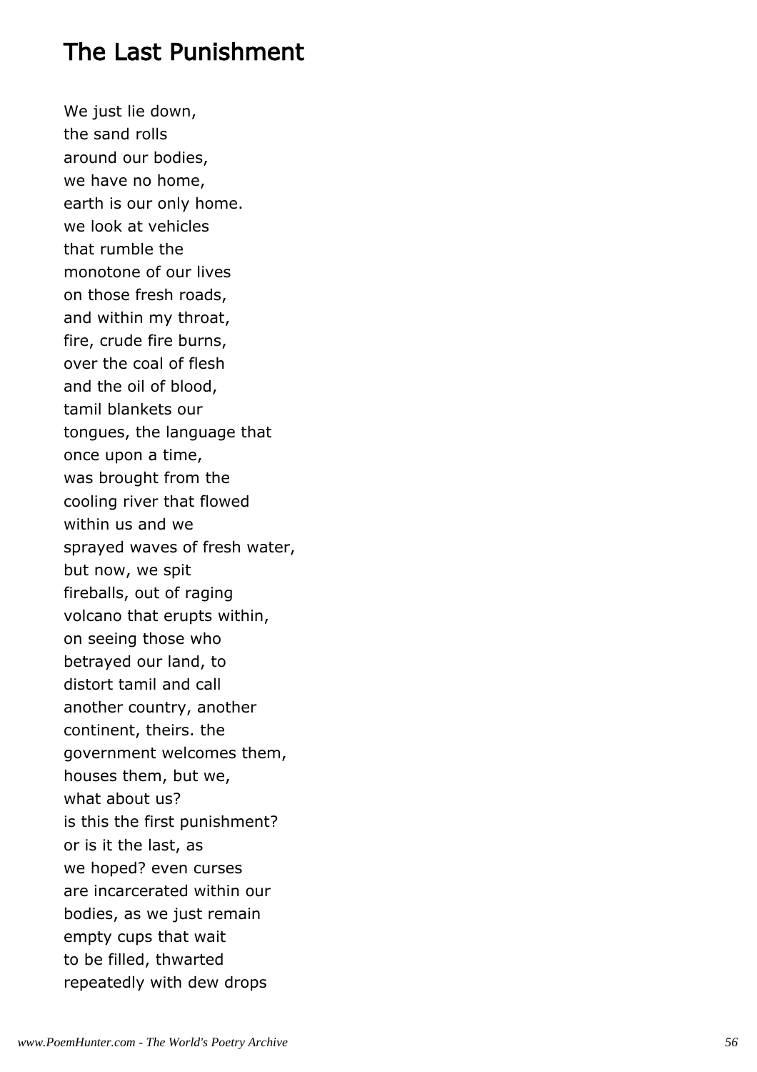## The Last Punishment

We just lie down,  
the sand rolls  
around our bodies,  
we have no home,  
earth is our only home.  
we look at vehicles  
that rumble the  
monotone of our lives  
on those fresh roads,  
and within my throat,  
fire, crude fire burns,  
over the coal of flesh  
and the oil of blood,  
tamil blankets our  
tongues, the language that  
once upon a time,  
was brought from the  
cooling river that flowed  
within us and we  
sprayed waves of fresh water,  
but now, we spit  
fireballs, out of raging  
volcano that erupts within,  
on seeing those who  
betrayed our land, to  
distort tamil and call  
another country, another  
continent, theirs. the  
government welcomes them,  
houses them, but we,  
what about us?  
is this the first punishment?  
or is it the last, as  
we hoped? even curses  
are incarcerated within our  
bodies, as we just remain  
empty cups that wait  
to be filled, thwarted  
repeatedly with dew drops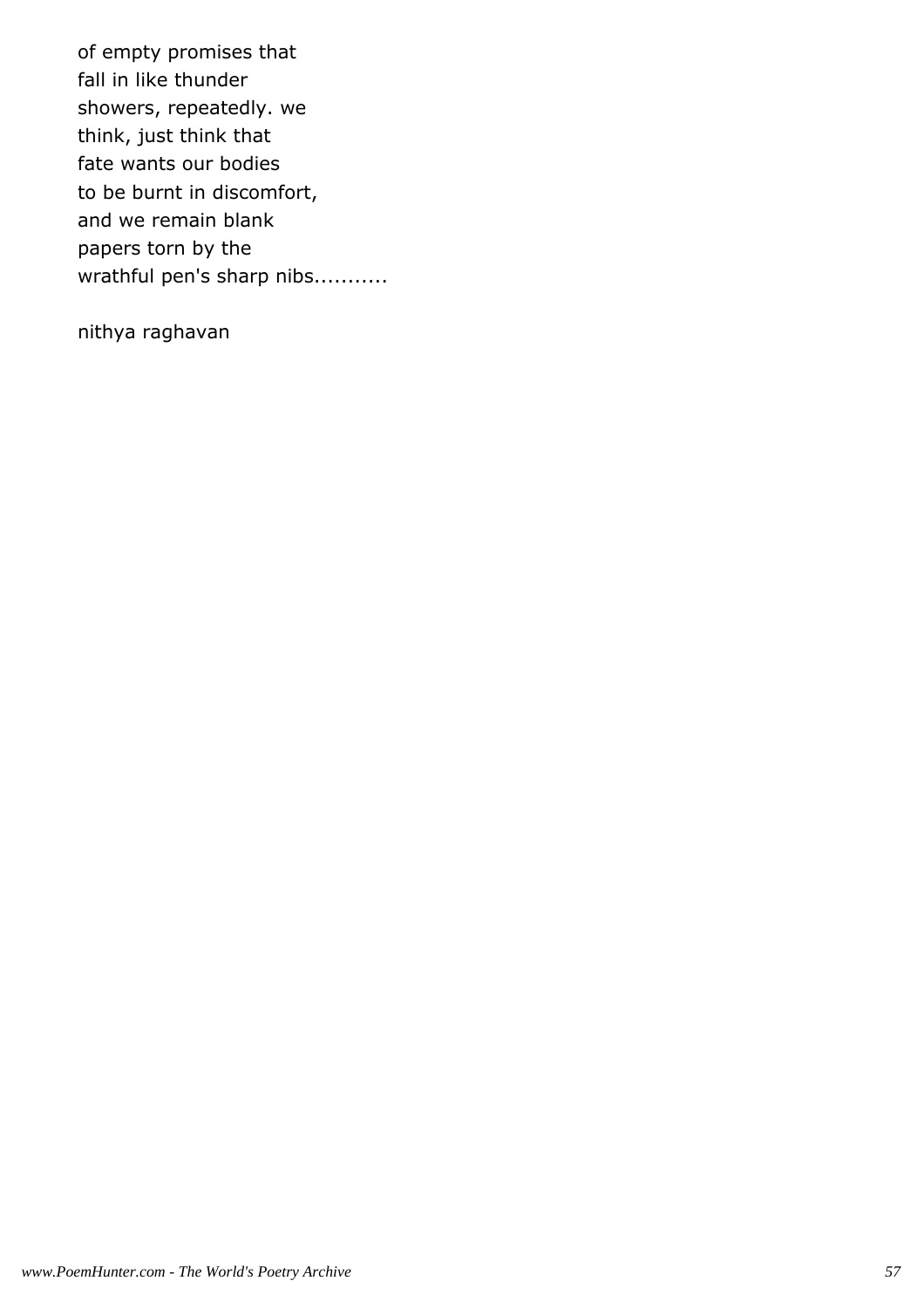of empty promises that  
fall in like thunder  
showers, repeatedly. we  
think, just think that  
fate wants our bodies  
to be burnt in discomfort,  
and we remain blank  
papers torn by the  
wrathful pen's sharp nibs...........

nithya raghavan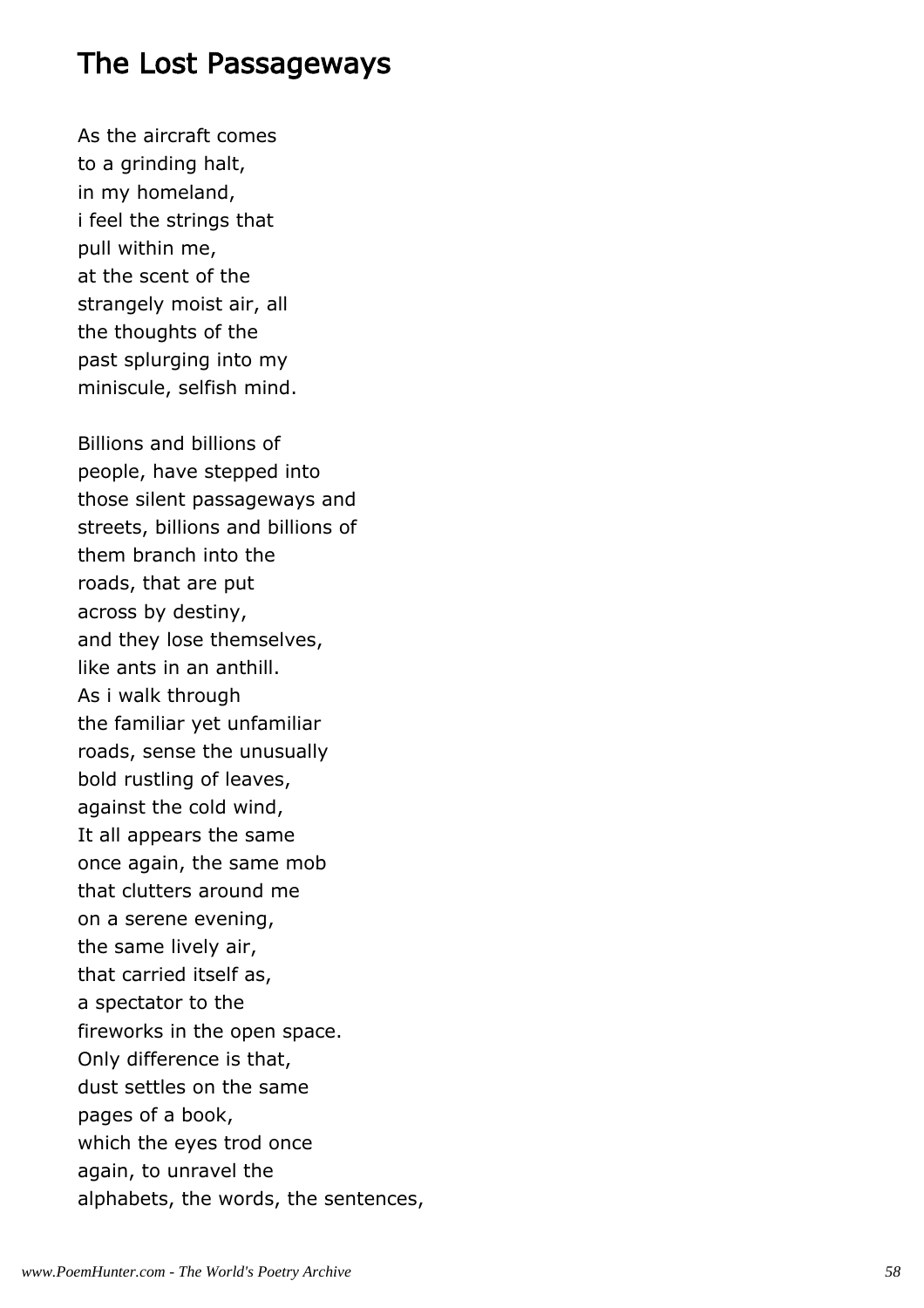## The Lost Passageways

As the aircraft comes
to a grinding halt,
in my homeland,
i feel the strings that
pull within me,
at the scent of the
strangely moist air, all
the thoughts of the
past splurging into my
miniscule, selfish mind.

Billions and billions of
people, have stepped into
those silent passageways and
streets, billions and billions of
them branch into the
roads, that are put
across by destiny,
and they lose themselves,
like ants in an anthill.
As i walk through
the familiar yet unfamiliar
roads, sense the unusually
bold rustling of leaves,
against the cold wind,
It all appears the same
once again, the same mob
that clutters around me
on a serene evening,
the same lively air,
that carried itself as,
a spectator to the
fireworks in the open space.
Only difference is that,
dust settles on the same
pages of a book,
which the eyes trod once
again, to unravel the
alphabets, the words, the sentences,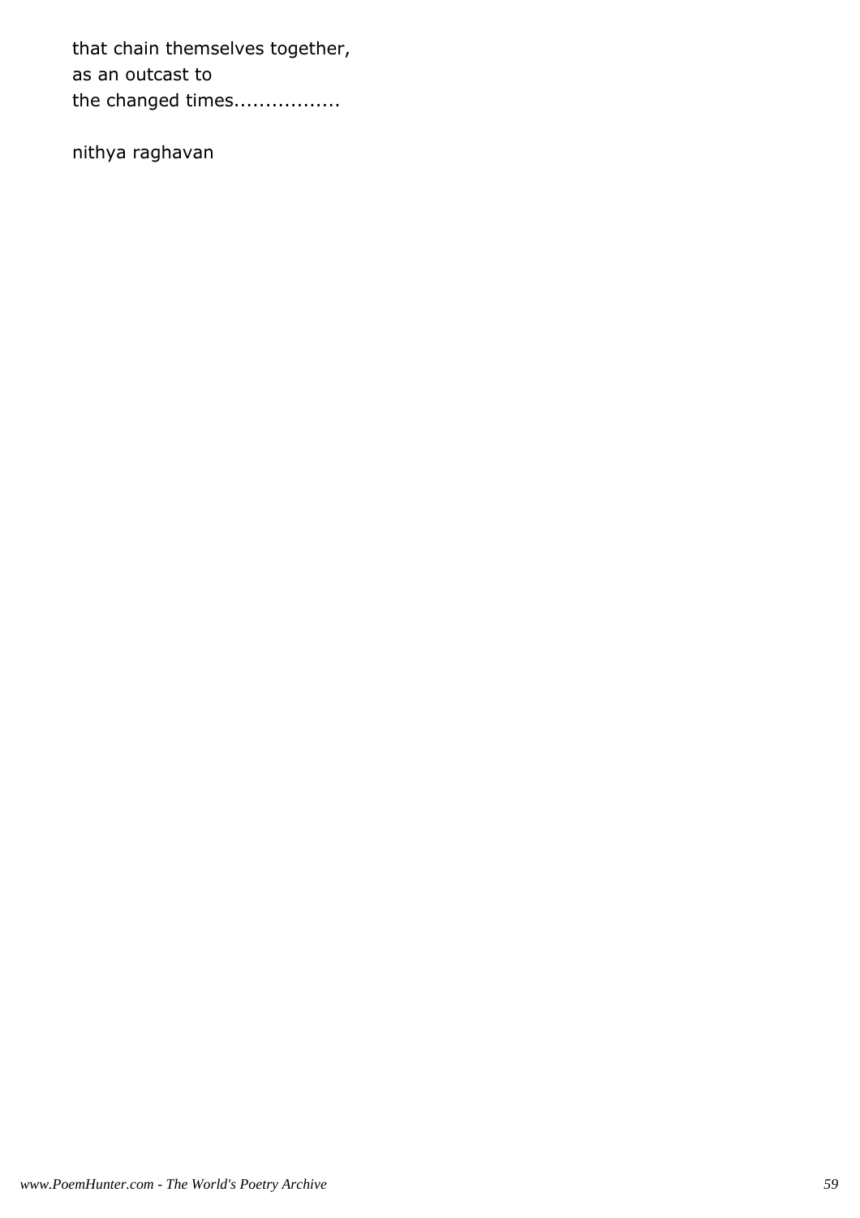that chain themselves together,
as an outcast to
the changed times.................

nithya raghavan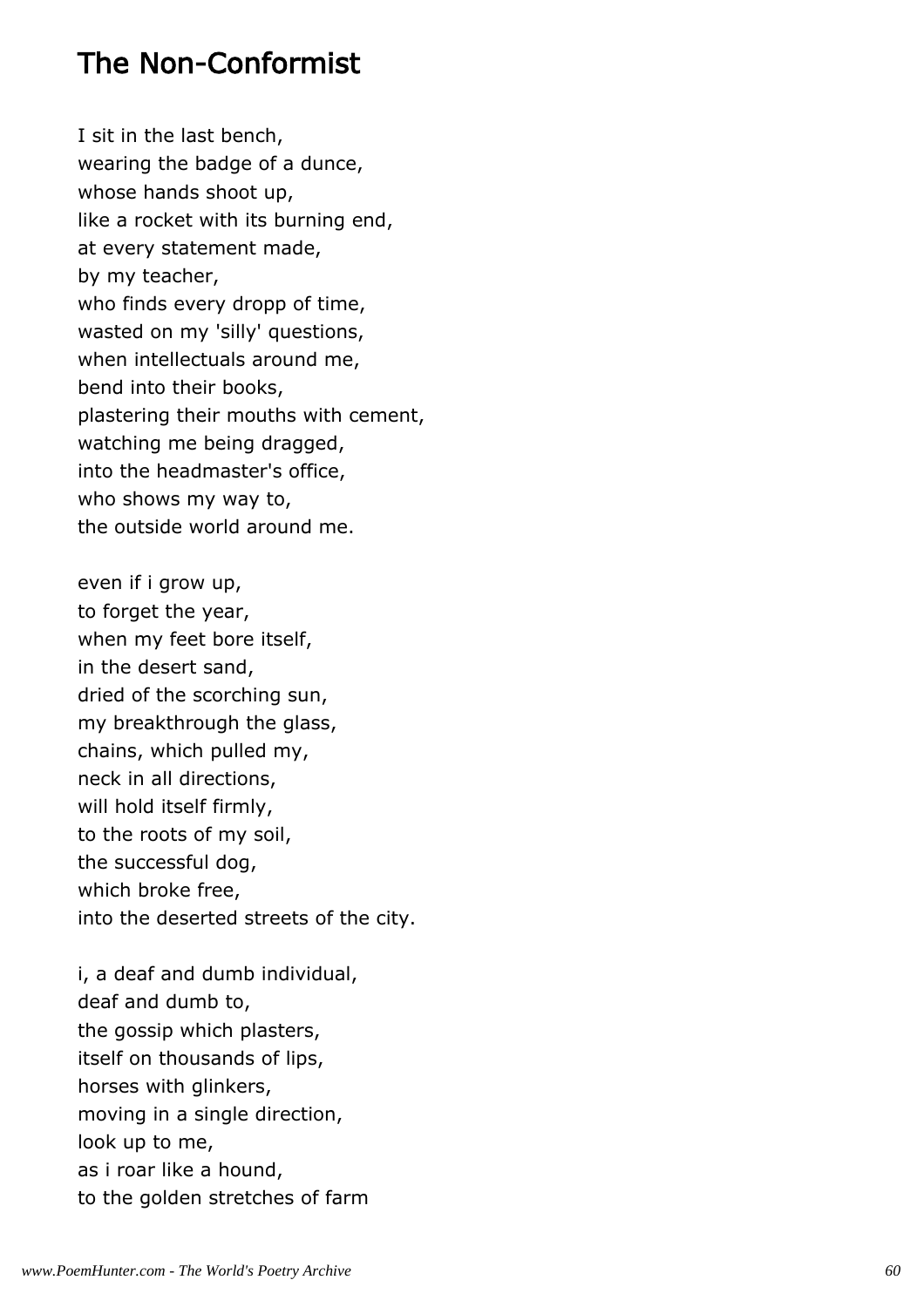## The Non-Conformist

I sit in the last bench,  
wearing the badge of a dunce,  
whose hands shoot up,  
like a rocket with its burning end,  
at every statement made,  
by my teacher,  
who finds every dropp of time,  
wasted on my 'silly' questions,  
when intellectuals around me,  
bend into their books,  
plastering their mouths with cement,  
watching me being dragged,  
into the headmaster's office,  
who shows my way to,  
the outside world around me.

even if i grow up,  
to forget the year,  
when my feet bore itself,  
in the desert sand,  
dried of the scorching sun,  
my breakthrough the glass,  
chains, which pulled my,  
neck in all directions,  
will hold itself firmly,  
to the roots of my soil,  
the successful dog,  
which broke free,  
into the deserted streets of the city.

i, a deaf and dumb individual,  
deaf and dumb to,  
the gossip which plasters,  
itself on thousands of lips,  
horses with glinkers,  
moving in a single direction,  
look up to me,  
as i roar like a hound,  
to the golden stretches of farm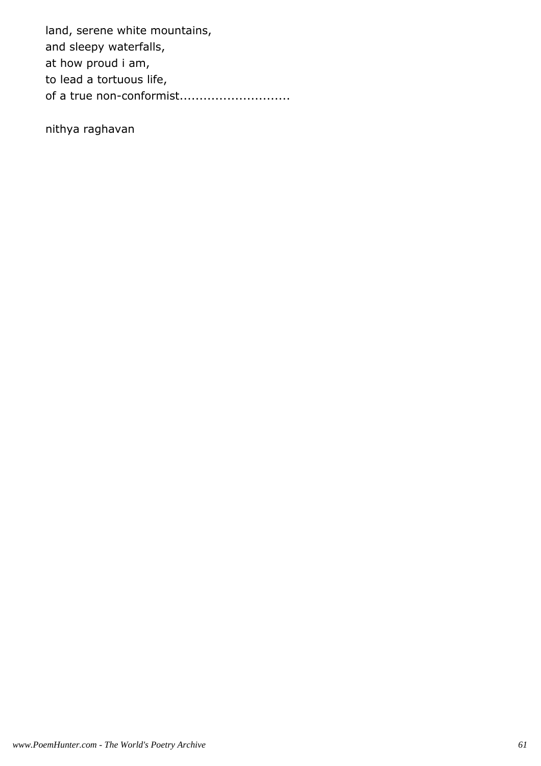land, serene white mountains,  
and sleepy waterfalls,  
at how proud i am,  
to lead a tortuous life,  
of a true non-conformist............................

nithya raghavan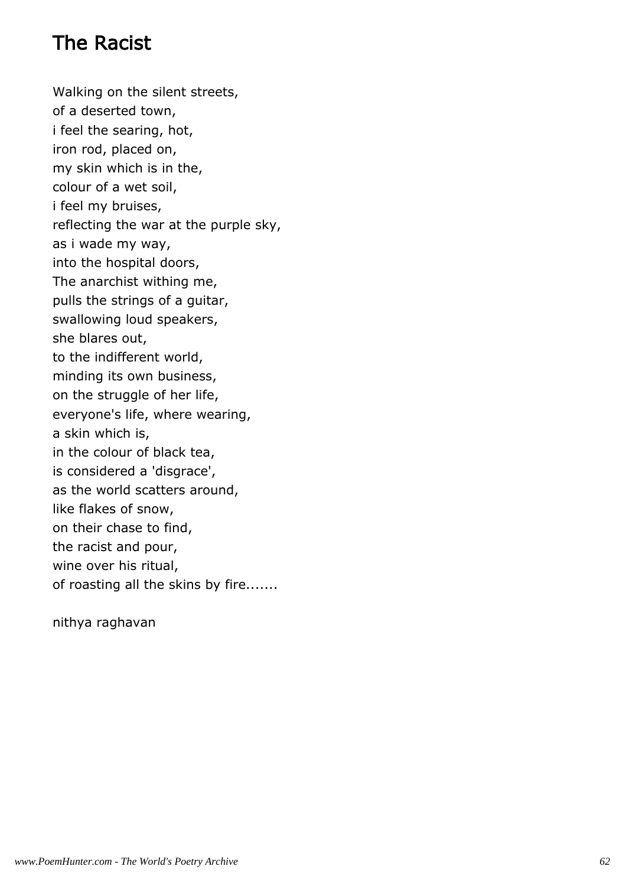# The Racist

Walking on the silent streets,  
of a deserted town,  
i feel the searing, hot,  
iron rod, placed on,  
my skin which is in the,  
colour of a wet soil,  
i feel my bruises,  
reflecting the war at the purple sky,  
as i wade my way,  
into the hospital doors,  
The anarchist withing me,  
pulls the strings of a guitar,  
swallowing loud speakers,  
she blares out,  
to the indifferent world,  
minding its own business,  
on the struggle of her life,  
everyone's life, where wearing,  
a skin which is,  
in the colour of black tea,  
is considered a 'disgrace',  
as the world scatters around,  
like flakes of snow,  
on their chase to find,  
the racist and pour,  
wine over his ritual,  
of roasting all the skins by fire.......

nithya raghavan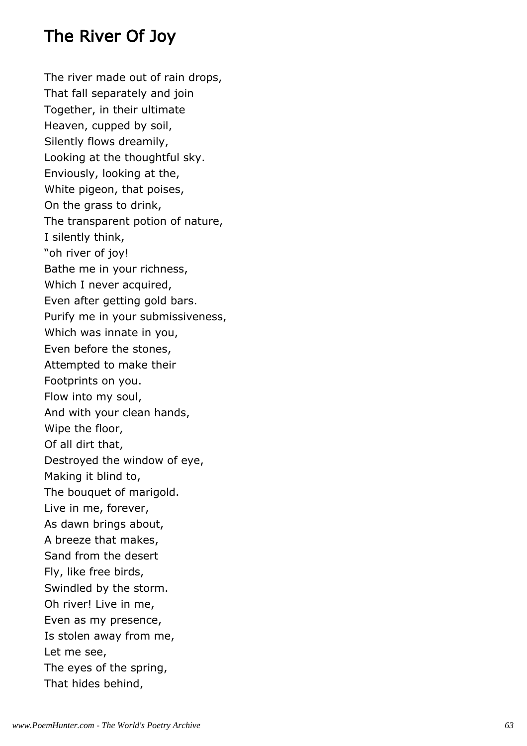# The River Of Joy

The river made out of rain drops,
That fall separately and join
Together, in their ultimate
Heaven, cupped by soil,
Silently flows dreamily,
Looking at the thoughtful sky.
Enviously, looking at the,
White pigeon, that poises,
On the grass to drink,
The transparent potion of nature,
I silently think,
"oh river of joy!
Bathe me in your richness,
Which I never acquired,
Even after getting gold bars.
Purify me in your submissiveness,
Which was innate in you,
Even before the stones,
Attempted to make their
Footprints on you.
Flow into my soul,
And with your clean hands,
Wipe the floor,
Of all dirt that,
Destroyed the window of eye,
Making it blind to,
The bouquet of marigold.
Live in me, forever,
As dawn brings about,
A breeze that makes,
Sand from the desert
Fly, like free birds,
Swindled by the storm.
Oh river! Live in me,
Even as my presence,
Is stolen away from me,
Let me see,
The eyes of the spring,
That hides behind,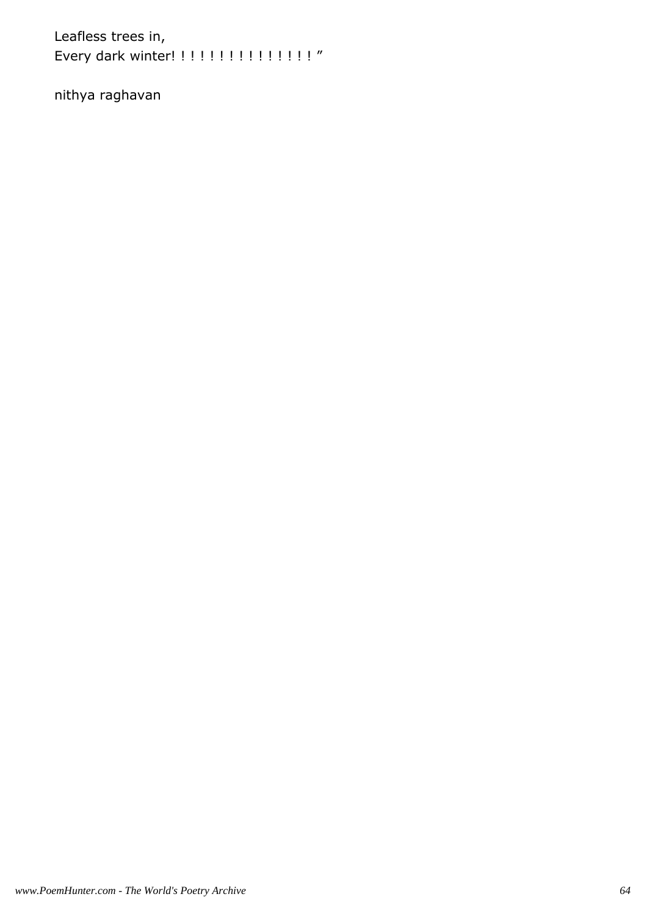Leafless trees in,
Every dark winter! ! ! ! ! ! ! ! ! ! ! ! ! ! ! ! "

nithya raghavan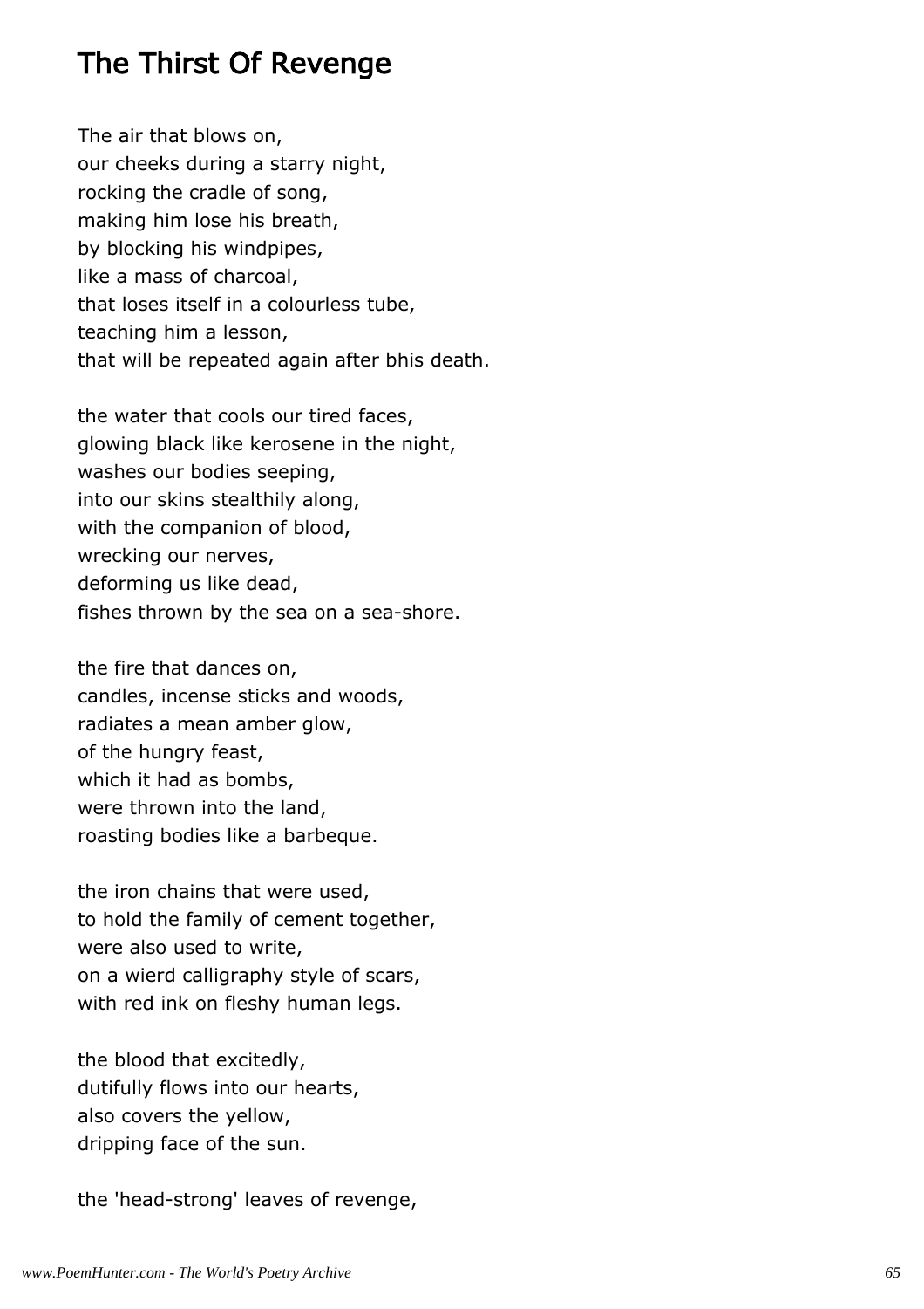## The Thirst Of Revenge

The air that blows on,
our cheeks during a starry night,
rocking the cradle of song,
making him lose his breath,
by blocking his windpipes,
like a mass of charcoal,
that loses itself in a colourless tube,
teaching him a lesson,
that will be repeated again after bhis death.

the water that cools our tired faces,
glowing black like kerosene in the night,
washes our bodies seeping,
into our skins stealthily along,
with the companion of blood,
wrecking our nerves,
deforming us like dead,
fishes thrown by the sea on a sea-shore.

the fire that dances on,
candles, incense sticks and woods,
radiates a mean amber glow,
of the hungry feast,
which it had as bombs,
were thrown into the land,
roasting bodies like a barbeque.

the iron chains that were used,
to hold the family of cement together,
were also used to write,
on a wierd calligraphy style of scars,
with red ink on fleshy human legs.

the blood that excitedly,
dutifully flows into our hearts,
also covers the yellow,
dripping face of the sun.

the 'head-strong' leaves of revenge,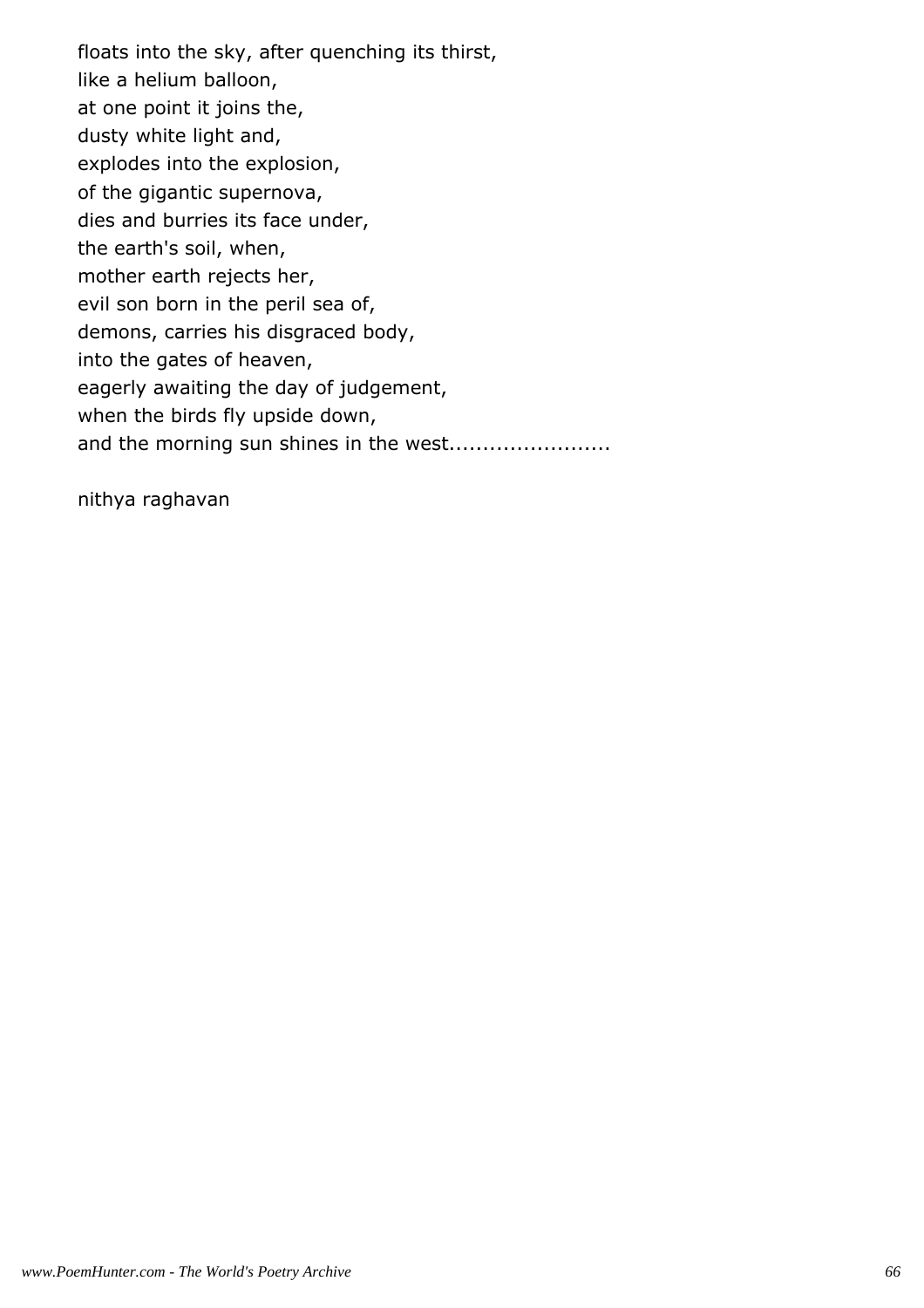floats into the sky, after quenching its thirst,
like a helium balloon,
at one point it joins the,
dusty white light and,
explodes into the explosion,
of the gigantic supernova,
dies and burries its face under,
the earth's soil, when,
mother earth rejects her,
evil son born in the peril sea of,
demons, carries his disgraced body,
into the gates of heaven,
eagerly awaiting the day of judgement,
when the birds fly upside down,
and the morning sun shines in the west........................

nithya raghavan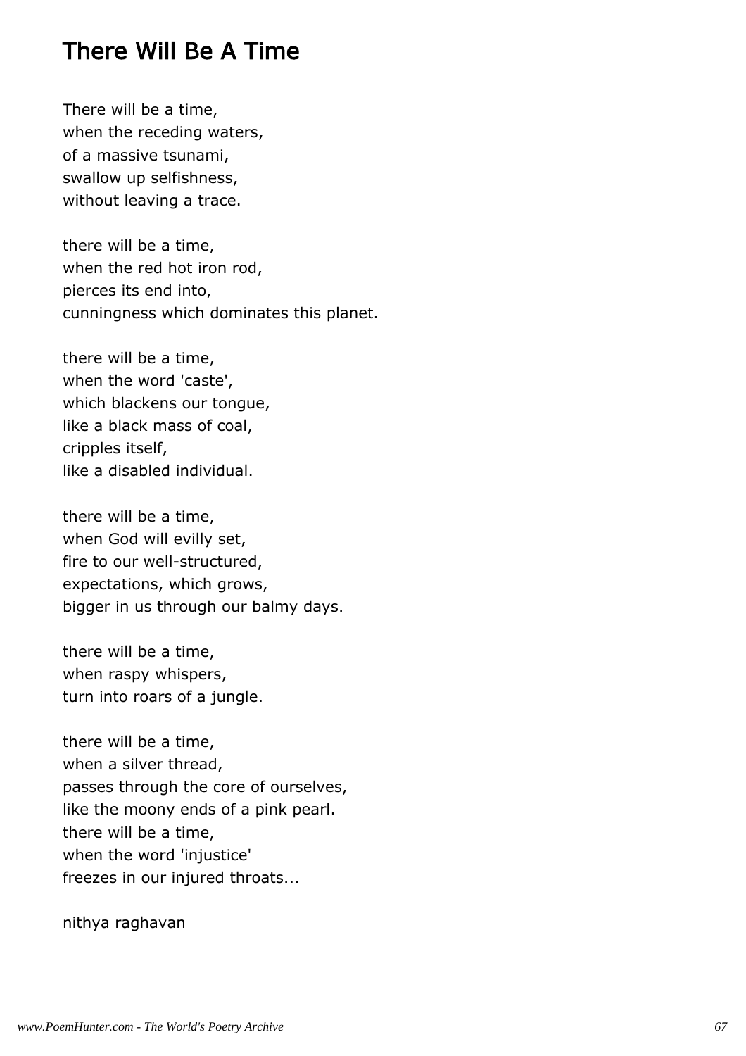# There Will Be A Time

There will be a time,  
when the receding waters,  
of a massive tsunami,  
swallow up selfishness,  
without leaving a trace.

there will be a time,  
when the red hot iron rod,  
pierces its end into,  
cunningness which dominates this planet.

there will be a time,  
when the word 'caste',  
which blackens our tongue,  
like a black mass of coal,  
cripples itself,  
like a disabled individual.

there will be a time,  
when God will evilly set,  
fire to our well-structured,  
expectations, which grows,  
bigger in us through our balmy days.

there will be a time,  
when raspy whispers,  
turn into roars of a jungle.

there will be a time,  
when a silver thread,  
passes through the core of ourselves,  
like the moony ends of a pink pearl.  
there will be a time,  
when the word 'injustice'  
freezes in our injured throats...

nithya raghavan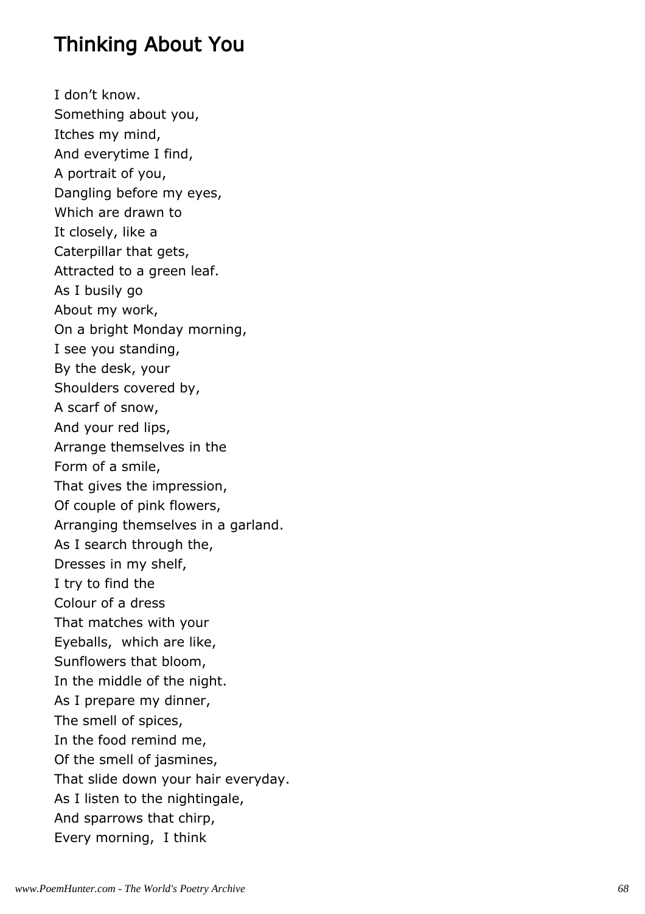# Thinking About You

I don't know.  
Something about you,  
Itches my mind,  
And everytime I find,  
A portrait of you,  
Dangling before my eyes,  
Which are drawn to  
It closely, like a  
Caterpillar that gets,  
Attracted to a green leaf.  
As I busily go  
About my work,  
On a bright Monday morning,  
I see you standing,  
By the desk, your  
Shoulders covered by,  
A scarf of snow,  
And your red lips,  
Arrange themselves in the  
Form of a smile,  
That gives the impression,  
Of couple of pink flowers,  
Arranging themselves in a garland.  
As I search through the,  
Dresses in my shelf,  
I try to find the  
Colour of a dress  
That matches with your  
Eyeballs,  which are like,  
Sunflowers that bloom,  
In the middle of the night.  
As I prepare my dinner,  
The smell of spices,  
In the food remind me,  
Of the smell of jasmines,  
That slide down your hair everyday.  
As I listen to the nightingale,  
And sparrows that chirp,  
Every morning,  I think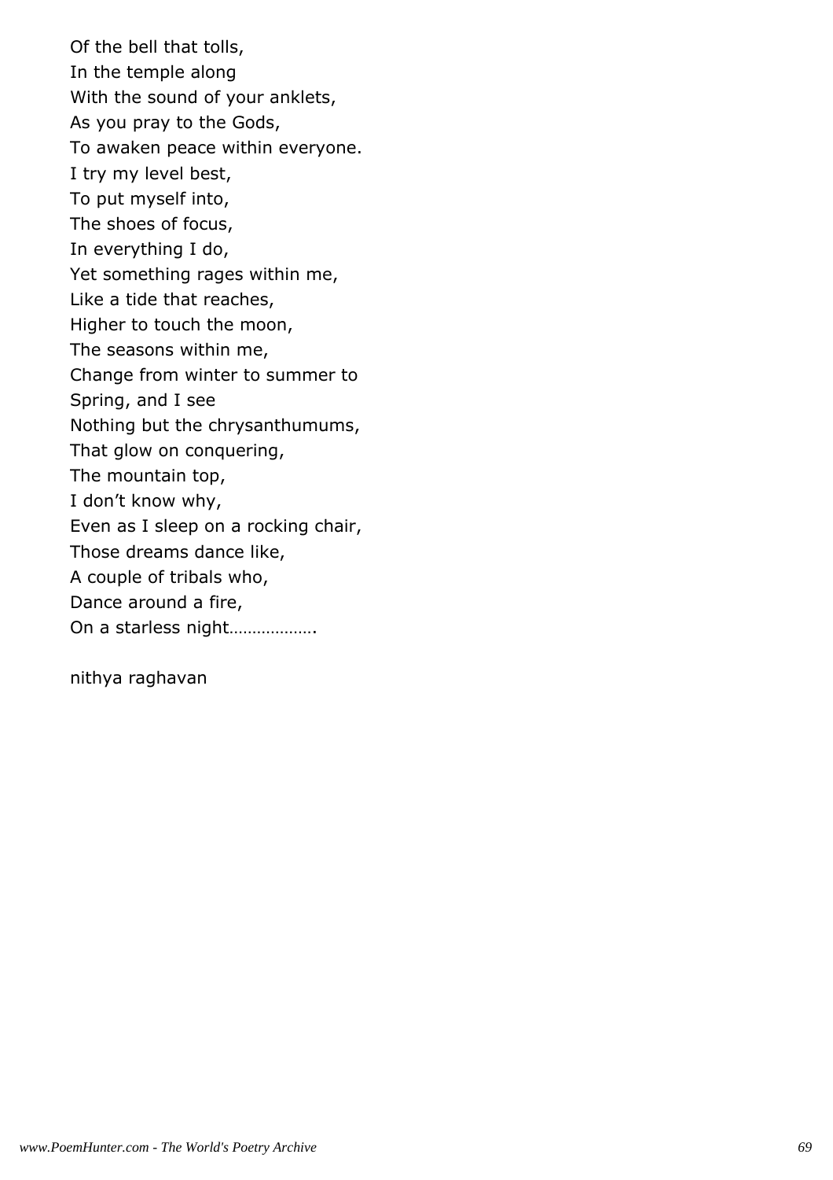Of the bell that tolls,  
In the temple along  
With the sound of your anklets,  
As you pray to the Gods,  
To awaken peace within everyone.  
I try my level best,  
To put myself into,  
The shoes of focus,  
In everything I do,  
Yet something rages within me,  
Like a tide that reaches,  
Higher to touch the moon,  
The seasons within me,  
Change from winter to summer to  
Spring, and I see  
Nothing but the chrysanthumums,  
That glow on conquering,  
The mountain top,  
I don't know why,  
Even as I sleep on a rocking chair,  
Those dreams dance like,  
A couple of tribals who,  
Dance around a fire,  
On a starless night……………….

nithya raghavan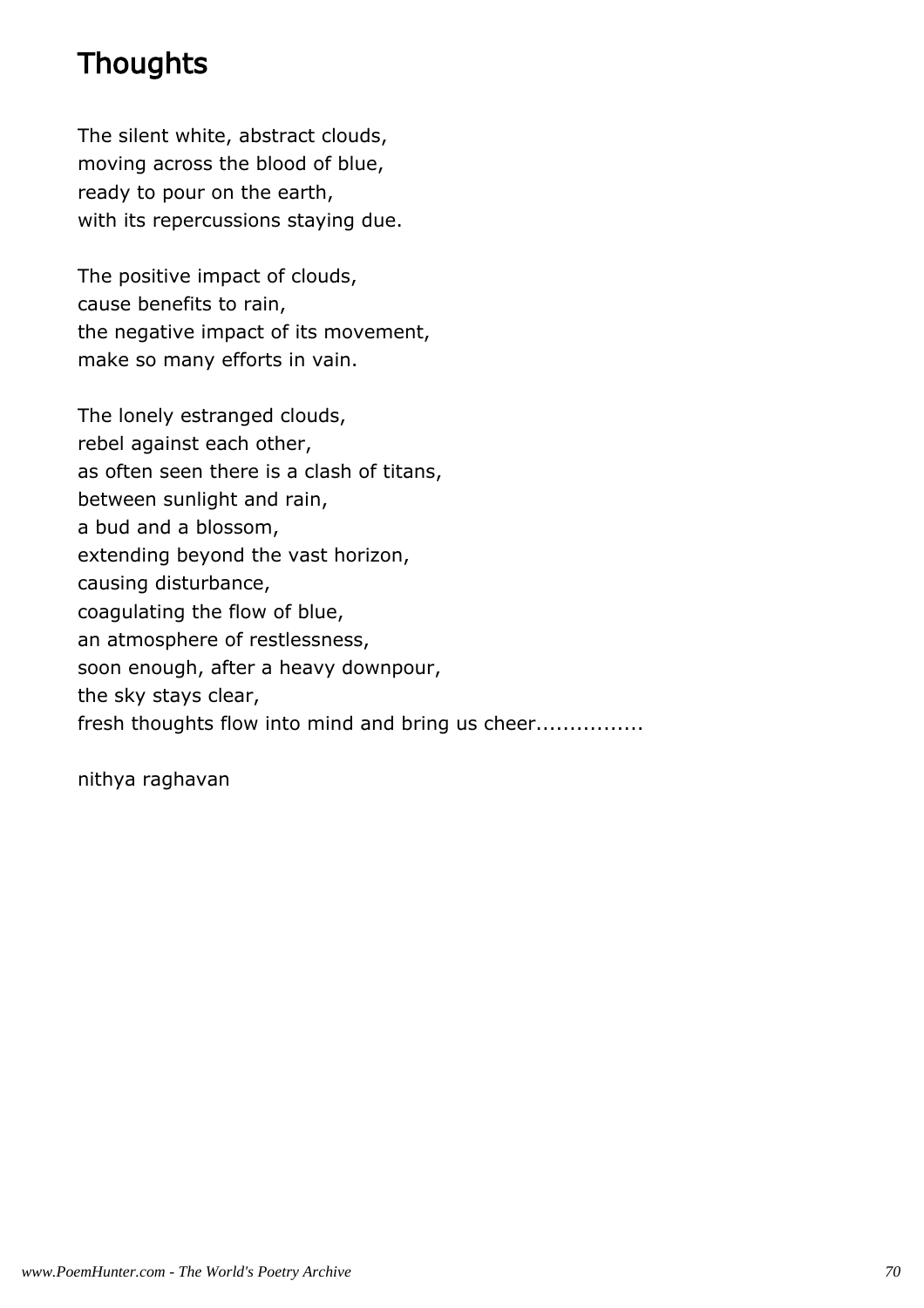# Thoughts

The silent white, abstract clouds,
moving across the blood of blue,
ready to pour on the earth,
with its repercussions staying due.

The positive impact of clouds,
cause benefits to rain,
the negative impact of its movement,
make so many efforts in vain.

The lonely estranged clouds,
rebel against each other,
as often seen there is a clash of titans,
between sunlight and rain,
a bud and a blossom,
extending beyond the vast horizon,
causing disturbance,
coagulating the flow of blue,
an atmosphere of restlessness,
soon enough, after a heavy downpour,
the sky stays clear,
fresh thoughts flow into mind and bring us cheer................

nithya raghavan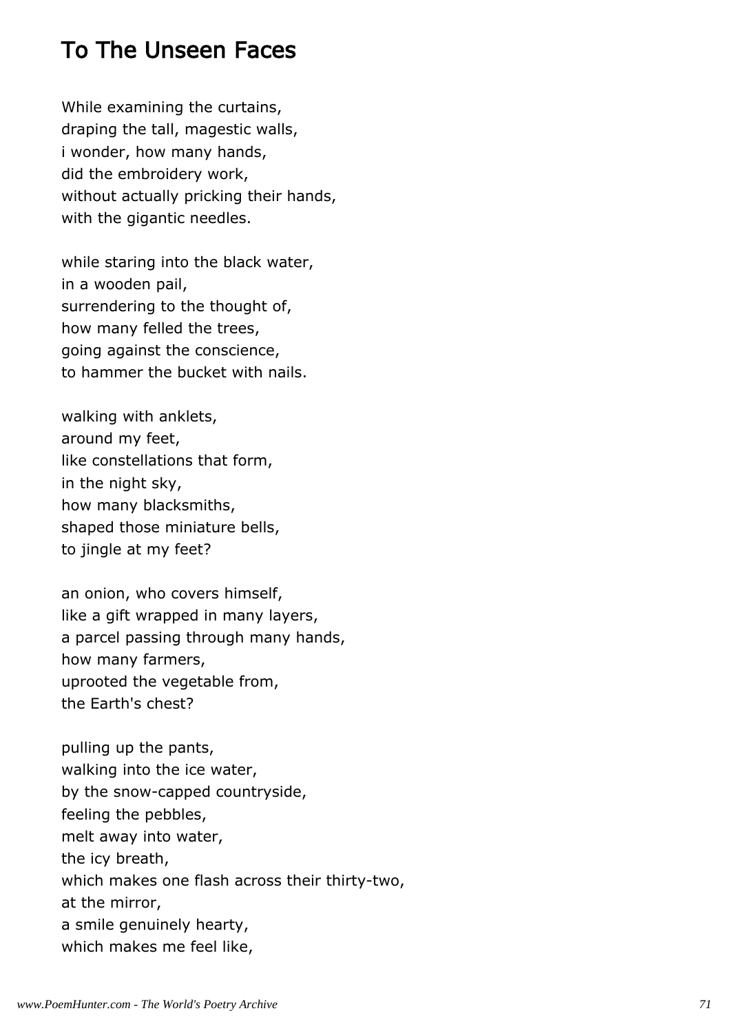# To The Unseen Faces

While examining the curtains,  
draping the tall, magestic walls,  
i wonder, how many hands,  
did the embroidery work,  
without actually pricking their hands,  
with the gigantic needles.

while staring into the black water,  
in a wooden pail,  
surrendering to the thought of,  
how many felled the trees,  
going against the conscience,  
to hammer the bucket with nails.

walking with anklets,  
around my feet,  
like constellations that form,  
in the night sky,  
how many blacksmiths,  
shaped those miniature bells,  
to jingle at my feet?

an onion, who covers himself,  
like a gift wrapped in many layers,  
a parcel passing through many hands,  
how many farmers,  
uprooted the vegetable from,  
the Earth's chest?

pulling up the pants,  
walking into the ice water,  
by the snow-capped countryside,  
feeling the pebbles,  
melt away into water,  
the icy breath,  
which makes one flash across their thirty-two,  
at the mirror,  
a smile genuinely hearty,  
which makes me feel like,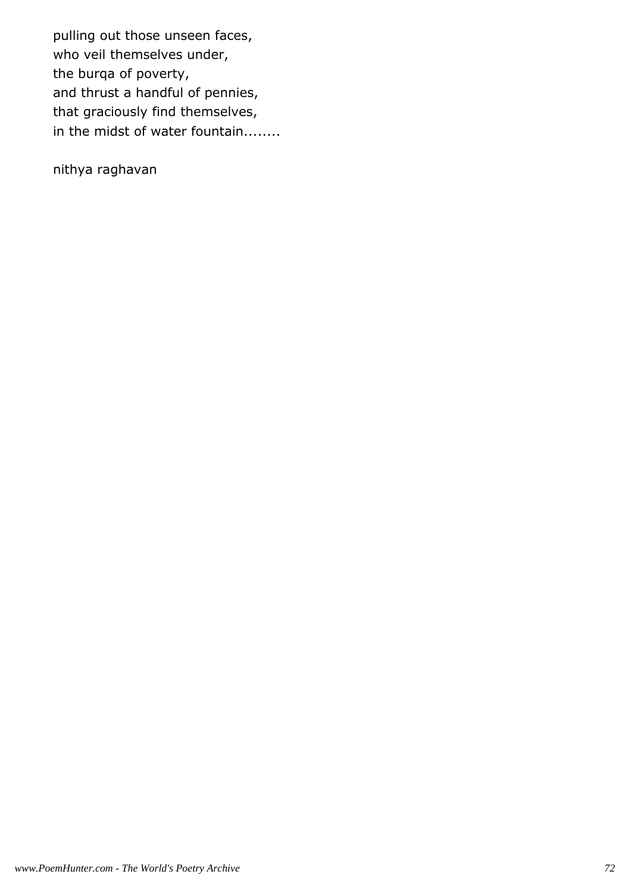pulling out those unseen faces,  
who veil themselves under,  
the burqa of poverty,  
and thrust a handful of pennies,  
that graciously find themselves,  
in the midst of water fountain........

nithya raghavan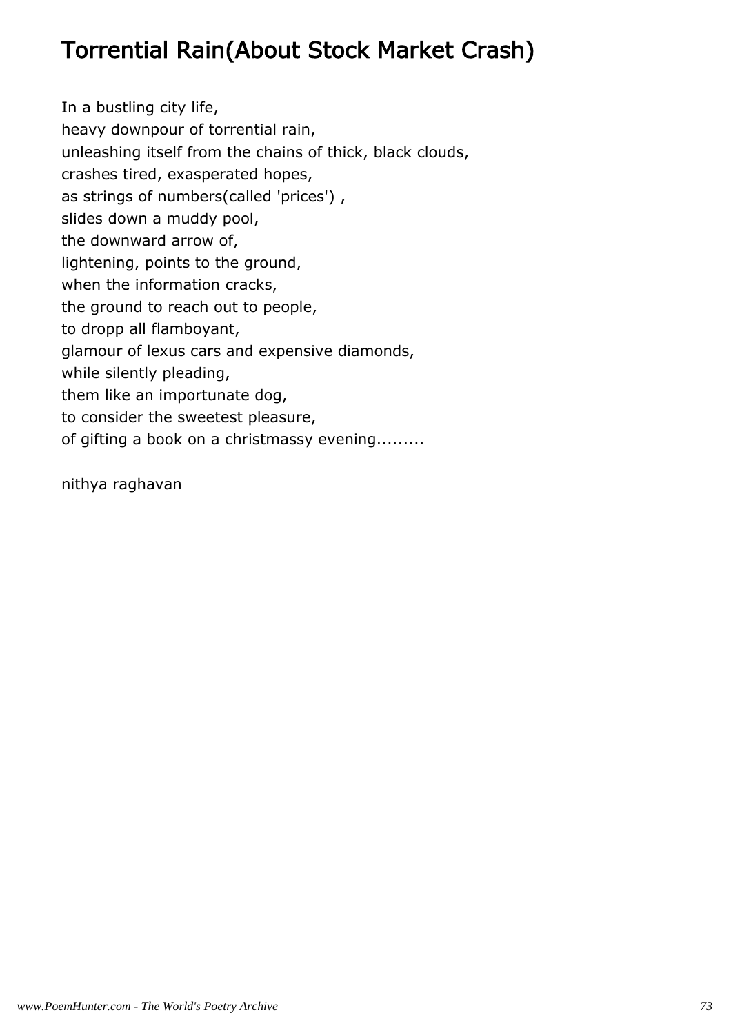# Torrential Rain(About Stock Market Crash)

In a bustling city life,
heavy downpour of torrential rain,
unleashing itself from the chains of thick, black clouds,
crashes tired, exasperated hopes,
as strings of numbers(called 'prices') ,
slides down a muddy pool,
the downward arrow of,
lightening, points to the ground,
when the information cracks,
the ground to reach out to people,
to dropp all flamboyant,
glamour of lexus cars and expensive diamonds,
while silently pleading,
them like an importunate dog,
to consider the sweetest pleasure,
of gifting a book on a christmassy evening.........

nithya raghavan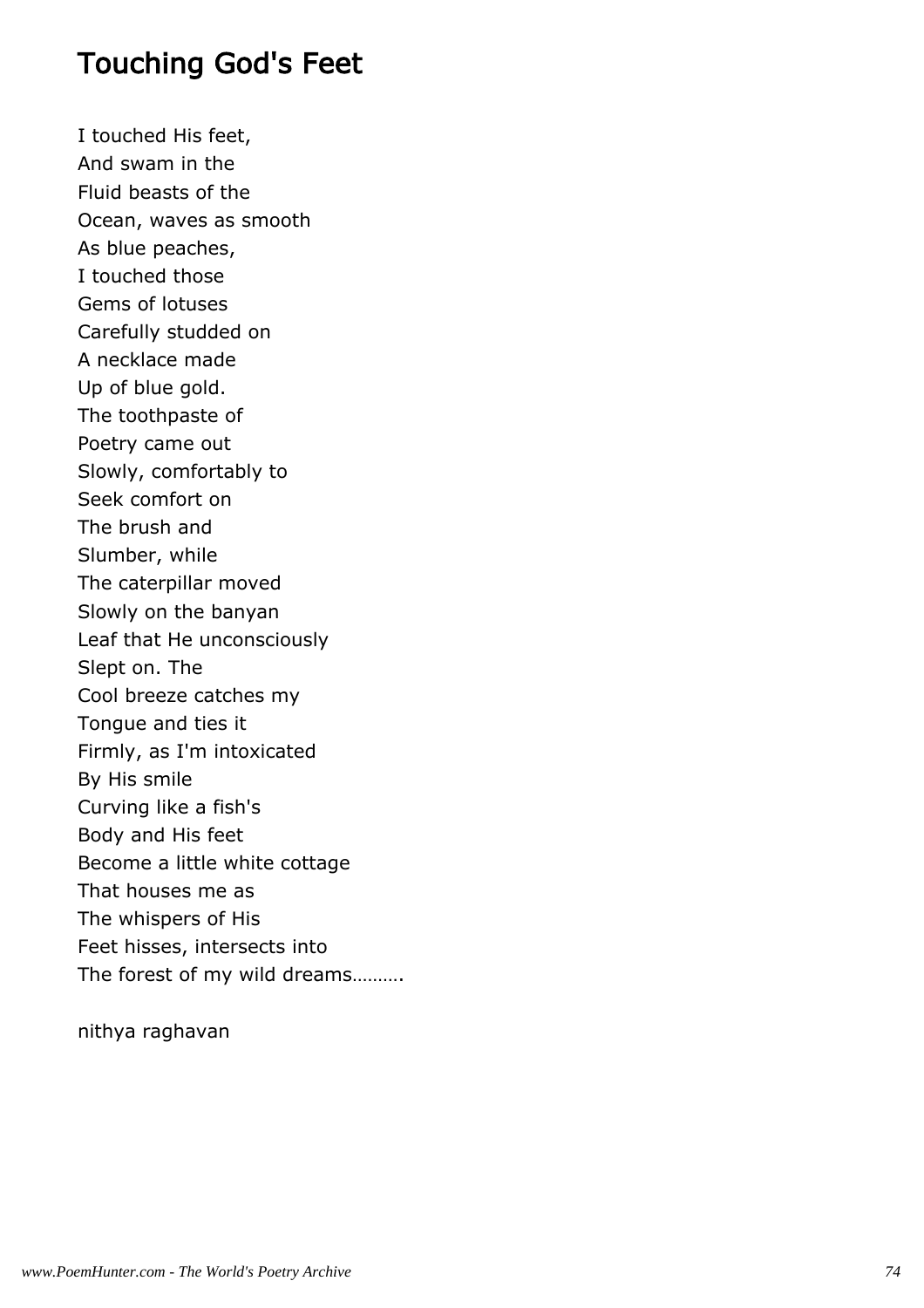# Touching God's Feet

I touched His feet,  
And swam in the  
Fluid beasts of the  
Ocean, waves as smooth  
As blue peaches,  
I touched those  
Gems of lotuses  
Carefully studded on  
A necklace made  
Up of blue gold.  
The toothpaste of  
Poetry came out  
Slowly, comfortably to  
Seek comfort on  
The brush and  
Slumber, while  
The caterpillar moved  
Slowly on the banyan  
Leaf that He unconsciously  
Slept on. The  
Cool breeze catches my  
Tongue and ties it  
Firmly, as I'm intoxicated  
By His smile  
Curving like a fish's  
Body and His feet  
Become a little white cottage  
That houses me as  
The whispers of His  
Feet hisses, intersects into  
The forest of my wild dreams……….

nithya raghavan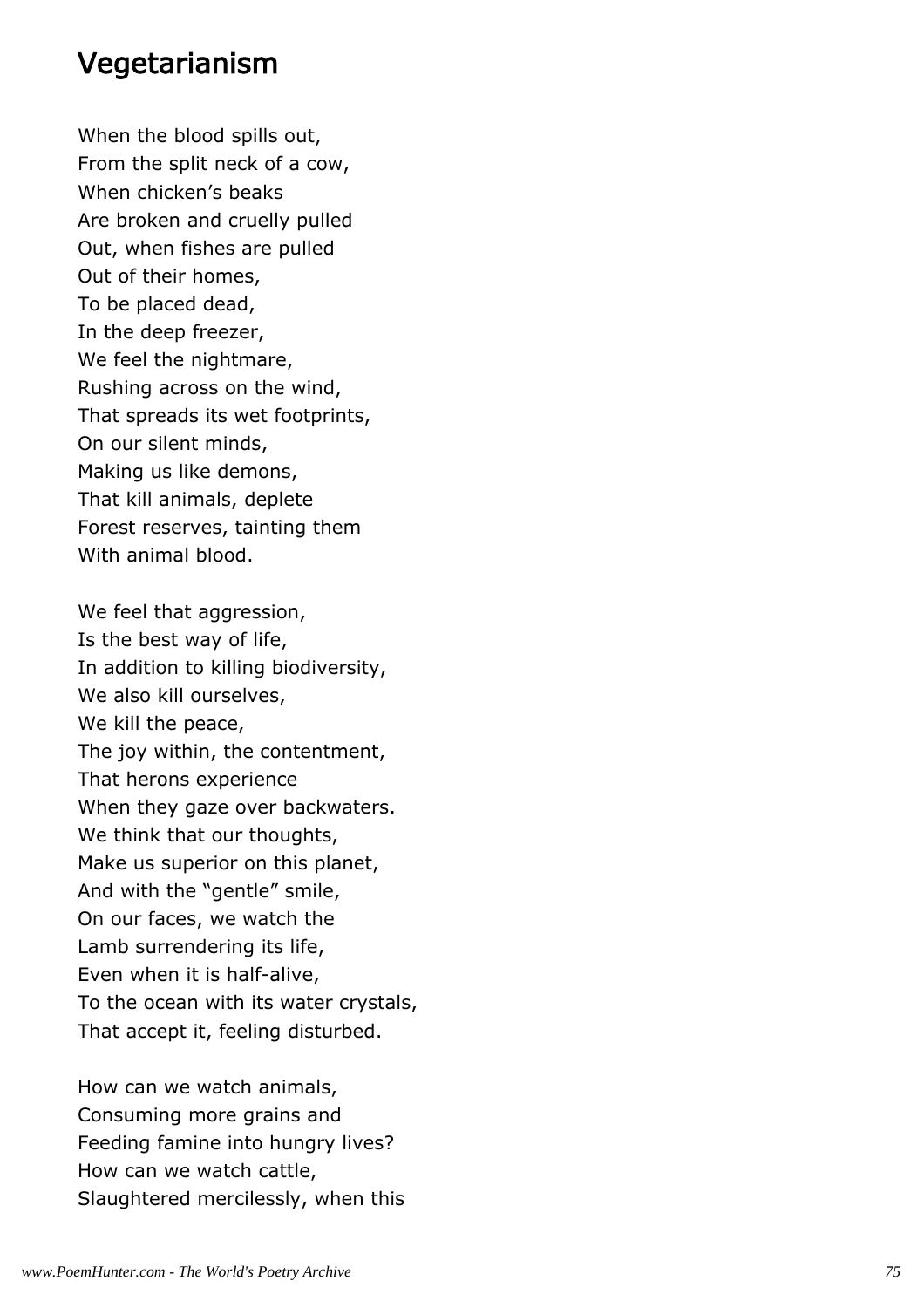## Vegetarianism

When the blood spills out,  
From the split neck of a cow,  
When chicken's beaks  
Are broken and cruelly pulled  
Out, when fishes are pulled  
Out of their homes,  
To be placed dead,  
In the deep freezer,  
We feel the nightmare,  
Rushing across on the wind,  
That spreads its wet footprints,  
On our silent minds,  
Making us like demons,  
That kill animals, deplete  
Forest reserves, tainting them  
With animal blood.

We feel that aggression,  
Is the best way of life,  
In addition to killing biodiversity,  
We also kill ourselves,  
We kill the peace,  
The joy within, the contentment,  
That herons experience  
When they gaze over backwaters.  
We think that our thoughts,  
Make us superior on this planet,  
And with the "gentle" smile,  
On our faces, we watch the  
Lamb surrendering its life,  
Even when it is half-alive,  
To the ocean with its water crystals,  
That accept it, feeling disturbed.

How can we watch animals,  
Consuming more grains and  
Feeding famine into hungry lives?  
How can we watch cattle,  
Slaughtered mercilessly, when this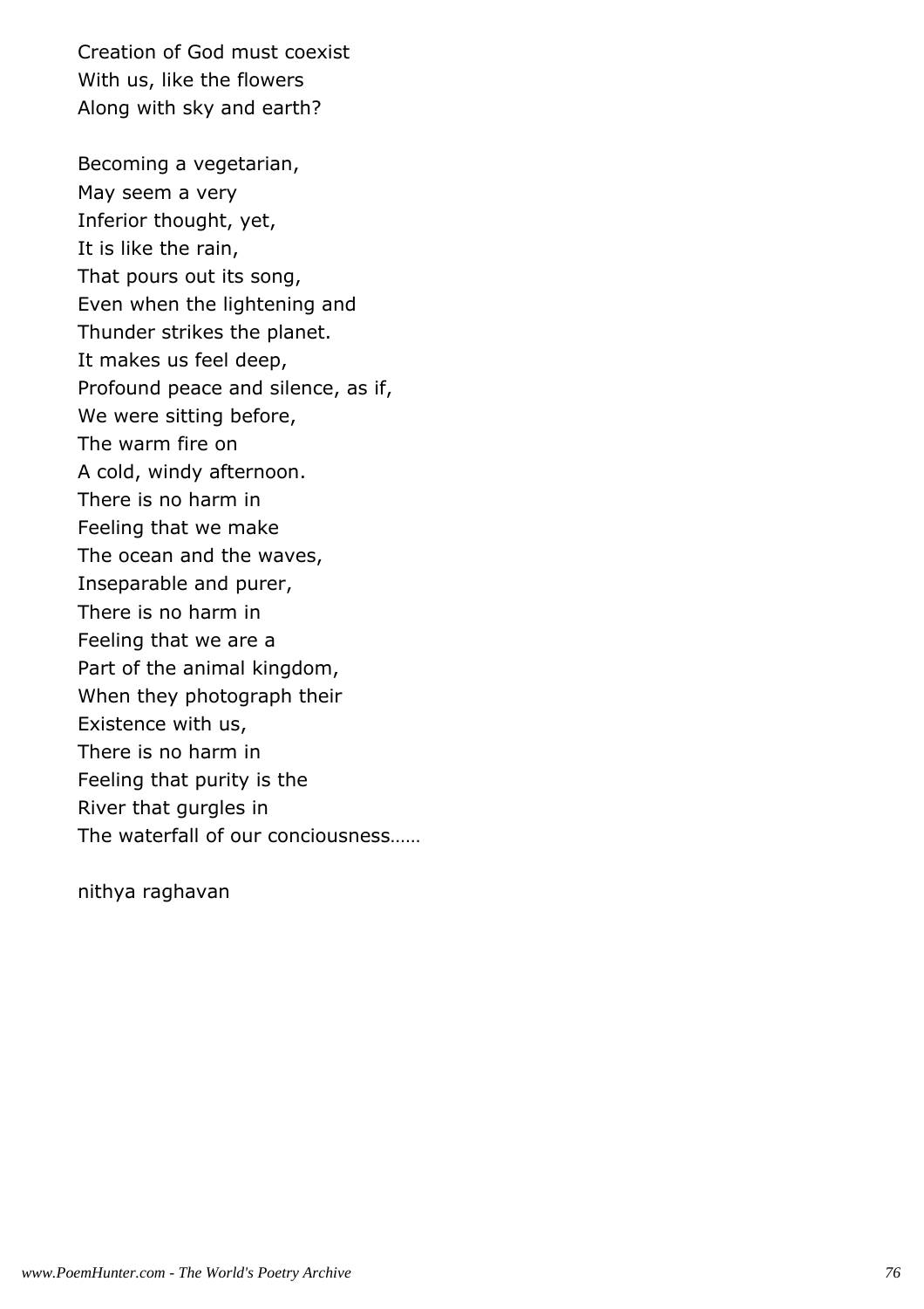Creation of God must coexist
With us, like the flowers
Along with sky and earth?

Becoming a vegetarian,
May seem a very
Inferior thought, yet,
It is like the rain,
That pours out its song,
Even when the lightening and
Thunder strikes the planet.
It makes us feel deep,
Profound peace and silence, as if,
We were sitting before,
The warm fire on
A cold, windy afternoon.
There is no harm in
Feeling that we make
The ocean and the waves,
Inseparable and purer,
There is no harm in
Feeling that we are a
Part of the animal kingdom,
When they photograph their
Existence with us,
There is no harm in
Feeling that purity is the
River that gurgles in
The waterfall of our conciousness……

nithya raghavan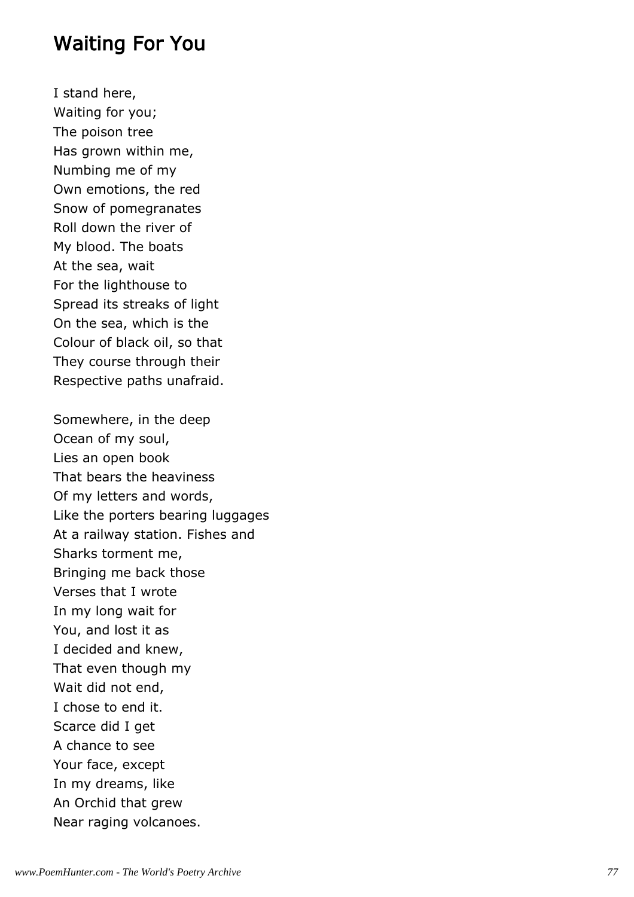## Waiting For You

I stand here,  
Waiting for you;  
The poison tree  
Has grown within me,  
Numbing me of my  
Own emotions, the red  
Snow of pomegranates  
Roll down the river of  
My blood. The boats  
At the sea, wait  
For the lighthouse to  
Spread its streaks of light  
On the sea, which is the  
Colour of black oil, so that  
They course through their  
Respective paths unafraid.

Somewhere, in the deep  
Ocean of my soul,  
Lies an open book  
That bears the heaviness  
Of my letters and words,  
Like the porters bearing luggages  
At a railway station. Fishes and  
Sharks torment me,  
Bringing me back those  
Verses that I wrote  
In my long wait for  
You, and lost it as  
I decided and knew,  
That even though my  
Wait did not end,  
I chose to end it.  
Scarce did I get  
A chance to see  
Your face, except  
In my dreams, like  
An Orchid that grew  
Near raging volcanoes.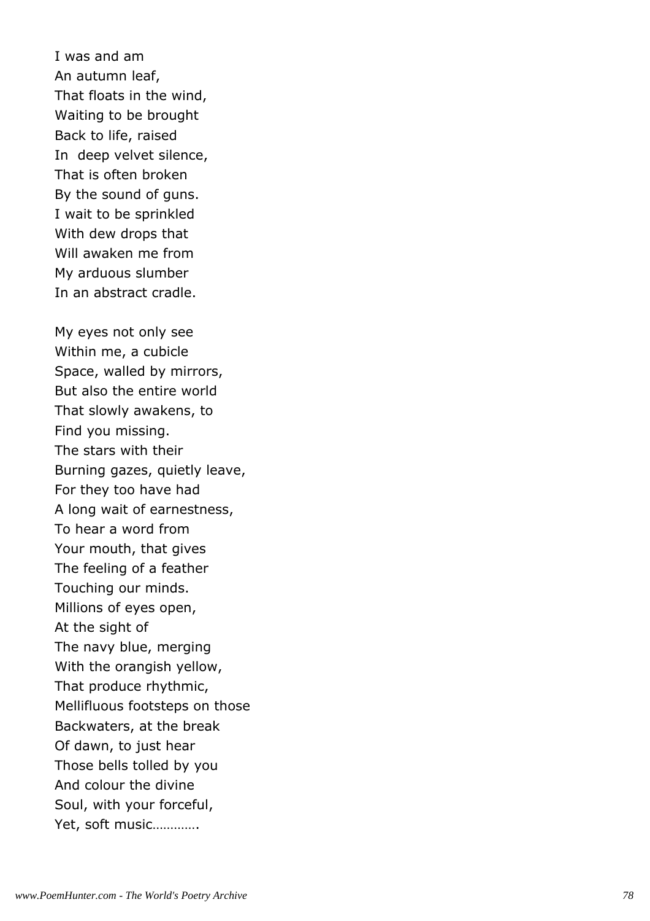I was and am  
An autumn leaf,  
That floats in the wind,  
Waiting to be brought  
Back to life, raised  
In deep velvet silence,  
That is often broken  
By the sound of guns.  
I wait to be sprinkled  
With dew drops that  
Will awaken me from  
My arduous slumber  
In an abstract cradle.

My eyes not only see  
Within me, a cubicle  
Space, walled by mirrors,  
But also the entire world  
That slowly awakens, to  
Find you missing.  
The stars with their  
Burning gazes, quietly leave,  
For they too have had  
A long wait of earnestness,  
To hear a word from  
Your mouth, that gives  
The feeling of a feather  
Touching our minds.  
Millions of eyes open,  
At the sight of  
The navy blue, merging  
With the orangish yellow,  
That produce rhythmic,  
Mellifluous footsteps on those  
Backwaters, at the break  
Of dawn, to just hear  
Those bells tolled by you  
And colour the divine  
Soul, with your forceful,  
Yet, soft music………….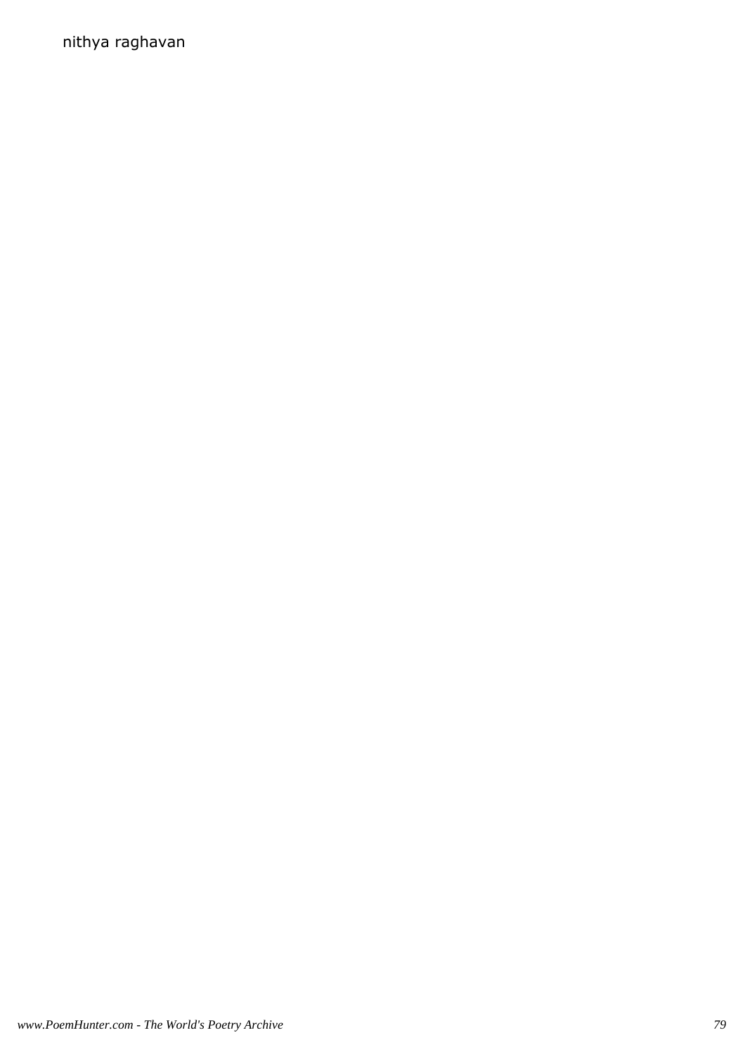nithya raghavan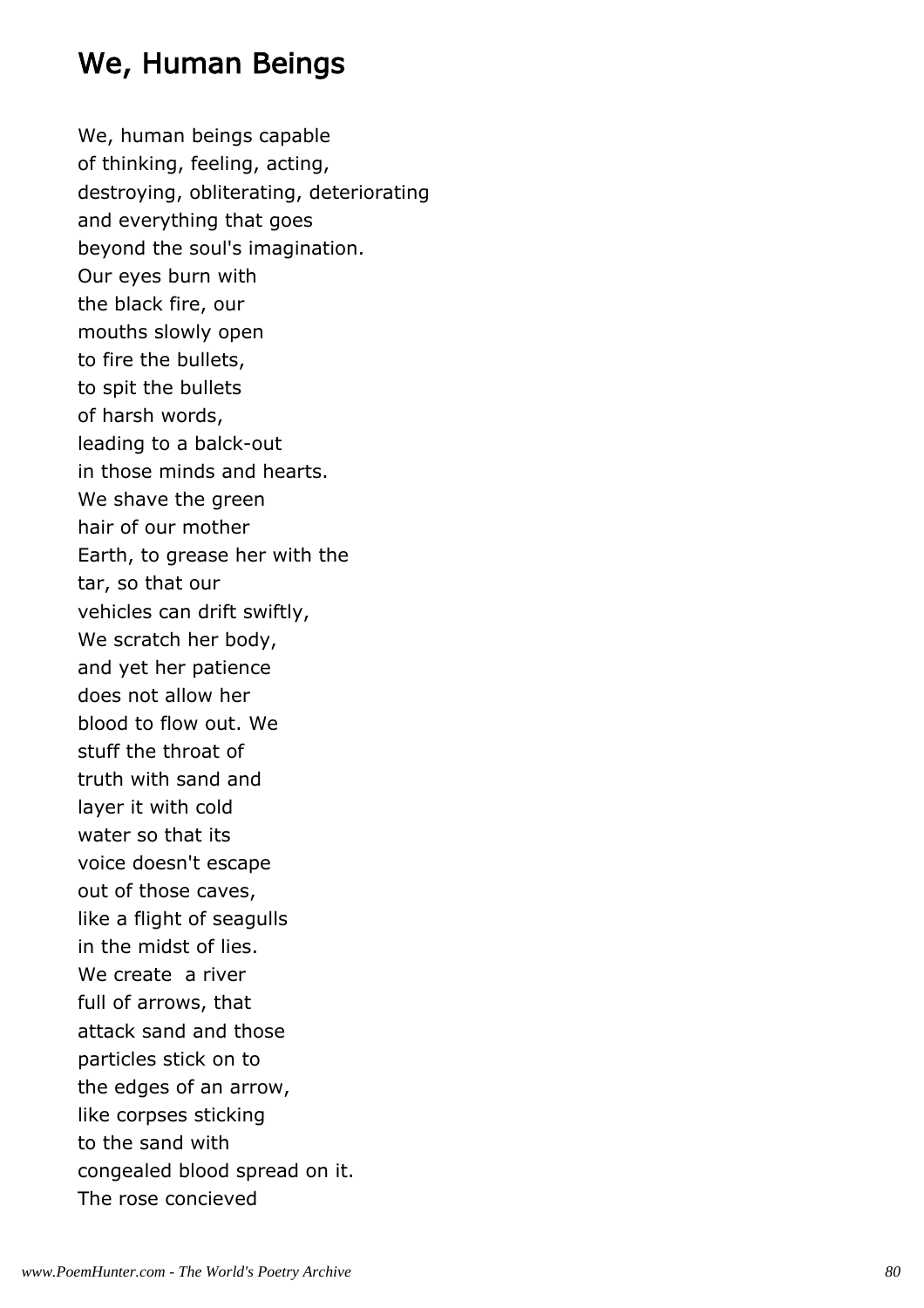## We, Human Beings

We, human beings capable  
of thinking, feeling, acting,  
destroying, obliterating, deteriorating  
and everything that goes  
beyond the soul's imagination.  
Our eyes burn with  
the black fire, our  
mouths slowly open  
to fire the bullets,  
to spit the bullets  
of harsh words,  
leading to a balck-out  
in those minds and hearts.  
We shave the green  
hair of our mother  
Earth, to grease her with the  
tar, so that our  
vehicles can drift swiftly,  
We scratch her body,  
and yet her patience  
does not allow her  
blood to flow out. We  
stuff the throat of  
truth with sand and  
layer it with cold  
water so that its  
voice doesn't escape  
out of those caves,  
like a flight of seagulls  
in the midst of lies.  
We create  a river  
full of arrows, that  
attack sand and those  
particles stick on to  
the edges of an arrow,  
like corpses sticking  
to the sand with  
congealed blood spread on it.  
The rose concieved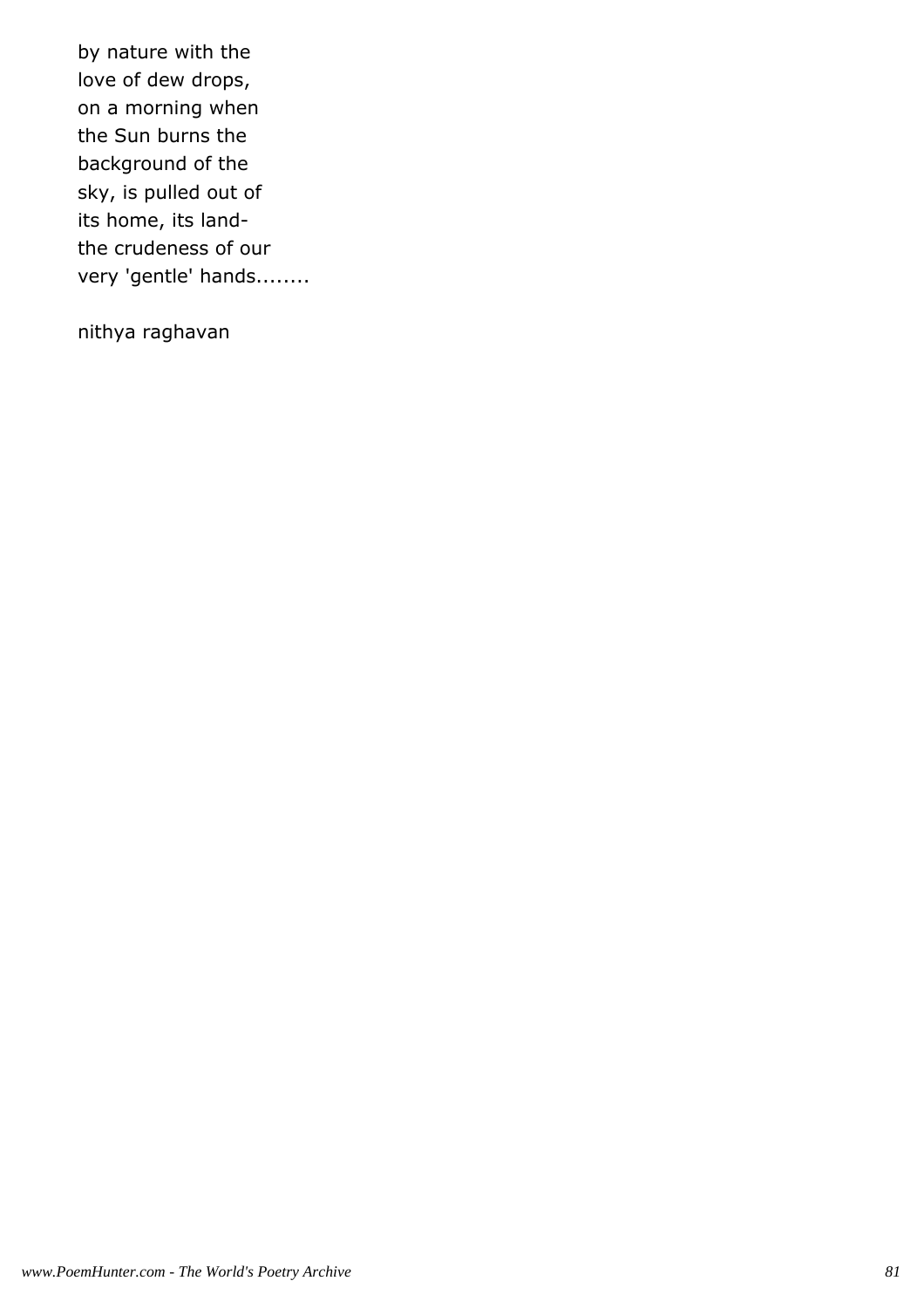by nature with the  
love of dew drops,  
on a morning when  
the Sun burns the  
background of the  
sky, is pulled out of  
its home, its land-  
the crudeness of our  
very 'gentle' hands........

nithya raghavan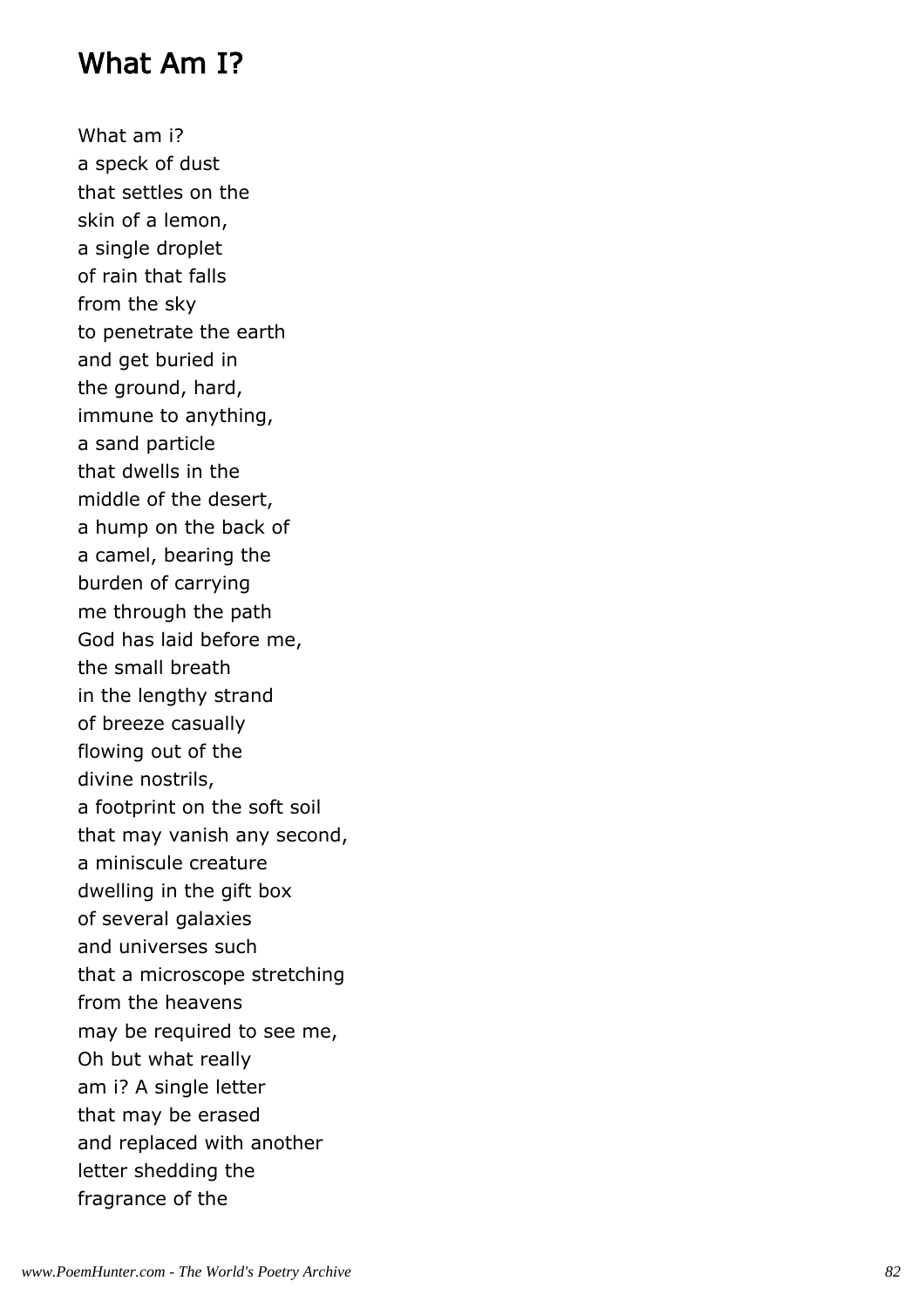## What Am I?

What am i?  
a speck of dust  
that settles on the  
skin of a lemon,  
a single droplet  
of rain that falls  
from the sky  
to penetrate the earth  
and get buried in  
the ground, hard,  
immune to anything,  
a sand particle  
that dwells in the  
middle of the desert,  
a hump on the back of  
a camel, bearing the  
burden of carrying  
me through the path  
God has laid before me,  
the small breath  
in the lengthy strand  
of breeze casually  
flowing out of the  
divine nostrils,  
a footprint on the soft soil  
that may vanish any second,  
a miniscule creature  
dwelling in the gift box  
of several galaxies  
and universes such  
that a microscope stretching  
from the heavens  
may be required to see me,  
Oh but what really  
am i? A single letter  
that may be erased  
and replaced with another  
letter shedding the  
fragrance of the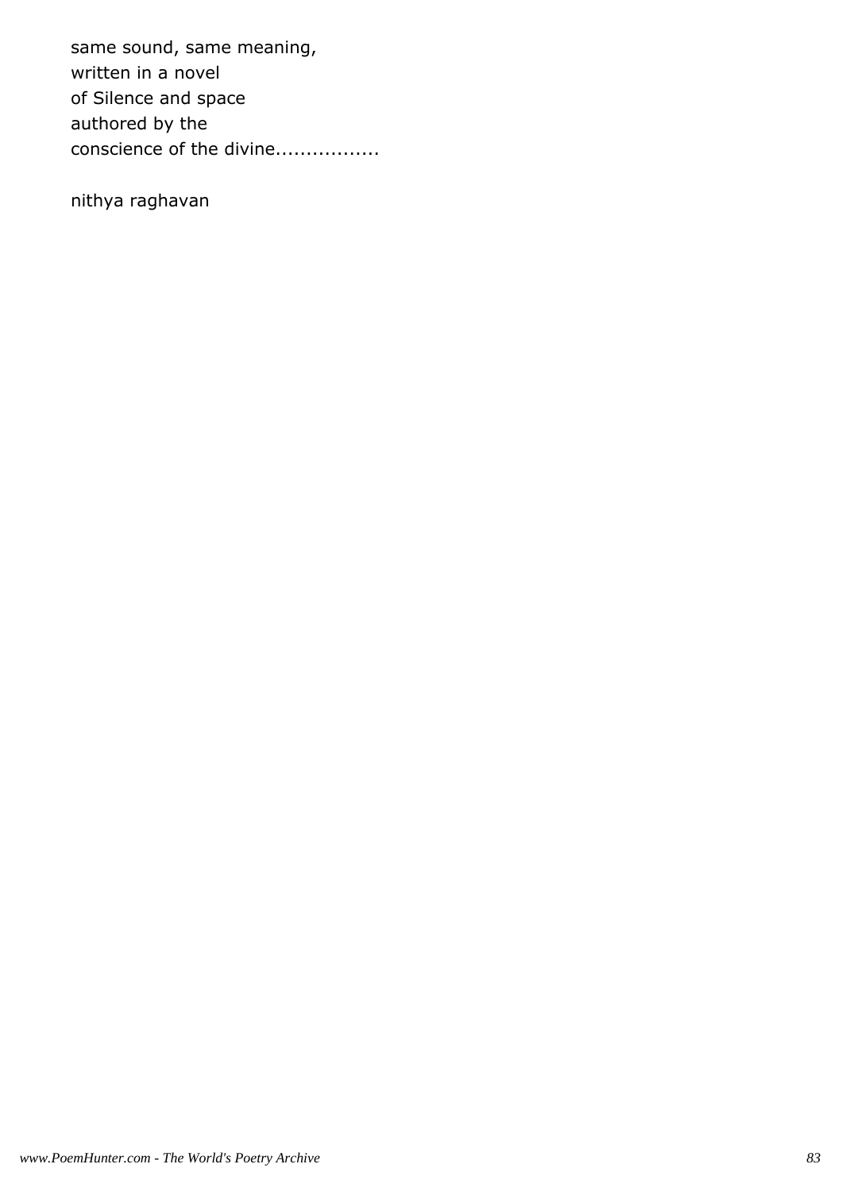same sound, same meaning,  
written in a novel  
of Silence and space  
authored by the  
conscience of the divine.................

nithya raghavan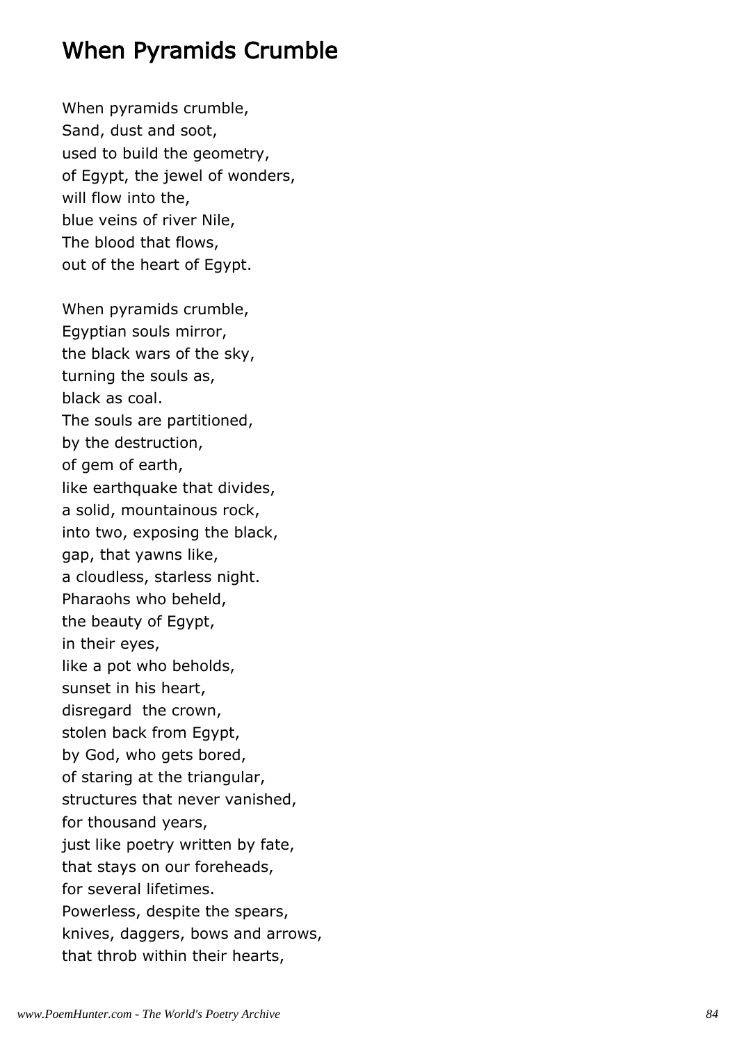## When Pyramids Crumble

When pyramids crumble,
Sand, dust and soot,
used to build the geometry,
of Egypt, the jewel of wonders,
will flow into the,
blue veins of river Nile,
The blood that flows,
out of the heart of Egypt.

When pyramids crumble,
Egyptian souls mirror,
the black wars of the sky,
turning the souls as,
black as coal.
The souls are partitioned,
by the destruction,
of gem of earth,
like earthquake that divides,
a solid, mountainous rock,
into two, exposing the black,
gap, that yawns like,
a cloudless, starless night.
Pharaohs who beheld,
the beauty of Egypt,
in their eyes,
like a pot who beholds,
sunset in his heart,
disregard  the crown,
stolen back from Egypt,
by God, who gets bored,
of staring at the triangular,
structures that never vanished,
for thousand years,
just like poetry written by fate,
that stays on our foreheads,
for several lifetimes.
Powerless, despite the spears,
knives, daggers, bows and arrows,
that throb within their hearts,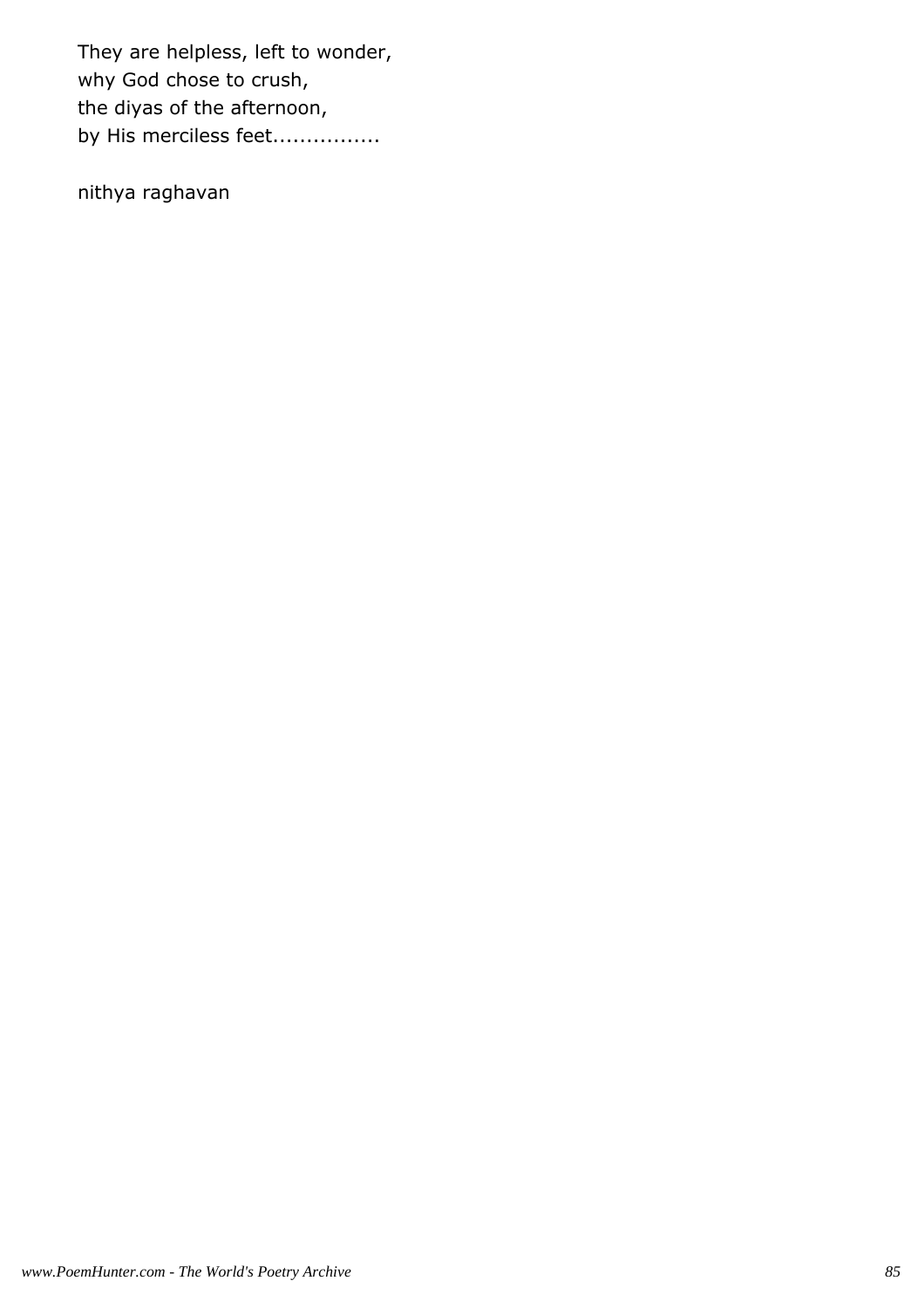They are helpless, left to wonder,  
why God chose to crush,  
the diyas of the afternoon,  
by His merciless feet................

nithya raghavan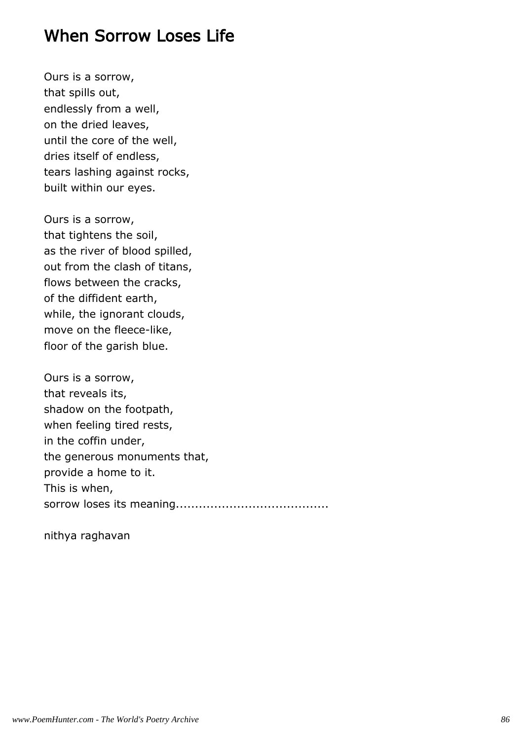# When Sorrow Loses Life

Ours is a sorrow,
that spills out,
endlessly from a well,
on the dried leaves,
until the core of the well,
dries itself of endless,
tears lashing against rocks,
built within our eyes.

Ours is a sorrow,
that tightens the soil,
as the river of blood spilled,
out from the clash of titans,
flows between the cracks,
of the diffident earth,
while, the ignorant clouds,
move on the fleece-like,
floor of the garish blue.

Ours is a sorrow,
that reveals its,
shadow on the footpath,
when feeling tired rests,
in the coffin under,
the generous monuments that,
provide a home to it.
This is when,
sorrow loses its meaning.......................................

nithya raghavan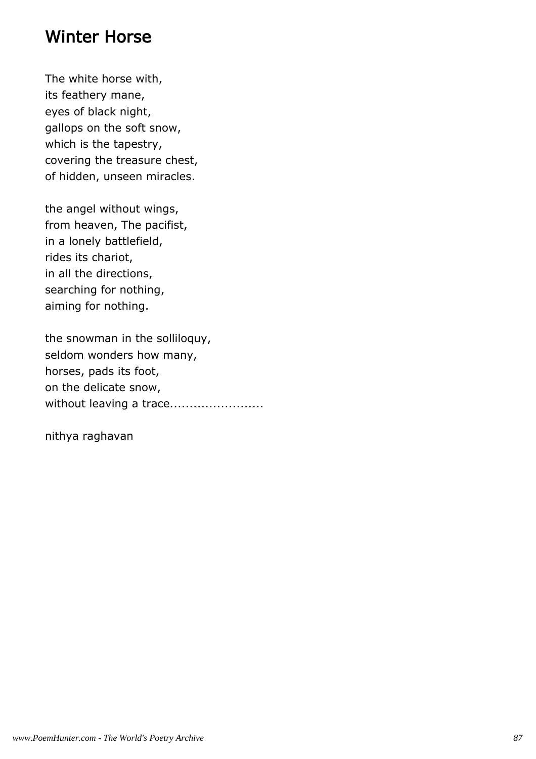# Winter Horse

The white horse with,  
its feathery mane,  
eyes of black night,  
gallops on the soft snow,  
which is the tapestry,  
covering the treasure chest,  
of hidden, unseen miracles.

the angel without wings,  
from heaven, The pacifist,  
in a lonely battlefield,  
rides its chariot,  
in all the directions,  
searching for nothing,  
aiming for nothing.

the snowman in the solliloquy,  
seldom wonders how many,  
horses, pads its foot,  
on the delicate snow,  
without leaving a trace........................

nithya raghavan